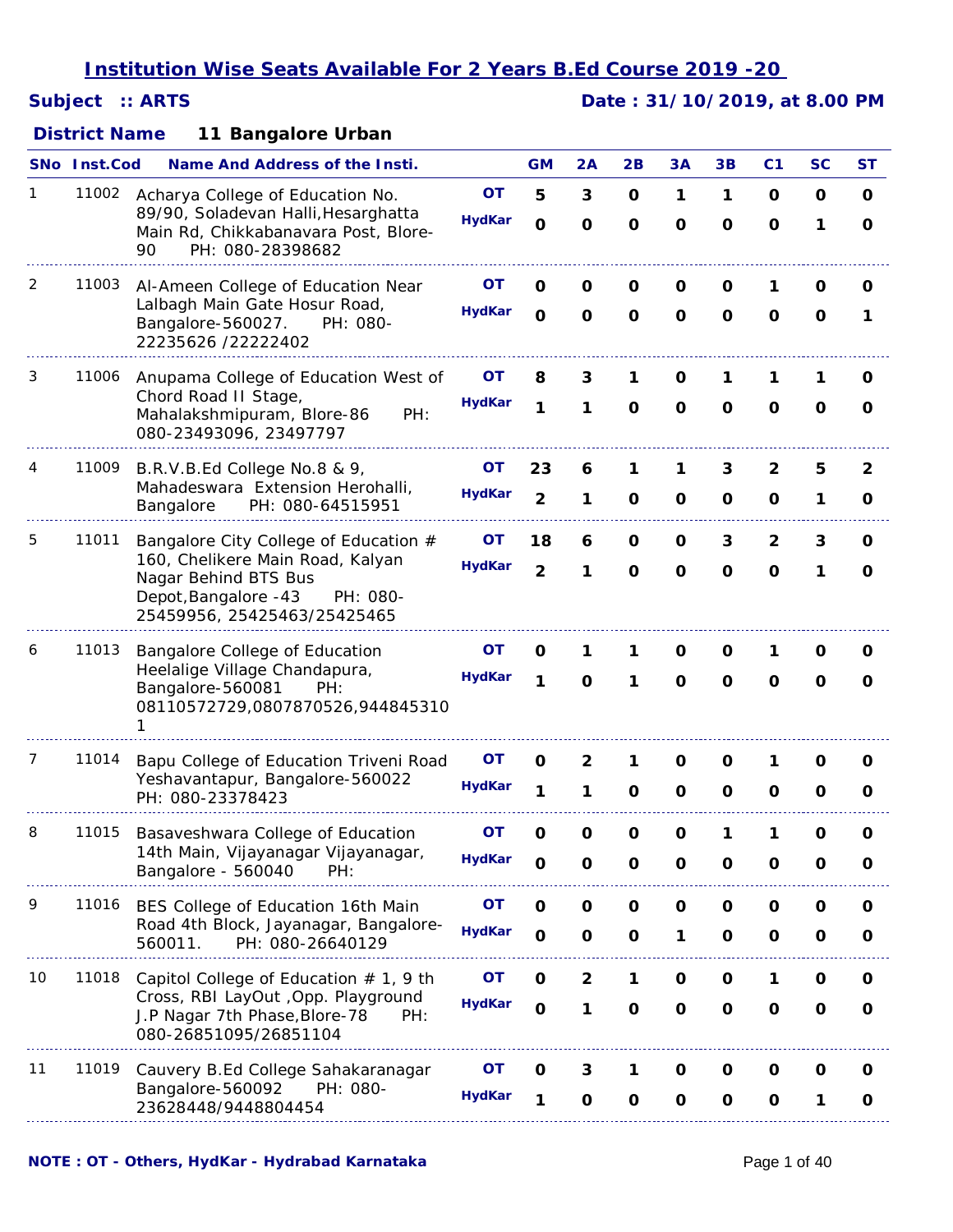# Institution Wise Seats Available For 2 Years B.Ed Course 2019 -20

**Subject :: ARTS** **Date : 31/10/2019, at 8.00 PM**

**District Name 11 Bangalore Urban**

| SNo | Inst.Cod | Name And Address of the Insti. | | GM | 2A | 2B | 3A | 3B | C1 | SC | ST |
|---|---|---|---|---|---|---|---|---|---|---|---|
| 1 | 11002 | Acharya College of Education No. 89/90, Soladevan Halli,Hesarghatta Main Rd, Chikkabanavara Post, Blore-90 PH: 080-28398682 | OT | 5 | 3 | 0 | 1 | 1 | 0 | 0 | 0 |
| | | | HydKar | 0 | 0 | 0 | 0 | 0 | 0 | 1 | 0 |
| 2 | 11003 | Al-Ameen College of Education Near Lalbagh Main Gate Hosur Road, Bangalore-560027. PH: 080-22235626 /22222402 | OT | 0 | 0 | 0 | 0 | 0 | 1 | 0 | 0 |
| | | | HydKar | 0 | 0 | 0 | 0 | 0 | 0 | 0 | 1 |
| 3 | 11006 | Anupama College of Education West of Chord Road II Stage, Mahalakshmipuram, Blore-86 PH: 080-23493096, 23497797 | OT | 8 | 3 | 1 | 0 | 1 | 1 | 1 | 0 |
| | | | HydKar | 1 | 1 | 0 | 0 | 0 | 0 | 0 | 0 |
| 4 | 11009 | B.R.V.B.Ed College No.8 & 9, Mahadeswara Extension Herohalli, Bangalore PH: 080-64515951 | OT | 23 | 6 | 1 | 1 | 3 | 2 | 5 | 2 |
| | | | HydKar | 2 | 1 | 0 | 0 | 0 | 0 | 1 | 0 |
| 5 | 11011 | Bangalore City College of Education # 160, Chelikere Main Road, Kalyan Nagar Behind BTS Bus Depot,Bangalore -43 PH: 080-25459956, 25425463/25425465 | OT | 18 | 6 | 0 | 0 | 3 | 2 | 3 | 0 |
| | | | HydKar | 2 | 1 | 0 | 0 | 0 | 0 | 1 | 0 |
| 6 | 11013 | Bangalore College of Education Heelalige Village Chandapura, Bangalore-560081 PH: 08110572729,0807870526,9448453101 | OT | 0 | 1 | 1 | 0 | 0 | 1 | 0 | 0 |
| | | | HydKar | 1 | 0 | 1 | 0 | 0 | 0 | 0 | 0 |
| 7 | 11014 | Bapu College of Education Triveni Road Yeshavantapur, Bangalore-560022 PH: 080-23378423 | OT | 0 | 2 | 1 | 0 | 0 | 1 | 0 | 0 |
| | | | HydKar | 1 | 1 | 0 | 0 | 0 | 0 | 0 | 0 |
| 8 | 11015 | Basaveshwara College of Education 14th Main, Vijayanagar Vijayanagar, Bangalore - 560040 PH: | OT | 0 | 0 | 0 | 0 | 1 | 1 | 0 | 0 |
| | | | HydKar | 0 | 0 | 0 | 0 | 0 | 0 | 0 | 0 |
| 9 | 11016 | BES College of Education 16th Main Road 4th Block, Jayanagar, Bangalore-560011. PH: 080-26640129 | OT | 0 | 0 | 0 | 0 | 0 | 0 | 0 | 0 |
| | | | HydKar | 0 | 0 | 0 | 1 | 0 | 0 | 0 | 0 |
| 10 | 11018 | Capitol College of Education # 1, 9 th Cross, RBI LayOut ,Opp. Playground J.P Nagar 7th Phase,Blore-78 PH: 080-26851095/26851104 | OT | 0 | 2 | 1 | 0 | 0 | 1 | 0 | 0 |
| | | | HydKar | 0 | 1 | 0 | 0 | 0 | 0 | 0 | 0 |
| 11 | 11019 | Cauvery B.Ed College Sahakaranagar Bangalore-560092 PH: 080-23628448/9448804454 | OT | 0 | 3 | 1 | 0 | 0 | 0 | 0 | 0 |
| | | | HydKar | 1 | 0 | 0 | 0 | 0 | 0 | 1 | 0 |

**NOTE : OT - Others, HydKar - Hydrabad Karnataka**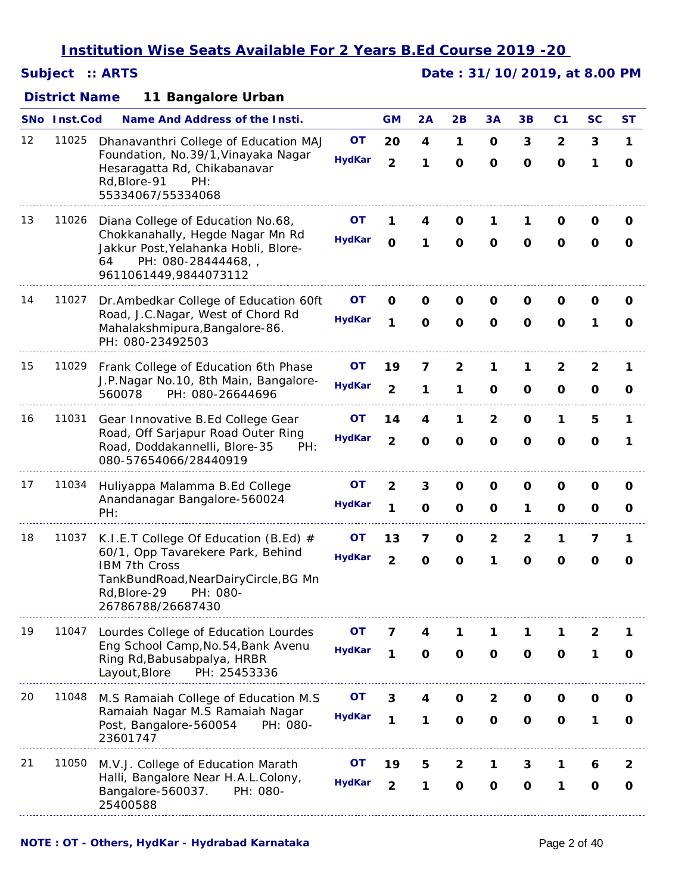# Institution Wise Seats Available For 2 Years B.Ed Course 2019 -20

**Subject :: ARTS** **Date : 31/10/2019, at 8.00 PM**

**District Name 11 Bangalore Urban**

| SNo | Inst.Cod | Name And Address of the Insti. | | GM | 2A | 2B | 3A | 3B | C1 | SC | ST |
|---|---|---|---|---|---|---|---|---|---|---|---|
| 12 | 11025 | Dhanavanthri College of Education MAJ Foundation, No.39/1,Vinayaka Nagar Hesaragatta Rd, Chikabanavar Rd,Blore-91 PH: 55334067/55334068 | OT | 20 | 4 | 1 | 0 | 3 | 2 | 3 | 1 |
| | | | HydKar | 2 | 1 | 0 | 0 | 0 | 0 | 1 | 0 |
| 13 | 11026 | Diana College of Education No.68, Chokkanahally, Hegde Nagar Mn Rd Jakkur Post,Yelahanka Hobli, Blore-64 PH: 080-28444468, , 9611061449,9844073112 | OT | 1 | 4 | 0 | 1 | 1 | 0 | 0 | 0 |
| | | | HydKar | 0 | 1 | 0 | 0 | 0 | 0 | 0 | 0 |
| 14 | 11027 | Dr.Ambedkar College of Education 60ft Road, J.C.Nagar, West of Chord Rd Mahalakshmipura,Bangalore-86. PH: 080-23492503 | OT | 0 | 0 | 0 | 0 | 0 | 0 | 0 | 0 |
| | | | HydKar | 1 | 0 | 0 | 0 | 0 | 0 | 1 | 0 |
| 15 | 11029 | Frank College of Education 6th Phase J.P.Nagar No.10, 8th Main, Bangalore-560078 PH: 080-26644696 | OT | 19 | 7 | 2 | 1 | 1 | 2 | 2 | 1 |
| | | | HydKar | 2 | 1 | 1 | 0 | 0 | 0 | 0 | 0 |
| 16 | 11031 | Gear Innovative B.Ed College Gear Road, Off Sarjapur Road Outer Ring Road, Doddakannelli, Blore-35 PH: 080-57654066/28440919 | OT | 14 | 4 | 1 | 2 | 0 | 1 | 5 | 1 |
| | | | HydKar | 2 | 0 | 0 | 0 | 0 | 0 | 0 | 1 |
| 17 | 11034 | Huliyappa Malamma B.Ed College Anandanagar Bangalore-560024 PH: | OT | 2 | 3 | 0 | 0 | 0 | 0 | 0 | 0 |
| | | | HydKar | 1 | 0 | 0 | 0 | 1 | 0 | 0 | 0 |
| 18 | 11037 | K.I.E.T College Of Education (B.Ed) # 60/1, Opp Tavarekere Park, Behind IBM 7th Cross TankBundRoad,NearDairyCircle,BG Mn Rd,Blore-29 PH: 080-26786788/26687430 | OT | 13 | 7 | 0 | 2 | 2 | 1 | 7 | 1 |
| | | | HydKar | 2 | 0 | 0 | 1 | 0 | 0 | 0 | 0 |
| 19 | 11047 | Lourdes College of Education Lourdes Eng School Camp,No.54,Bank Avenu Ring Rd,Babusabpalya, HRBR Layout,Blore PH: 25453336 | OT | 7 | 4 | 1 | 1 | 1 | 1 | 2 | 1 |
| | | | HydKar | 1 | 0 | 0 | 0 | 0 | 0 | 1 | 0 |
| 20 | 11048 | M.S Ramaiah College of Education M.S Ramaiah Nagar M.S Ramaiah Nagar Post, Bangalore-560054 PH: 080-23601747 | OT | 3 | 4 | 0 | 2 | 0 | 0 | 0 | 0 |
| | | | HydKar | 1 | 1 | 0 | 0 | 0 | 0 | 1 | 0 |
| 21 | 11050 | M.V.J. College of Education Marath Halli, Bangalore Near H.A.L.Colony, Bangalore-560037. PH: 080-25400588 | OT | 19 | 5 | 2 | 1 | 3 | 1 | 6 | 2 |
| | | | HydKar | 2 | 1 | 0 | 0 | 0 | 1 | 0 | 0 |

**NOTE : OT - Others, HydKar - Hydrabad Karnataka**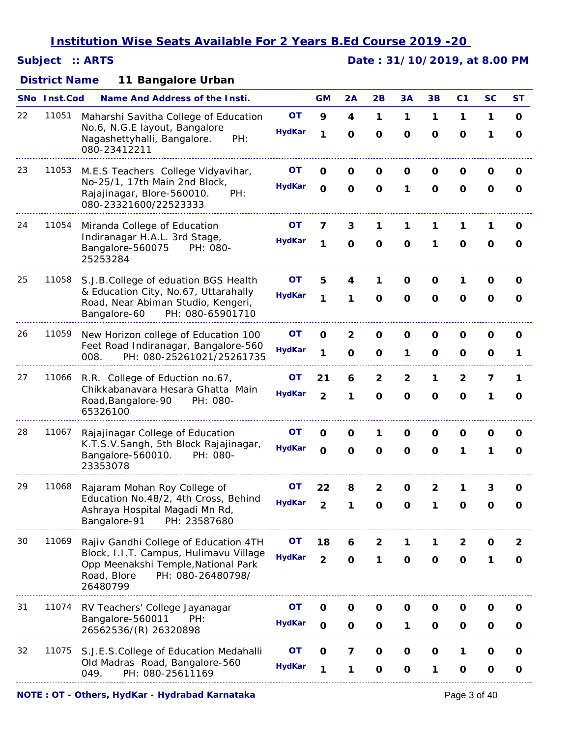# Institution Wise Seats Available For 2 Years B.Ed Course 2019 -20

**Subject :: ARTS** **Date : 31/10/2019, at 8.00 PM**

**District Name 11 Bangalore Urban**

| SNo | Inst.Cod | Name And Address of the Insti. | | GM | 2A | 2B | 3A | 3B | C1 | SC | ST |
|---|---|---|---|---|---|---|---|---|---|---|---|
| 22 | 11051 | Maharshi Savitha College of Education No.6, N.G.E layout, Bangalore Nagashettyhalli, Bangalore. PH: 080-23412211 | OT | 9 | 4 | 1 | 1 | 1 | 1 | 1 | 0 |
| | | | HydKar | 1 | 0 | 0 | 0 | 0 | 0 | 1 | 0 |
| 23 | 11053 | M.E.S Teachers College Vidyavihar, No-25/1, 17th Main 2nd Block, Rajajinagar, Blore-560010. PH: 080-23321600/22523333 | OT | 0 | 0 | 0 | 0 | 0 | 0 | 0 | 0 |
| | | | HydKar | 0 | 0 | 0 | 1 | 0 | 0 | 0 | 0 |
| 24 | 11054 | Miranda College of Education Indiranagar H.A.L. 3rd Stage, Bangalore-560075 PH: 080-25253284 | OT | 7 | 3 | 1 | 1 | 1 | 1 | 1 | 0 |
| | | | HydKar | 1 | 0 | 0 | 0 | 1 | 0 | 0 | 0 |
| 25 | 11058 | S.J.B.College of eduation BGS Health & Education City, No.67, Uttarahally Road, Near Abiman Studio, Kengeri, Bangalore-60 PH: 080-65901710 | OT | 5 | 4 | 1 | 0 | 0 | 1 | 0 | 0 |
| | | | HydKar | 1 | 1 | 0 | 0 | 0 | 0 | 0 | 0 |
| 26 | 11059 | New Horizon college of Education 100 Feet Road Indiranagar, Bangalore-560 008. PH: 080-25261021/25261735 | OT | 0 | 2 | 0 | 0 | 0 | 0 | 0 | 0 |
| | | | HydKar | 1 | 0 | 0 | 1 | 0 | 0 | 0 | 1 |
| 27 | 11066 | R.R. College of Eduction no.67, Chikkabanavara Hesara Ghatta Main Road,Bangalore-90 PH: 080-65326100 | OT | 21 | 6 | 2 | 2 | 1 | 2 | 7 | 1 |
| | | | HydKar | 2 | 1 | 0 | 0 | 0 | 0 | 1 | 0 |
| 28 | 11067 | Rajajinagar College of Education K.T.S.V.Sangh, 5th Block Rajajinagar, Bangalore-560010. PH: 080-23353078 | OT | 0 | 0 | 1 | 0 | 0 | 0 | 0 | 0 |
| | | | HydKar | 0 | 0 | 0 | 0 | 0 | 1 | 1 | 0 |
| 29 | 11068 | Rajaram Mohan Roy College of Education No.48/2, 4th Cross, Behind Ashraya Hospital Magadi Mn Rd, Bangalore-91 PH: 23587680 | OT | 22 | 8 | 2 | 0 | 2 | 1 | 3 | 0 |
| | | | HydKar | 2 | 1 | 0 | 0 | 1 | 0 | 0 | 0 |
| 30 | 11069 | Rajiv Gandhi College of Education 4TH Block, I.I.T. Campus, Hulimavu Village Opp Meenakshi Temple,National Park Road, Blore PH: 080-26480798/ 26480799 | OT | 18 | 6 | 2 | 1 | 1 | 2 | 0 | 2 |
| | | | HydKar | 2 | 0 | 1 | 0 | 0 | 0 | 1 | 0 |
| 31 | 11074 | RV Teachers' College Jayanagar Bangalore-560011 PH: 26562536/(R) 26320898 | OT | 0 | 0 | 0 | 0 | 0 | 0 | 0 | 0 |
| | | | HydKar | 0 | 0 | 0 | 1 | 0 | 0 | 0 | 0 |
| 32 | 11075 | S.J.E.S.College of Education Medahalli Old Madras Road, Bangalore-560 049. PH: 080-25611169 | OT | 0 | 7 | 0 | 0 | 0 | 1 | 0 | 0 |
| | | | HydKar | 1 | 1 | 0 | 0 | 1 | 0 | 0 | 0 |

**NOTE : OT - Others, HydKar - Hydrabad Karnataka**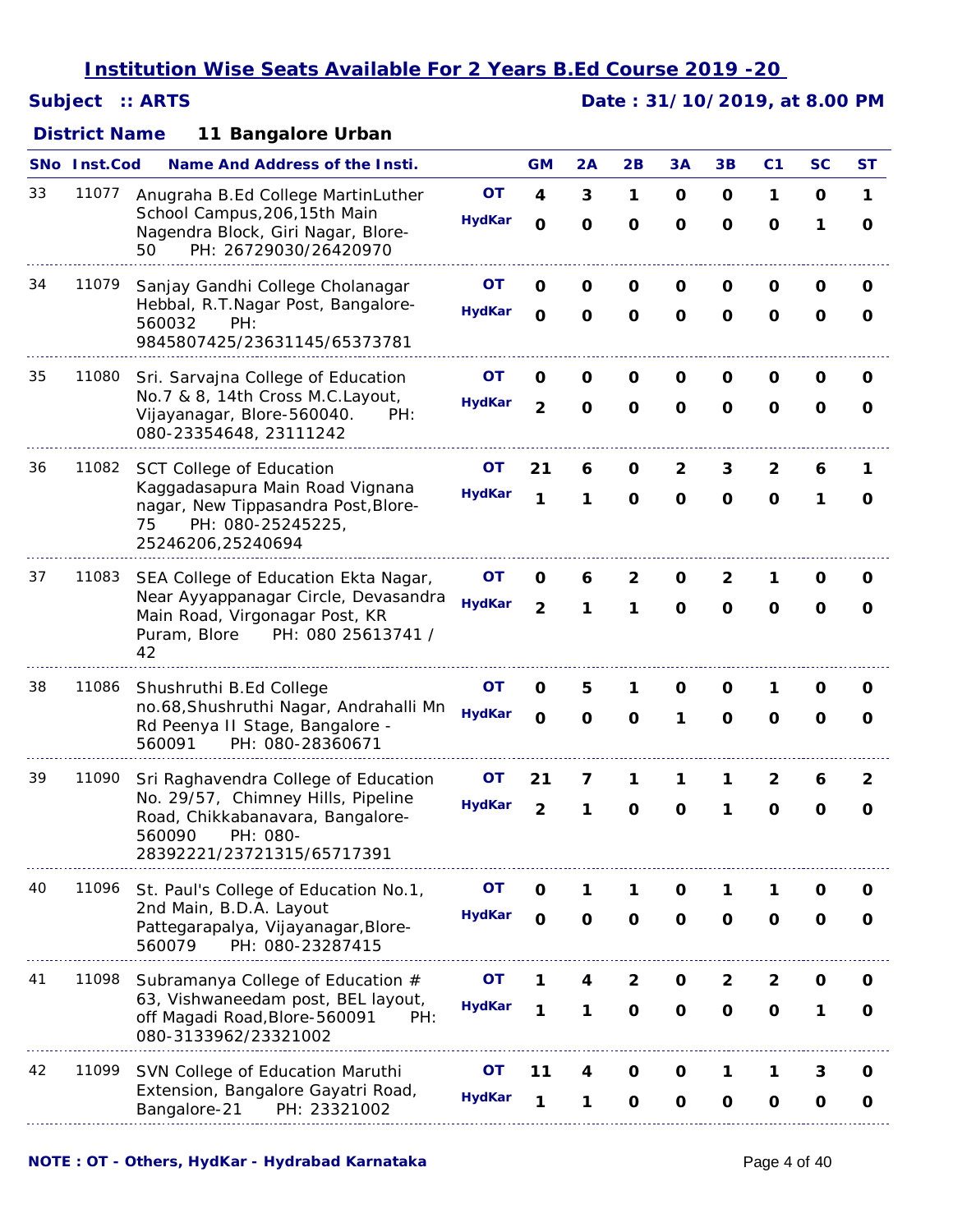## Institution Wise Seats Available For 2 Years B.Ed Course 2019 -20

**Subject :: ARTS** **Date : 31/10/2019, at 8.00 PM**

**District Name 11 Bangalore Urban**

| SNo | Inst.Cod | Name And Address of the Insti. | | GM | 2A | 2B | 3A | 3B | C1 | SC | ST |
|---|---|---|---|---|---|---|---|---|---|---|---|
| 33 | 11077 | Anugraha B.Ed College MartinLuther School Campus,206,15th Main Nagendra Block, Giri Nagar, Blore-50 PH: 26729030/26420970 | OT | 4 | 3 | 1 | 0 | 0 | 1 | 0 | 1 |
| | | | HydKar | 0 | 0 | 0 | 0 | 0 | 0 | 1 | 0 |
| 34 | 11079 | Sanjay Gandhi College Cholanagar Hebbal, R.T.Nagar Post, Bangalore-560032 PH: 9845807425/23631145/65373781 | OT | 0 | 0 | 0 | 0 | 0 | 0 | 0 | 0 |
| | | | HydKar | 0 | 0 | 0 | 0 | 0 | 0 | 0 | 0 |
| 35 | 11080 | Sri. Sarvajna College of Education No.7 & 8, 14th Cross M.C.Layout, Vijayanagar, Blore-560040. PH: 080-23354648, 23111242 | OT | 0 | 0 | 0 | 0 | 0 | 0 | 0 | 0 |
| | | | HydKar | 2 | 0 | 0 | 0 | 0 | 0 | 0 | 0 |
| 36 | 11082 | SCT College of Education Kaggadasapura Main Road Vignana nagar, New Tippasandra Post,Blore-75 PH: 080-25245225, 25246206,25240694 | OT | 21 | 6 | 0 | 2 | 3 | 2 | 6 | 1 |
| | | | HydKar | 1 | 1 | 0 | 0 | 0 | 0 | 1 | 0 |
| 37 | 11083 | SEA College of Education Ekta Nagar, Near Ayyappanagar Circle, Devasandra Main Road, Virgonagar Post, KR Puram, Blore PH: 080 25613741 / 42 | OT | 0 | 6 | 2 | 0 | 2 | 1 | 0 | 0 |
| | | | HydKar | 2 | 1 | 1 | 0 | 0 | 0 | 0 | 0 |
| 38 | 11086 | Shushruthi B.Ed College no.68,Shushruthi Nagar, Andrahalli Mn Rd Peenya II Stage, Bangalore - 560091 PH: 080-28360671 | OT | 0 | 5 | 1 | 0 | 0 | 1 | 0 | 0 |
| | | | HydKar | 0 | 0 | 0 | 1 | 0 | 0 | 0 | 0 |
| 39 | 11090 | Sri Raghavendra College of Education No. 29/57, Chimney Hills, Pipeline Road, Chikkabanavara, Bangalore-560090 PH: 080-28392221/23721315/65717391 | OT | 21 | 7 | 1 | 1 | 1 | 2 | 6 | 2 |
| | | | HydKar | 2 | 1 | 0 | 0 | 1 | 0 | 0 | 0 |
| 40 | 11096 | St. Paul's College of Education No.1, 2nd Main, B.D.A. Layout Pattegarapalya, Vijayanagar,Blore-560079 PH: 080-23287415 | OT | 0 | 1 | 1 | 0 | 1 | 1 | 0 | 0 |
| | | | HydKar | 0 | 0 | 0 | 0 | 0 | 0 | 0 | 0 |
| 41 | 11098 | Subramanya College of Education # 63, Vishwaneedam post, BEL layout, off Magadi Road,Blore-560091 PH: 080-3133962/23321002 | OT | 1 | 4 | 2 | 0 | 2 | 2 | 0 | 0 |
| | | | HydKar | 1 | 1 | 0 | 0 | 0 | 0 | 1 | 0 |
| 42 | 11099 | SVN College of Education Maruthi Extension, Bangalore Gayatri Road, Bangalore-21 PH: 23321002 | OT | 11 | 4 | 0 | 0 | 1 | 1 | 3 | 0 |
| | | | HydKar | 1 | 1 | 0 | 0 | 0 | 0 | 0 | 0 |

**NOTE : OT - Others, HydKar - Hydrabad Karnataka**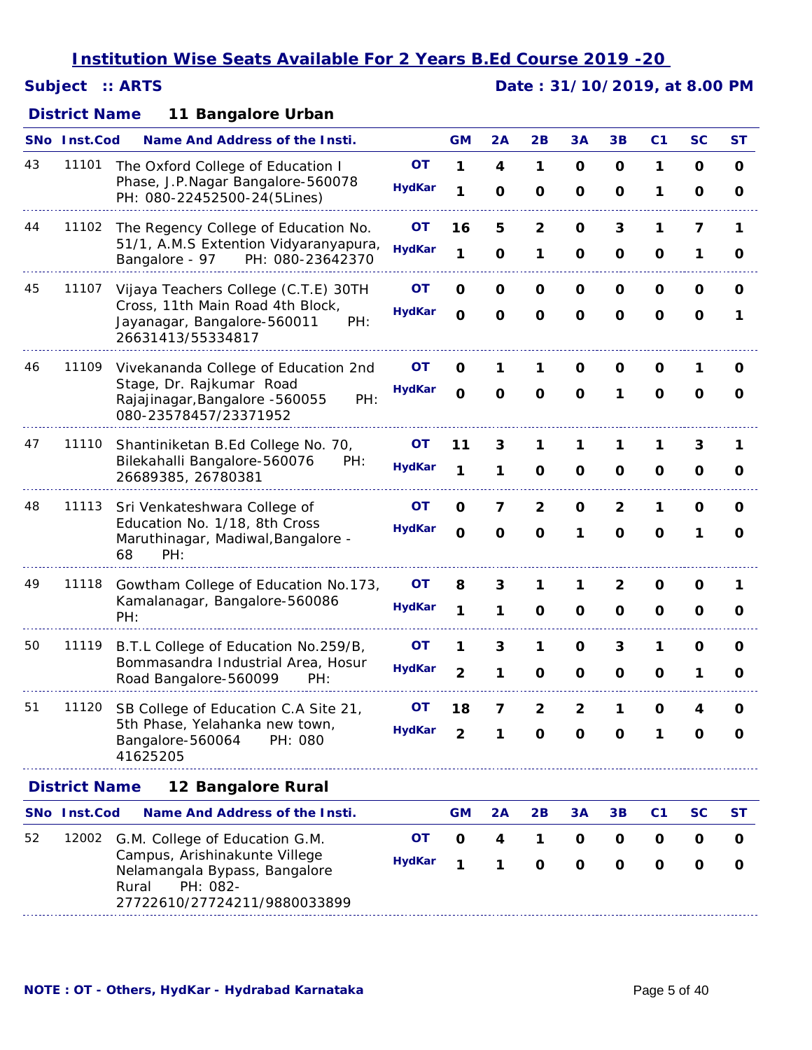# Institution Wise Seats Available For 2 Years B.Ed Course 2019 -20

**Subject :: ARTS** **Date : 31/10/2019, at 8.00 PM**

**District Name 11 Bangalore Urban**

| SNo | Inst.Cod | Name And Address of the Insti. | | GM | 2A | 2B | 3A | 3B | C1 | SC | ST |
|---|---|---|---|---|---|---|---|---|---|---|---|
| 43 | 11101 | The Oxford College of Education I Phase, J.P.Nagar Bangalore-560078 PH: 080-22452500-24(5Lines) | OT | 1 | 4 | 1 | 0 | 0 | 1 | 0 | 0 |
| | | | HydKar | 1 | 0 | 0 | 0 | 0 | 1 | 0 | 0 |
| 44 | 11102 | The Regency College of Education No. 51/1, A.M.S Extention Vidyaranyapura, Bangalore - 97 PH: 080-23642370 | OT | 16 | 5 | 2 | 0 | 3 | 1 | 7 | 1 |
| | | | HydKar | 1 | 0 | 1 | 0 | 0 | 0 | 1 | 0 |
| 45 | 11107 | Vijaya Teachers College (C.T.E) 30TH Cross, 11th Main Road 4th Block, Jayanagar, Bangalore-560011 PH: 26631413/55334817 | OT | 0 | 0 | 0 | 0 | 0 | 0 | 0 | 0 |
| | | | HydKar | 0 | 0 | 0 | 0 | 0 | 0 | 0 | 1 |
| 46 | 11109 | Vivekananda College of Education 2nd Stage, Dr. Rajkumar Road Rajajinagar,Bangalore -560055 PH: 080-23578457/23371952 | OT | 0 | 1 | 1 | 0 | 0 | 0 | 1 | 0 |
| | | | HydKar | 0 | 0 | 0 | 0 | 1 | 0 | 0 | 0 |
| 47 | 11110 | Shantiniketan B.Ed College No. 70, Bilekahalli Bangalore-560076 PH: 26689385, 26780381 | OT | 11 | 3 | 1 | 1 | 1 | 1 | 3 | 1 |
| | | | HydKar | 1 | 1 | 0 | 0 | 0 | 0 | 0 | 0 |
| 48 | 11113 | Sri Venkateshwara College of Education No. 1/18, 8th Cross Maruthinagar, Madiwal,Bangalore - 68 PH: | OT | 0 | 7 | 2 | 0 | 2 | 1 | 0 | 0 |
| | | | HydKar | 0 | 0 | 0 | 1 | 0 | 0 | 1 | 0 |
| 49 | 11118 | Gowtham College of Education No.173, Kamalanagar, Bangalore-560086 PH: | OT | 8 | 3 | 1 | 1 | 2 | 0 | 0 | 1 |
| | | | HydKar | 1 | 1 | 0 | 0 | 0 | 0 | 0 | 0 |
| 50 | 11119 | B.T.L College of Education No.259/B, Bommasandra Industrial Area, Hosur Road Bangalore-560099 PH: | OT | 1 | 3 | 1 | 0 | 3 | 1 | 0 | 0 |
| | | | HydKar | 2 | 1 | 0 | 0 | 0 | 0 | 1 | 0 |
| 51 | 11120 | SB College of Education C.A Site 21, 5th Phase, Yelahanka new town, Bangalore-560064 PH: 080 41625205 | OT | 18 | 7 | 2 | 2 | 1 | 0 | 4 | 0 |
| | | | HydKar | 2 | 1 | 0 | 0 | 0 | 1 | 0 | 0 |

**District Name 12 Bangalore Rural**

| SNo | Inst.Cod | Name And Address of the Insti. | | GM | 2A | 2B | 3A | 3B | C1 | SC | ST |
|---|---|---|---|---|---|---|---|---|---|---|---|
| 52 | 12002 | G.M. College of Education G.M. Campus, Arishinakunte Villege Nelamangala Bypass, Bangalore Rural PH: 082-27722610/27724211/9880033899 | OT | 0 | 4 | 1 | 0 | 0 | 0 | 0 | 0 |
| | | | HydKar | 1 | 1 | 0 | 0 | 0 | 0 | 0 | 0 |

**NOTE : OT - Others, HydKar - Hydrabad Karnataka**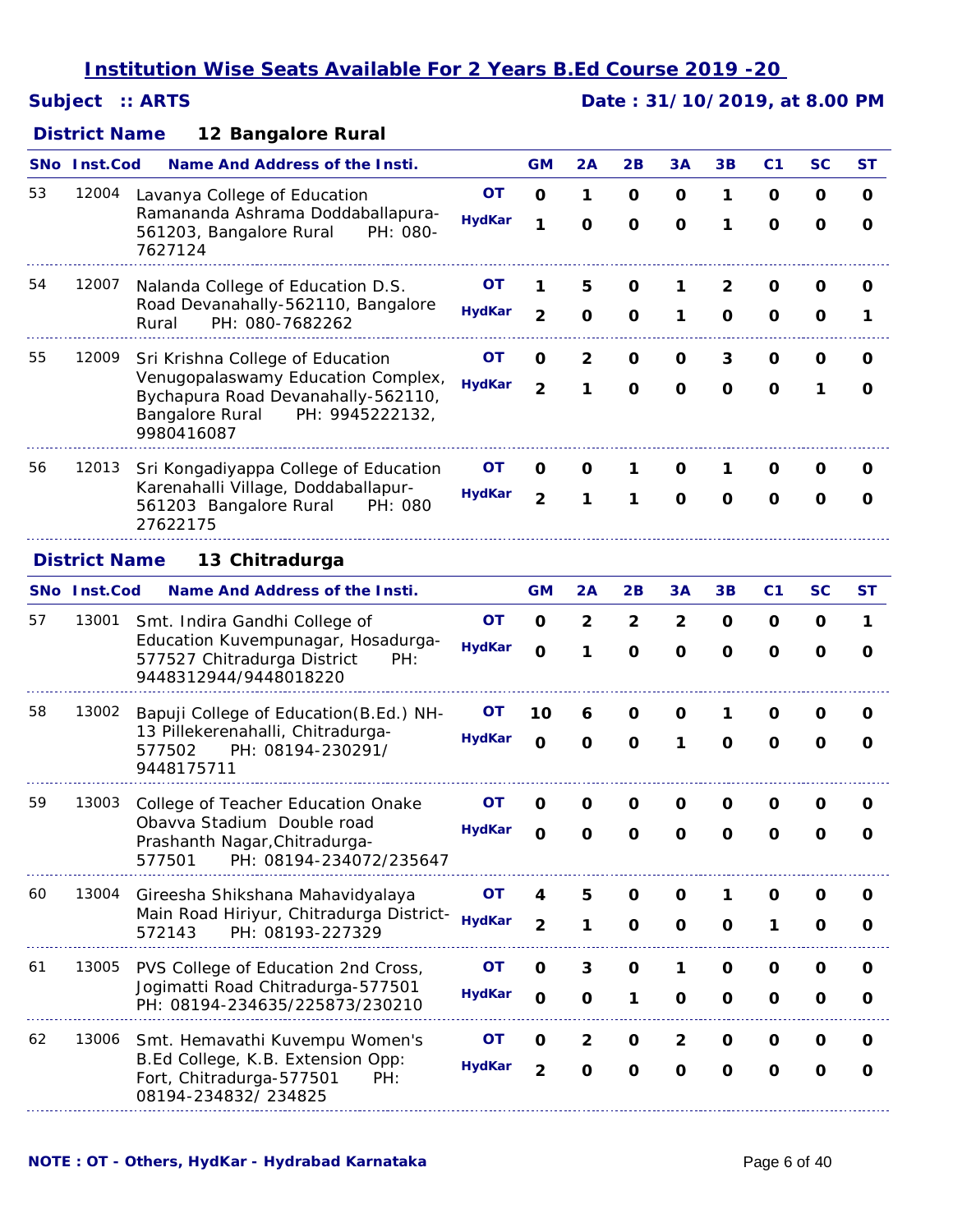# Institution Wise Seats Available For 2 Years B.Ed Course 2019 -20

**Subject :: ARTS** **Date : 31/10/2019, at 8.00 PM**

**District Name 12 Bangalore Rural**

| SNo | Inst.Cod | Name And Address of the Insti. | | GM | 2A | 2B | 3A | 3B | C1 | SC | ST |
|---|---|---|---|---|---|---|---|---|---|---|---|
| 53 | 12004 | Lavanya College of Education Ramananda Ashrama Doddaballapura-561203, Bangalore Rural PH: 080-7627124 | OT | 0 | 1 | 0 | 0 | 1 | 0 | 0 | 0 |
| | | | HydKar | 1 | 0 | 0 | 0 | 1 | 0 | 0 | 0 |
| 54 | 12007 | Nalanda College of Education D.S. Road Devanahally-562110, Bangalore Rural PH: 080-7682262 | OT | 1 | 5 | 0 | 1 | 2 | 0 | 0 | 0 |
| | | | HydKar | 2 | 0 | 0 | 1 | 0 | 0 | 0 | 1 |
| 55 | 12009 | Sri Krishna College of Education Venugopalaswamy Education Complex, Bychapura Road Devanahally-562110, Bangalore Rural PH: 9945222132, 9980416087 | OT | 0 | 2 | 0 | 0 | 3 | 0 | 0 | 0 |
| | | | HydKar | 2 | 1 | 0 | 0 | 0 | 0 | 1 | 0 |
| 56 | 12013 | Sri Kongadiyappa College of Education Karenahalli Village, Doddaballapur-561203 Bangalore Rural PH: 080 27622175 | OT | 0 | 0 | 1 | 0 | 1 | 0 | 0 | 0 |
| | | | HydKar | 2 | 1 | 1 | 0 | 0 | 0 | 0 | 0 |

**District Name 13 Chitradurga**

| SNo | Inst.Cod | Name And Address of the Insti. | | GM | 2A | 2B | 3A | 3B | C1 | SC | ST |
|---|---|---|---|---|---|---|---|---|---|---|---|
| 57 | 13001 | Smt. Indira Gandhi College of Education Kuvempunagar, Hosadurga-577527 Chitradurga District PH: 9448312944/9448018220 | OT | 0 | 2 | 2 | 2 | 0 | 0 | 0 | 1 |
| | | | HydKar | 0 | 1 | 0 | 0 | 0 | 0 | 0 | 0 |
| 58 | 13002 | Bapuji College of Education(B.Ed.) NH-13 Pillekerenahalli, Chitradurga-577502 PH: 08194-230291/ 9448175711 | OT | 10 | 6 | 0 | 0 | 1 | 0 | 0 | 0 |
| | | | HydKar | 0 | 0 | 0 | 1 | 0 | 0 | 0 | 0 |
| 59 | 13003 | College of Teacher Education Onake Obavva Stadium Double road Prashanth Nagar,Chitradurga-577501 PH: 08194-234072/235647 | OT | 0 | 0 | 0 | 0 | 0 | 0 | 0 | 0 |
| | | | HydKar | 0 | 0 | 0 | 0 | 0 | 0 | 0 | 0 |
| 60 | 13004 | Gireesha Shikshana Mahavidyalaya Main Road Hiriyur, Chitradurga District-572143 PH: 08193-227329 | OT | 4 | 5 | 0 | 0 | 1 | 0 | 0 | 0 |
| | | | HydKar | 2 | 1 | 0 | 0 | 0 | 1 | 0 | 0 |
| 61 | 13005 | PVS College of Education 2nd Cross, Jogimatti Road Chitradurga-577501 PH: 08194-234635/225873/230210 | OT | 0 | 3 | 0 | 1 | 0 | 0 | 0 | 0 |
| | | | HydKar | 0 | 0 | 1 | 0 | 0 | 0 | 0 | 0 |
| 62 | 13006 | Smt. Hemavathi Kuvempu Women's B.Ed College, K.B. Extension Opp: Fort, Chitradurga-577501 PH: 08194-234832/ 234825 | OT | 0 | 2 | 0 | 2 | 0 | 0 | 0 | 0 |
| | | | HydKar | 2 | 0 | 0 | 0 | 0 | 0 | 0 | 0 |

**NOTE : OT - Others, HydKar - Hydrabad Karnataka**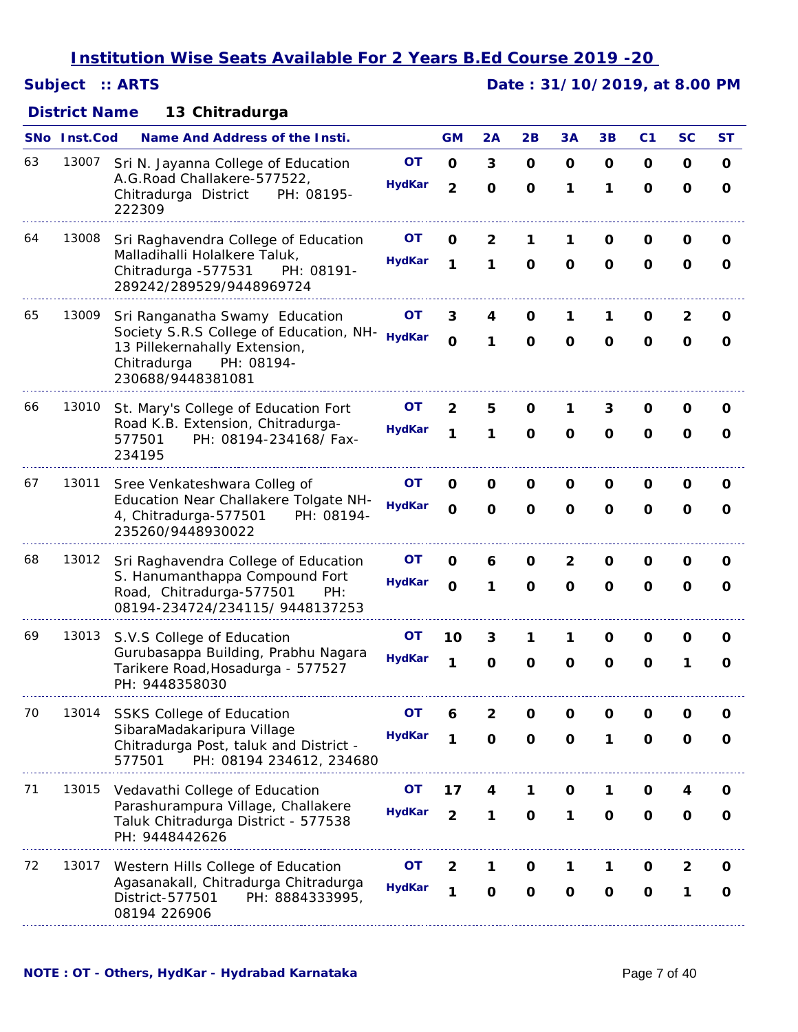## Institution Wise Seats Available For 2 Years B.Ed Course 2019 -20

**Subject :: ARTS** **Date : 31/10/2019, at 8.00 PM**

**District Name 13 Chitradurga**

| SNo | Inst.Cod | Name And Address of the Insti. | | GM | 2A | 2B | 3A | 3B | C1 | SC | ST |
|---|---|---|---|---|---|---|---|---|---|---|---|
| 63 | 13007 | Sri N. Jayanna College of Education A.G.Road Challakere-577522, Chitradurga District PH: 08195-222309 | OT | 0 | 3 | 0 | 0 | 0 | 0 | 0 | 0 |
| | | | HydKar | 2 | 0 | 0 | 1 | 1 | 0 | 0 | 0 |
| 64 | 13008 | Sri Raghavendra College of Education Malladihalli Holalkere Taluk, Chitradurga -577531 PH: 08191-289242/289529/9448969724 | OT | 0 | 2 | 1 | 1 | 0 | 0 | 0 | 0 |
| | | | HydKar | 1 | 1 | 0 | 0 | 0 | 0 | 0 | 0 |
| 65 | 13009 | Sri Ranganatha Swamy Education Society S.R.S College of Education, NH-13 Pillekernahally Extension, Chitradurga PH: 08194-230688/9448381081 | OT | 3 | 4 | 0 | 1 | 1 | 0 | 2 | 0 |
| | | | HydKar | 0 | 1 | 0 | 0 | 0 | 0 | 0 | 0 |
| 66 | 13010 | St. Mary's College of Education Fort Road K.B. Extension, Chitradurga-577501 PH: 08194-234168/ Fax-234195 | OT | 2 | 5 | 0 | 1 | 3 | 0 | 0 | 0 |
| | | | HydKar | 1 | 1 | 0 | 0 | 0 | 0 | 0 | 0 |
| 67 | 13011 | Sree Venkateshwara Colleg of Education Near Challakere Tolgate NH-4, Chitradurga-577501 PH: 08194-235260/9448930022 | OT | 0 | 0 | 0 | 0 | 0 | 0 | 0 | 0 |
| | | | HydKar | 0 | 0 | 0 | 0 | 0 | 0 | 0 | 0 |
| 68 | 13012 | Sri Raghavendra College of Education S. Hanumanthappa Compound Fort Road, Chitradurga-577501 PH: 08194-234724/234115/ 9448137253 | OT | 0 | 6 | 0 | 2 | 0 | 0 | 0 | 0 |
| | | | HydKar | 0 | 1 | 0 | 0 | 0 | 0 | 0 | 0 |
| 69 | 13013 | S.V.S College of Education Gurubasappa Building, Prabhu Nagara Tarikere Road,Hosadurga - 577527 PH: 9448358030 | OT | 10 | 3 | 1 | 1 | 0 | 0 | 0 | 0 |
| | | | HydKar | 1 | 0 | 0 | 0 | 0 | 0 | 1 | 0 |
| 70 | 13014 | SSKS College of Education SibaraMadakaripura Village Chitradurga Post, taluk and District - 577501 PH: 08194 234612, 234680 | OT | 6 | 2 | 0 | 0 | 0 | 0 | 0 | 0 |
| | | | HydKar | 1 | 0 | 0 | 0 | 1 | 0 | 0 | 0 |
| 71 | 13015 | Vedavathi College of Education Parashurampura Village, Challakere Taluk Chitradurga District - 577538 PH: 9448442626 | OT | 17 | 4 | 1 | 0 | 1 | 0 | 4 | 0 |
| | | | HydKar | 2 | 1 | 0 | 1 | 0 | 0 | 0 | 0 |
| 72 | 13017 | Western Hills College of Education Agasanakall, Chitradurga Chitradurga District-577501 PH: 8884333995, 08194 226906 | OT | 2 | 1 | 0 | 1 | 1 | 0 | 2 | 0 |
| | | | HydKar | 1 | 0 | 0 | 0 | 0 | 0 | 1 | 0 |

**NOTE : OT - Others, HydKar - Hydrabad Karnataka**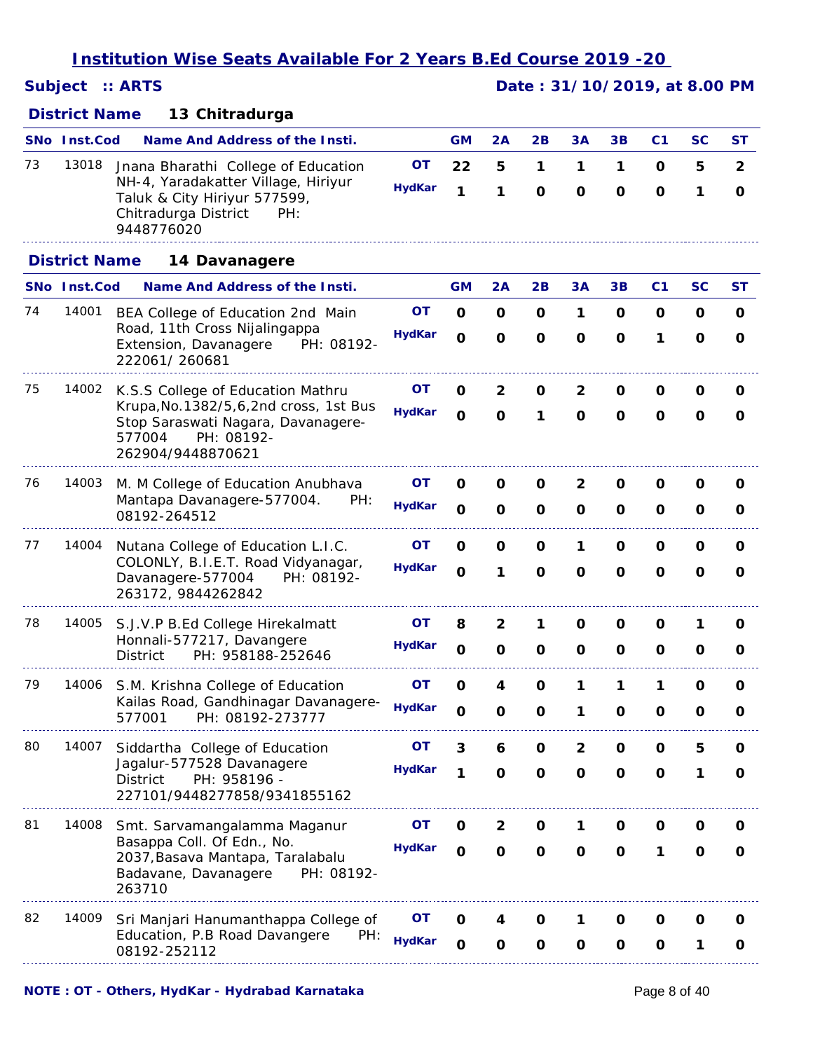## Institution Wise Seats Available For 2 Years B.Ed Course 2019 -20

**Subject :: ARTS** **Date : 31/10/2019, at 8.00 PM**

**District Name 13 Chitradurga**

| SNo | Inst.Cod | Name And Address of the Insti. | | GM | 2A | 2B | 3A | 3B | C1 | SC | ST |
|---|---|---|---|---|---|---|---|---|---|---|---|
| 73 | 13018 | Jnana Bharathi College of Education NH-4, Yaradakatter Village, Hiriyur Taluk & City Hiriyur 577599, Chitradurga District PH: 9448776020 | OT | 22 | 5 | 1 | 1 | 1 | 0 | 5 | 2 |
| | | | HydKar | 1 | 1 | 0 | 0 | 0 | 0 | 1 | 0 |

**District Name 14 Davanagere**

| SNo | Inst.Cod | Name And Address of the Insti. | | GM | 2A | 2B | 3A | 3B | C1 | SC | ST |
|---|---|---|---|---|---|---|---|---|---|---|---|
| 74 | 14001 | BEA College of Education 2nd Main Road, 11th Cross Nijalingappa Extension, Davanagere PH: 08192-222061/ 260681 | OT | 0 | 0 | 0 | 1 | 0 | 0 | 0 | 0 |
| | | | HydKar | 0 | 0 | 0 | 0 | 0 | 1 | 0 | 0 |
| 75 | 14002 | K.S.S College of Education Mathru Krupa,No.1382/5,6,2nd cross, 1st Bus Stop Saraswati Nagara, Davanagere-577004 PH: 08192-262904/9448870621 | OT | 0 | 2 | 0 | 2 | 0 | 0 | 0 | 0 |
| | | | HydKar | 0 | 0 | 1 | 0 | 0 | 0 | 0 | 0 |
| 76 | 14003 | M. M College of Education Anubhava Mantapa Davanagere-577004. PH: 08192-264512 | OT | 0 | 0 | 0 | 2 | 0 | 0 | 0 | 0 |
| | | | HydKar | 0 | 0 | 0 | 0 | 0 | 0 | 0 | 0 |
| 77 | 14004 | Nutana College of Education L.I.C. COLONLY, B.I.E.T. Road Vidyanagar, Davanagere-577004 PH: 08192-263172, 9844262842 | OT | 0 | 0 | 0 | 1 | 0 | 0 | 0 | 0 |
| | | | HydKar | 0 | 1 | 0 | 0 | 0 | 0 | 0 | 0 |
| 78 | 14005 | S.J.V.P B.Ed College Hirekalmatt Honnali-577217, Davangere District PH: 958188-252646 | OT | 8 | 2 | 1 | 0 | 0 | 0 | 1 | 0 |
| | | | HydKar | 0 | 0 | 0 | 0 | 0 | 0 | 0 | 0 |
| 79 | 14006 | S.M. Krishna College of Education Kailas Road, Gandhinagar Davanagere-577001 PH: 08192-273777 | OT | 0 | 4 | 0 | 1 | 1 | 1 | 0 | 0 |
| | | | HydKar | 0 | 0 | 0 | 1 | 0 | 0 | 0 | 0 |
| 80 | 14007 | Siddartha College of Education Jagalur-577528 Davanagere District PH: 958196 - 227101/9448277858/9341855162 | OT | 3 | 6 | 0 | 2 | 0 | 0 | 5 | 0 |
| | | | HydKar | 1 | 0 | 0 | 0 | 0 | 0 | 1 | 0 |
| 81 | 14008 | Smt. Sarvamangalamma Maganur Basappa Coll. Of Edn., No. 2037,Basava Mantapa, Taralabalu Badavane, Davanagere PH: 08192-263710 | OT | 0 | 2 | 0 | 1 | 0 | 0 | 0 | 0 |
| | | | HydKar | 0 | 0 | 0 | 0 | 0 | 1 | 0 | 0 |
| 82 | 14009 | Sri Manjari Hanumanthappa College of Education, P.B Road Davangere PH: 08192-252112 | OT | 0 | 4 | 0 | 1 | 0 | 0 | 0 | 0 |
| | | | HydKar | 0 | 0 | 0 | 0 | 0 | 0 | 1 | 0 |

**NOTE : OT - Others, HydKar - Hydrabad Karnataka**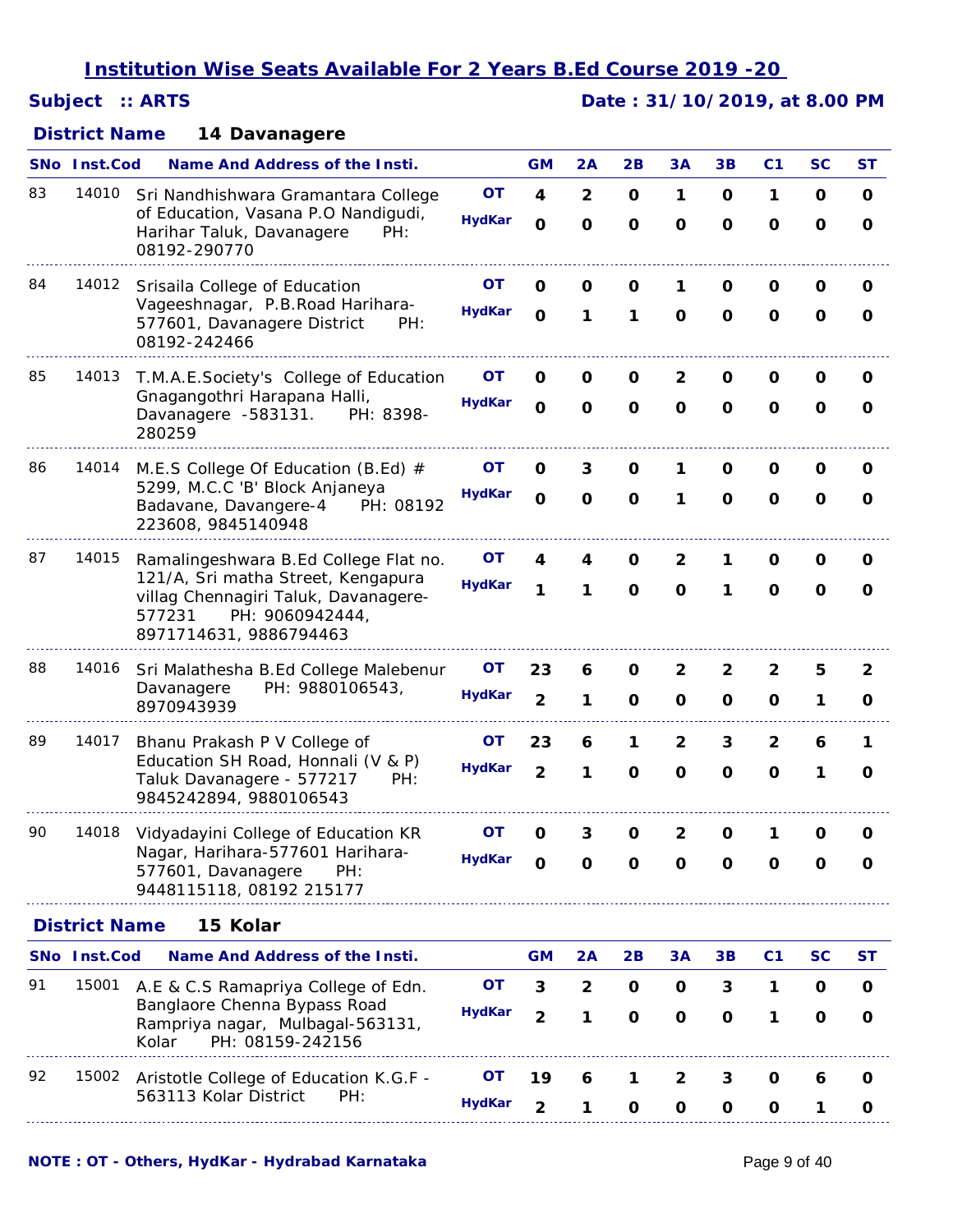## Institution Wise Seats Available For 2 Years B.Ed Course 2019 -20

**Subject :: ARTS** **Date : 31/10/2019, at 8.00 PM**

**District Name 14 Davanagere**

| SNo | Inst.Cod | Name And Address of the Insti. | | GM | 2A | 2B | 3A | 3B | C1 | SC | ST |
|---|---|---|---|---|---|---|---|---|---|---|---|
| 83 | 14010 | Sri Nandhishwara Gramantara College of Education, Vasana P.O Nandigudi, Harihar Taluk, Davanagere PH: 08192-290770 | OT | 4 | 2 | 0 | 1 | 0 | 1 | 0 | 0 |
| | | | HydKar | 0 | 0 | 0 | 0 | 0 | 0 | 0 | 0 |
| 84 | 14012 | Srisaila College of Education Vageeshnagar, P.B.Road Harihara-577601, Davanagere District PH: 08192-242466 | OT | 0 | 0 | 0 | 1 | 0 | 0 | 0 | 0 |
| | | | HydKar | 0 | 1 | 1 | 0 | 0 | 0 | 0 | 0 |
| 85 | 14013 | T.M.A.E.Society's College of Education Gnagangothri Harapana Halli, Davanagere -583131. PH: 8398-280259 | OT | 0 | 0 | 0 | 2 | 0 | 0 | 0 | 0 |
| | | | HydKar | 0 | 0 | 0 | 0 | 0 | 0 | 0 | 0 |
| 86 | 14014 | M.E.S College Of Education (B.Ed) # 5299, M.C.C 'B' Block Anjaneya Badavane, Davangere-4 PH: 08192 223608, 9845140948 | OT | 0 | 3 | 0 | 1 | 0 | 0 | 0 | 0 |
| | | | HydKar | 0 | 0 | 0 | 1 | 0 | 0 | 0 | 0 |
| 87 | 14015 | Ramalingeshwara B.Ed College Flat no. 121/A, Sri matha Street, Kengapura villag Chennagiri Taluk, Davanagere-577231 PH: 9060942444, 8971714631, 9886794463 | OT | 4 | 4 | 0 | 2 | 1 | 0 | 0 | 0 |
| | | | HydKar | 1 | 1 | 0 | 0 | 1 | 0 | 0 | 0 |
| 88 | 14016 | Sri Malathesha B.Ed College Malebenur Davanagere PH: 9880106543, 8970943939 | OT | 23 | 6 | 0 | 2 | 2 | 2 | 5 | 2 |
| | | | HydKar | 2 | 1 | 0 | 0 | 0 | 0 | 1 | 0 |
| 89 | 14017 | Bhanu Prakash P V College of Education SH Road, Honnali (V & P) Taluk Davanagere - 577217 PH: 9845242894, 9880106543 | OT | 23 | 6 | 1 | 2 | 3 | 2 | 6 | 1 |
| | | | HydKar | 2 | 1 | 0 | 0 | 0 | 0 | 1 | 0 |
| 90 | 14018 | Vidyadayini College of Education KR Nagar, Harihara-577601 Harihara-577601, Davanagere PH: 9448115118, 08192 215177 | OT | 0 | 3 | 0 | 2 | 0 | 1 | 0 | 0 |
| | | | HydKar | 0 | 0 | 0 | 0 | 0 | 0 | 0 | 0 |

**District Name 15 Kolar**

| SNo | Inst.Cod | Name And Address of the Insti. | | GM | 2A | 2B | 3A | 3B | C1 | SC | ST |
|---|---|---|---|---|---|---|---|---|---|---|---|
| 91 | 15001 | A.E & C.S Ramapriya College of Edn. Banglaore Chenna Bypass Road Rampriya nagar, Mulbagal-563131, Kolar PH: 08159-242156 | OT | 3 | 2 | 0 | 0 | 3 | 1 | 0 | 0 |
| | | | HydKar | 2 | 1 | 0 | 0 | 0 | 1 | 0 | 0 |
| 92 | 15002 | Aristotle College of Education K.G.F - 563113 Kolar District PH: | OT | 19 | 6 | 1 | 2 | 3 | 0 | 6 | 0 |
| | | | HydKar | 2 | 1 | 0 | 0 | 0 | 0 | 1 | 0 |

**NOTE : OT - Others, HydKar - Hydrabad Karnataka**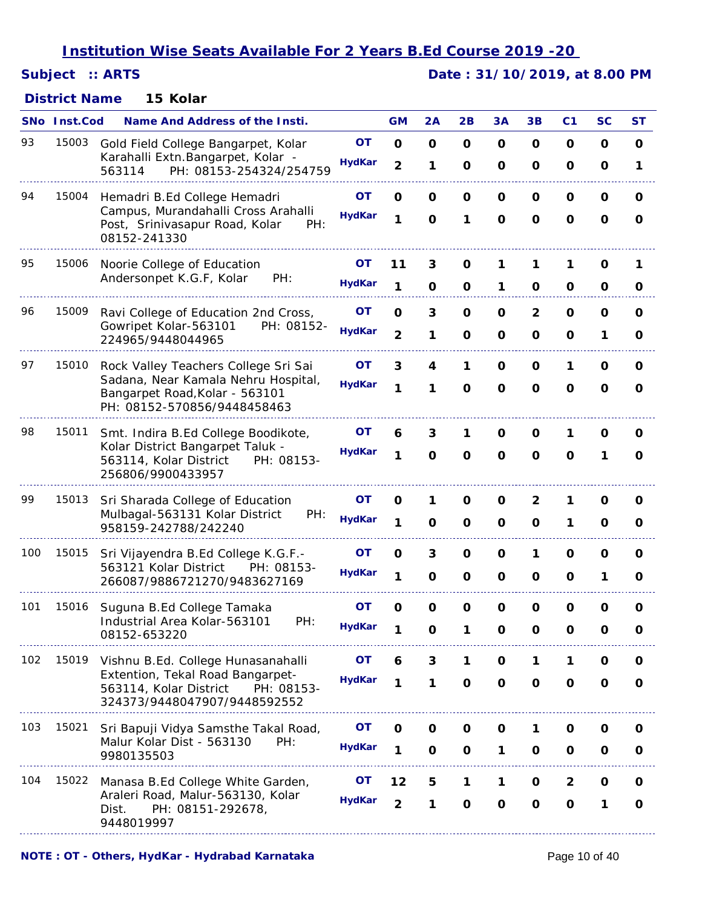## Institution Wise Seats Available For 2 Years B.Ed Course 2019 -20

**Subject :: ARTS** **Date : 31/10/2019, at 8.00 PM**

**District Name 15 Kolar**

| SNo | Inst.Cod | Name And Address of the Insti. | | GM | 2A | 2B | 3A | 3B | C1 | SC | ST |
|---|---|---|---|---|---|---|---|---|---|---|---|
| 93 | 15003 | Gold Field College Bangarpet, Kolar Karahalli Extn.Bangarpet, Kolar - 563114 PH: 08153-254324/254759 | OT | 0 | 0 | 0 | 0 | 0 | 0 | 0 | 0 |
| | | | HydKar | 2 | 1 | 0 | 0 | 0 | 0 | 0 | 1 |
| 94 | 15004 | Hemadri B.Ed College Hemadri Campus, Murandahalli Cross Arahalli Post, Srinivasapur Road, Kolar PH: 08152-241330 | OT | 0 | 0 | 0 | 0 | 0 | 0 | 0 | 0 |
| | | | HydKar | 1 | 0 | 1 | 0 | 0 | 0 | 0 | 0 |
| 95 | 15006 | Noorie College of Education Andersonpet K.G.F, Kolar PH: | OT | 11 | 3 | 0 | 1 | 1 | 1 | 0 | 1 |
| | | | HydKar | 1 | 0 | 0 | 1 | 0 | 0 | 0 | 0 |
| 96 | 15009 | Ravi College of Education 2nd Cross, Gowripet Kolar-563101 PH: 08152-224965/9448044965 | OT | 0 | 3 | 0 | 0 | 2 | 0 | 0 | 0 |
| | | | HydKar | 2 | 1 | 0 | 0 | 0 | 0 | 1 | 0 |
| 97 | 15010 | Rock Valley Teachers College Sri Sai Sadana, Near Kamala Nehru Hospital, Bangarpet Road,Kolar - 563101 PH: 08152-570856/9448458463 | OT | 3 | 4 | 1 | 0 | 0 | 1 | 0 | 0 |
| | | | HydKar | 1 | 1 | 0 | 0 | 0 | 0 | 0 | 0 |
| 98 | 15011 | Smt. Indira B.Ed College Boodikote, Kolar District Bangarpet Taluk - 563114, Kolar District PH: 08153-256806/9900433957 | OT | 6 | 3 | 1 | 0 | 0 | 1 | 0 | 0 |
| | | | HydKar | 1 | 0 | 0 | 0 | 0 | 0 | 1 | 0 |
| 99 | 15013 | Sri Sharada College of Education Mulbagal-563131 Kolar District PH: 958159-242788/242240 | OT | 0 | 1 | 0 | 0 | 2 | 1 | 0 | 0 |
| | | | HydKar | 1 | 0 | 0 | 0 | 0 | 1 | 0 | 0 |
| 100 | 15015 | Sri Vijayendra B.Ed College K.G.F.-563121 Kolar District PH: 08153-266087/9886721270/9483627169 | OT | 0 | 3 | 0 | 0 | 1 | 0 | 0 | 0 |
| | | | HydKar | 1 | 0 | 0 | 0 | 0 | 0 | 1 | 0 |
| 101 | 15016 | Suguna B.Ed College Tamaka Industrial Area Kolar-563101 PH: 08152-653220 | OT | 0 | 0 | 0 | 0 | 0 | 0 | 0 | 0 |
| | | | HydKar | 1 | 0 | 1 | 0 | 0 | 0 | 0 | 0 |
| 102 | 15019 | Vishnu B.Ed. College Hunasanahalli Extention, Tekal Road Bangarpet-563114, Kolar District PH: 08153-324373/9448047907/9448592552 | OT | 6 | 3 | 1 | 0 | 1 | 1 | 0 | 0 |
| | | | HydKar | 1 | 1 | 0 | 0 | 0 | 0 | 0 | 0 |
| 103 | 15021 | Sri Bapuji Vidya Samsthe Takal Road, Malur Kolar Dist - 563130 PH: 9980135503 | OT | 0 | 0 | 0 | 0 | 1 | 0 | 0 | 0 |
| | | | HydKar | 1 | 0 | 0 | 1 | 0 | 0 | 0 | 0 |
| 104 | 15022 | Manasa B.Ed College White Garden, Araleri Road, Malur-563130, Kolar Dist. PH: 08151-292678, 9448019997 | OT | 12 | 5 | 1 | 1 | 0 | 2 | 0 | 0 |
| | | | HydKar | 2 | 1 | 0 | 0 | 0 | 0 | 1 | 0 |

**NOTE : OT - Others, HydKar - Hydrabad Karnataka**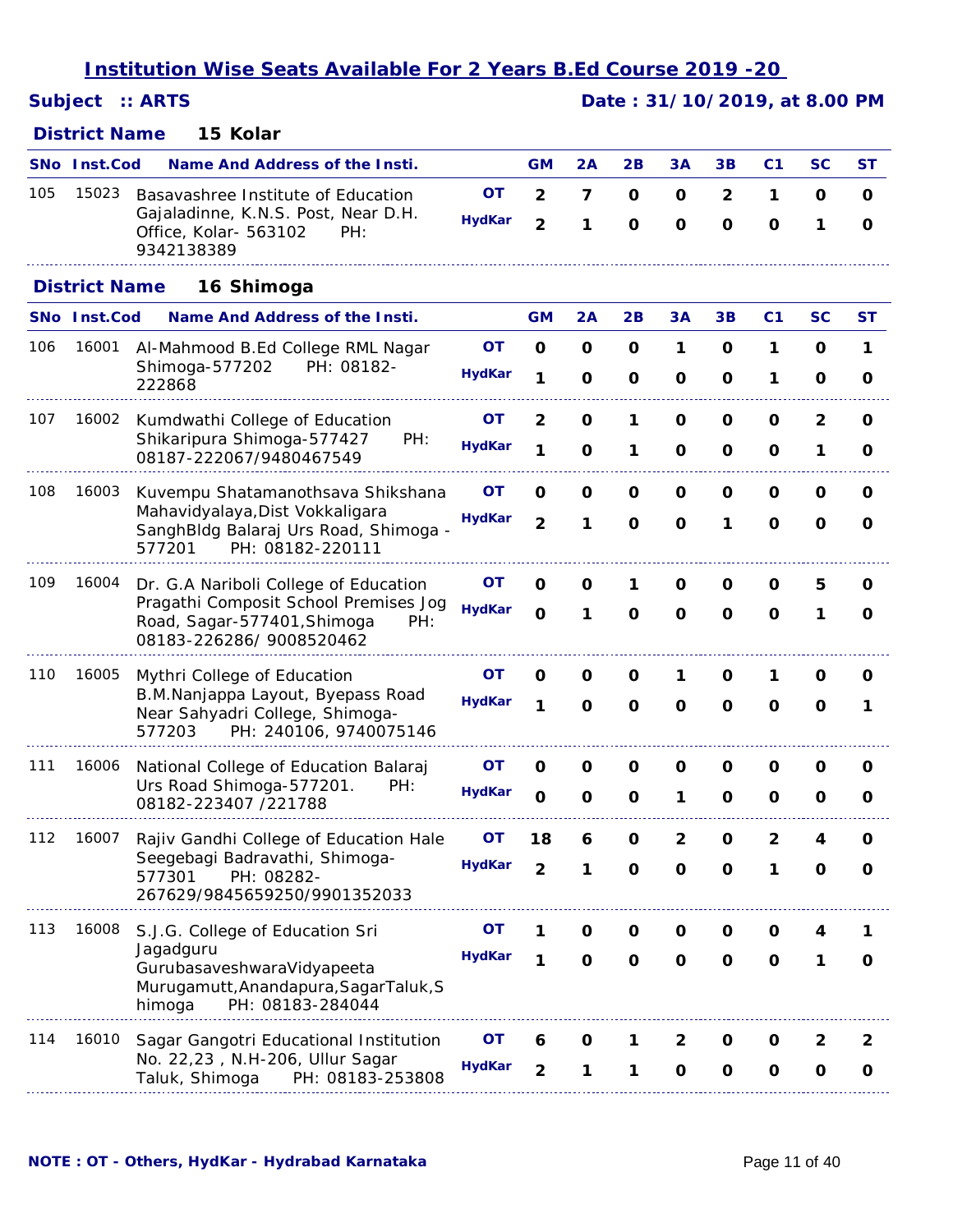## Institution Wise Seats Available For 2 Years B.Ed Course 2019 -20

**Subject :: ARTS** **Date : 31/10/2019, at 8.00 PM**

**District Name 15 Kolar**

| SNo | Inst.Cod | Name And Address of the Insti. | | GM | 2A | 2B | 3A | 3B | C1 | SC | ST |
|---|---|---|---|---|---|---|---|---|---|---|---|
| 105 | 15023 | Basavashree Institute of Education Gajaladinne, K.N.S. Post, Near D.H. Office, Kolar- 563102 PH: 9342138389 | OT | 2 | 7 | 0 | 0 | 2 | 1 | 0 | 0 |
| | | | HydKar | 2 | 1 | 0 | 0 | 0 | 0 | 1 | 0 |

**District Name 16 Shimoga**

| SNo | Inst.Cod | Name And Address of the Insti. | | GM | 2A | 2B | 3A | 3B | C1 | SC | ST |
|---|---|---|---|---|---|---|---|---|---|---|---|
| 106 | 16001 | Al-Mahmood B.Ed College RML Nagar Shimoga-577202 PH: 08182-222868 | OT | 0 | 0 | 0 | 1 | 0 | 1 | 0 | 1 |
| | | | HydKar | 1 | 0 | 0 | 0 | 0 | 1 | 0 | 0 |
| 107 | 16002 | Kumdwathi College of Education Shikaripura Shimoga-577427 PH: 08187-222067/9480467549 | OT | 2 | 0 | 1 | 0 | 0 | 0 | 2 | 0 |
| | | | HydKar | 1 | 0 | 1 | 0 | 0 | 0 | 1 | 0 |
| 108 | 16003 | Kuvempu Shatamanothsava Shikshana Mahavidyalaya,Dist Vokkaligara SanghBldg Balaraj Urs Road, Shimoga - 577201 PH: 08182-220111 | OT | 0 | 0 | 0 | 0 | 0 | 0 | 0 | 0 |
| | | | HydKar | 2 | 1 | 0 | 0 | 1 | 0 | 0 | 0 |
| 109 | 16004 | Dr. G.A Nariboli College of Education Pragathi Composit School Premises Jog Road, Sagar-577401,Shimoga PH: 08183-226286/ 9008520462 | OT | 0 | 0 | 1 | 0 | 0 | 0 | 5 | 0 |
| | | | HydKar | 0 | 1 | 0 | 0 | 0 | 0 | 1 | 0 |
| 110 | 16005 | Mythri College of Education B.M.Nanjappa Layout, Byepass Road Near Sahyadri College, Shimoga-577203 PH: 240106, 9740075146 | OT | 0 | 0 | 0 | 1 | 0 | 1 | 0 | 0 |
| | | | HydKar | 1 | 0 | 0 | 0 | 0 | 0 | 0 | 1 |
| 111 | 16006 | National College of Education Balaraj Urs Road Shimoga-577201. PH: 08182-223407 /221788 | OT | 0 | 0 | 0 | 0 | 0 | 0 | 0 | 0 |
| | | | HydKar | 0 | 0 | 0 | 1 | 0 | 0 | 0 | 0 |
| 112 | 16007 | Rajiv Gandhi College of Education Hale Seegebagi Badravathi, Shimoga-577301 PH: 08282-267629/9845659250/9901352033 | OT | 18 | 6 | 0 | 2 | 0 | 2 | 4 | 0 |
| | | | HydKar | 2 | 1 | 0 | 0 | 0 | 1 | 0 | 0 |
| 113 | 16008 | S.J.G. College of Education Sri Jagadguru GurubasaveshwaraVidyapeeta Murugamutt,Anandapura,SagarTaluk,Shimoga PH: 08183-284044 | OT | 1 | 0 | 0 | 0 | 0 | 0 | 4 | 1 |
| | | | HydKar | 1 | 0 | 0 | 0 | 0 | 0 | 1 | 0 |
| 114 | 16010 | Sagar Gangotri Educational Institution No. 22,23 , N.H-206, Ullur Sagar Taluk, Shimoga PH: 08183-253808 | OT | 6 | 0 | 1 | 2 | 0 | 0 | 2 | 2 |
| | | | HydKar | 2 | 1 | 1 | 0 | 0 | 0 | 0 | 0 |

**NOTE : OT - Others, HydKar - Hydrabad Karnataka**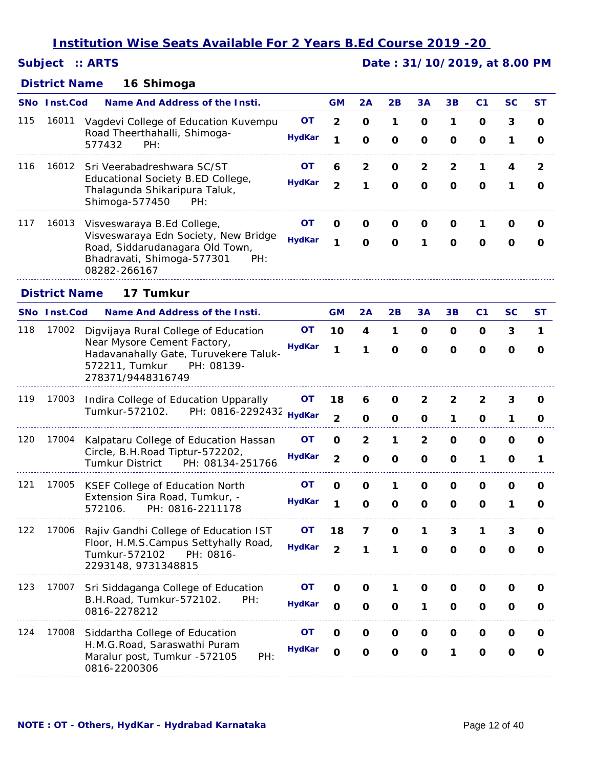# Institution Wise Seats Available For 2 Years B.Ed Course 2019 -20

**Subject :: ARTS** | **Date : 31/10/2019, at 8.00 PM**

## District Name 16 Shimoga

| SNo | Inst.Cod | Name And Address of the Insti. | | GM | 2A | 2B | 3A | 3B | C1 | SC | ST |
|---|---|---|---|---|---|---|---|---|---|---|---|
| 115 | 16011 | Vagdevi College of Education Kuvempu Road Theerthahalli, Shimoga-577432 PH: | OT | 2 | 0 | 1 | 0 | 1 | 0 | 3 | 0 |
| | | | HydKar | 1 | 0 | 0 | 0 | 0 | 0 | 1 | 0 |
| 116 | 16012 | Sri Veerabadreshwara SC/ST Educational Society B.ED College, Thalagunda Shikaripura Taluk, Shimoga-577450 PH: | OT | 6 | 2 | 0 | 2 | 2 | 1 | 4 | 2 |
| | | | HydKar | 2 | 1 | 0 | 0 | 0 | 0 | 1 | 0 |
| 117 | 16013 | Visveswaraya B.Ed College, Visveswaraya Edn Society, New Bridge Road, Siddarudanagara Old Town, Bhadravati, Shimoga-577301 PH: 08282-266167 | OT | 0 | 0 | 0 | 0 | 0 | 1 | 0 | 0 |
| | | | HydKar | 1 | 0 | 0 | 1 | 0 | 0 | 0 | 0 |

## District Name 17 Tumkur

| SNo | Inst.Cod | Name And Address of the Insti. | | GM | 2A | 2B | 3A | 3B | C1 | SC | ST |
|---|---|---|---|---|---|---|---|---|---|---|---|
| 118 | 17002 | Digvijaya Rural College of Education Near Mysore Cement Factory, Hadavanahally Gate, Turuvekere Taluk-572211, Tumkur PH: 08139-278371/9448316749 | OT | 10 | 4 | 1 | 0 | 0 | 0 | 3 | 1 |
| | | | HydKar | 1 | 1 | 0 | 0 | 0 | 0 | 0 | 0 |
| 119 | 17003 | Indira College of Education Upparally Tumkur-572102. PH: 0816-2292432 | OT | 18 | 6 | 0 | 2 | 2 | 2 | 3 | 0 |
| | | | HydKar | 2 | 0 | 0 | 0 | 1 | 0 | 1 | 0 |
| 120 | 17004 | Kalpataru College of Education Hassan Circle, B.H.Road Tiptur-572202, Tumkur District PH: 08134-251766 | OT | 0 | 2 | 1 | 2 | 0 | 0 | 0 | 0 |
| | | | HydKar | 2 | 0 | 0 | 0 | 0 | 1 | 0 | 1 |
| 121 | 17005 | KSEF College of Education North Extension Sira Road, Tumkur, -572106. PH: 0816-2211178 | OT | 0 | 0 | 1 | 0 | 0 | 0 | 0 | 0 |
| | | | HydKar | 1 | 0 | 0 | 0 | 0 | 0 | 1 | 0 |
| 122 | 17006 | Rajiv Gandhi College of Education IST Floor, H.M.S.Campus Settyhally Road, Tumkur-572102 PH: 0816-2293148, 9731348815 | OT | 18 | 7 | 0 | 1 | 3 | 1 | 3 | 0 |
| | | | HydKar | 2 | 1 | 1 | 0 | 0 | 0 | 0 | 0 |
| 123 | 17007 | Sri Siddaganga College of Education B.H.Road, Tumkur-572102. PH: 0816-2278212 | OT | 0 | 0 | 1 | 0 | 0 | 0 | 0 | 0 |
| | | | HydKar | 0 | 0 | 0 | 1 | 0 | 0 | 0 | 0 |
| 124 | 17008 | Siddartha College of Education H.M.G.Road, Saraswathi Puram Maralur post, Tumkur -572105 PH: 0816-2200306 | OT | 0 | 0 | 0 | 0 | 0 | 0 | 0 | 0 |
| | | | HydKar | 0 | 0 | 0 | 0 | 1 | 0 | 0 | 0 |

**NOTE : OT - Others, HydKar - Hydrabad Karnataka**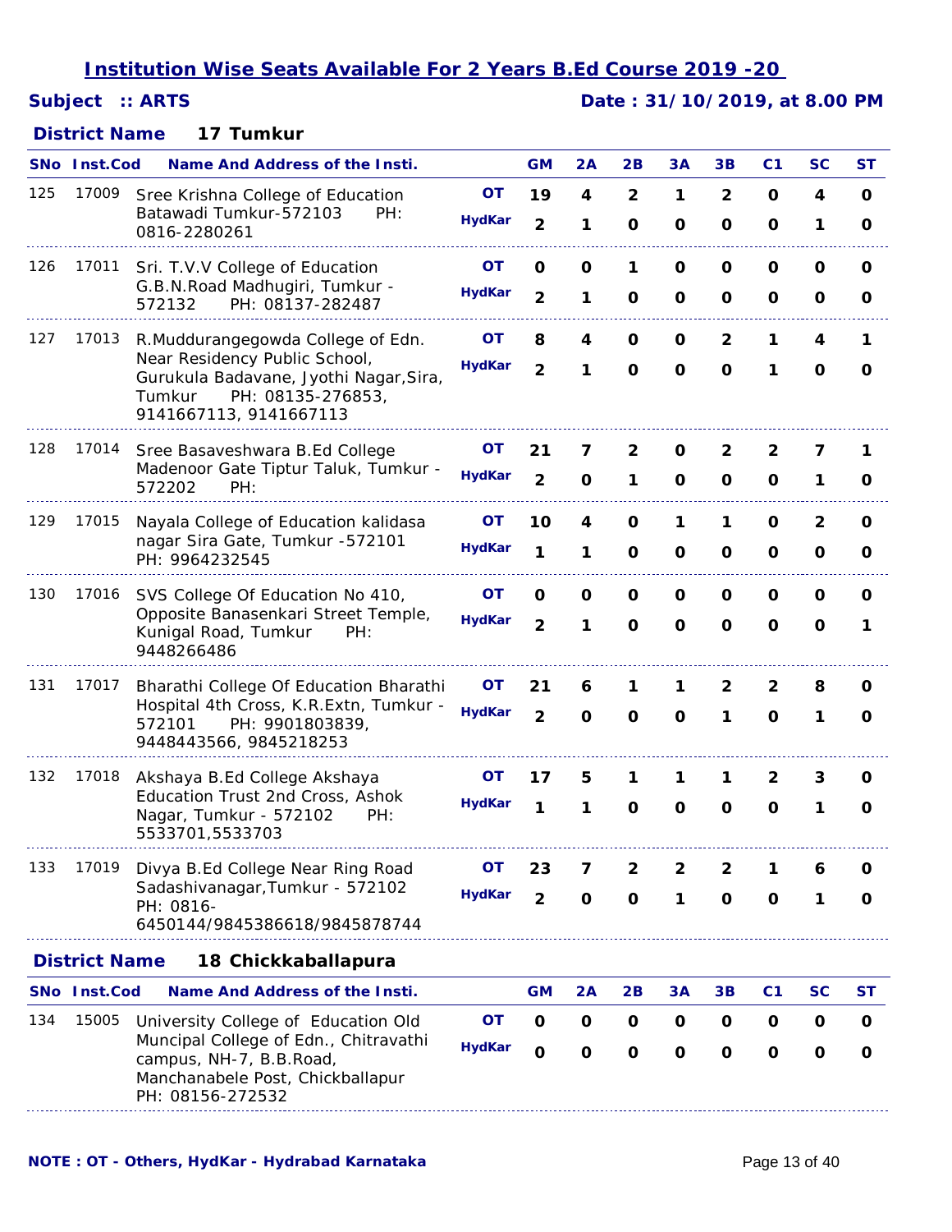## Institution Wise Seats Available For 2 Years B.Ed Course 2019 -20

**Subject :: ARTS** **Date : 31/10/2019, at 8.00 PM**

**District Name 17 Tumkur**

| SNo | Inst.Cod | Name And Address of the Insti. | | GM | 2A | 2B | 3A | 3B | C1 | SC | ST |
|---|---|---|---|---|---|---|---|---|---|---|---|
| 125 | 17009 | Sree Krishna College of Education Batawadi Tumkur-572103 PH: 0816-2280261 | OT | 19 | 4 | 2 | 1 | 2 | 0 | 4 | 0 |
| | | | HydKar | 2 | 1 | 0 | 0 | 0 | 0 | 1 | 0 |
| 126 | 17011 | Sri. T.V.V College of Education G.B.N.Road Madhugiri, Tumkur - 572132 PH: 08137-282487 | OT | 0 | 0 | 1 | 0 | 0 | 0 | 0 | 0 |
| | | | HydKar | 2 | 1 | 0 | 0 | 0 | 0 | 0 | 0 |
| 127 | 17013 | R.Muddurangegowda College of Edn. Near Residency Public School, Gurukula Badavane, Jyothi Nagar,Sira, Tumkur PH: 08135-276853, 9141667113, 9141667113 | OT | 8 | 4 | 0 | 0 | 2 | 1 | 4 | 1 |
| | | | HydKar | 2 | 1 | 0 | 0 | 0 | 1 | 0 | 0 |
| 128 | 17014 | Sree Basaveshwara B.Ed College Madenoor Gate Tiptur Taluk, Tumkur - 572202 PH: | OT | 21 | 7 | 2 | 0 | 2 | 2 | 7 | 1 |
| | | | HydKar | 2 | 0 | 1 | 0 | 0 | 0 | 1 | 0 |
| 129 | 17015 | Nayala College of Education kalidasa nagar Sira Gate, Tumkur -572101 PH: 9964232545 | OT | 10 | 4 | 0 | 1 | 1 | 0 | 2 | 0 |
| | | | HydKar | 1 | 1 | 0 | 0 | 0 | 0 | 0 | 0 |
| 130 | 17016 | SVS College Of Education No 410, Opposite Banasenkari Street Temple, Kunigal Road, Tumkur PH: 9448266486 | OT | 0 | 0 | 0 | 0 | 0 | 0 | 0 | 0 |
| | | | HydKar | 2 | 1 | 0 | 0 | 0 | 0 | 0 | 1 |
| 131 | 17017 | Bharathi College Of Education Bharathi Hospital 4th Cross, K.R.Extn, Tumkur - 572101 PH: 9901803839, 9448443566, 9845218253 | OT | 21 | 6 | 1 | 1 | 2 | 2 | 8 | 0 |
| | | | HydKar | 2 | 0 | 0 | 0 | 1 | 0 | 1 | 0 |
| 132 | 17018 | Akshaya B.Ed College Akshaya Education Trust 2nd Cross, Ashok Nagar, Tumkur - 572102 PH: 5533701,5533703 | OT | 17 | 5 | 1 | 1 | 1 | 2 | 3 | 0 |
| | | | HydKar | 1 | 1 | 0 | 0 | 0 | 0 | 1 | 0 |
| 133 | 17019 | Divya B.Ed College Near Ring Road Sadashivanagar,Tumkur - 572102 PH: 0816-6450144/9845386618/9845878744 | OT | 23 | 7 | 2 | 2 | 2 | 1 | 6 | 0 |
| | | | HydKar | 2 | 0 | 0 | 1 | 0 | 0 | 1 | 0 |

**District Name 18 Chickkaballapura**

| SNo | Inst.Cod | Name And Address of the Insti. | | GM | 2A | 2B | 3A | 3B | C1 | SC | ST |
|---|---|---|---|---|---|---|---|---|---|---|---|
| 134 | 15005 | University College of Education Old Muncipal College of Edn., Chitravathi campus, NH-7, B.B.Road, Manchanabele Post, Chickballapur PH: 08156-272532 | OT | 0 | 0 | 0 | 0 | 0 | 0 | 0 | 0 |
| | | | HydKar | 0 | 0 | 0 | 0 | 0 | 0 | 0 | 0 |

**NOTE : OT - Others, HydKar - Hydrabad Karnataka**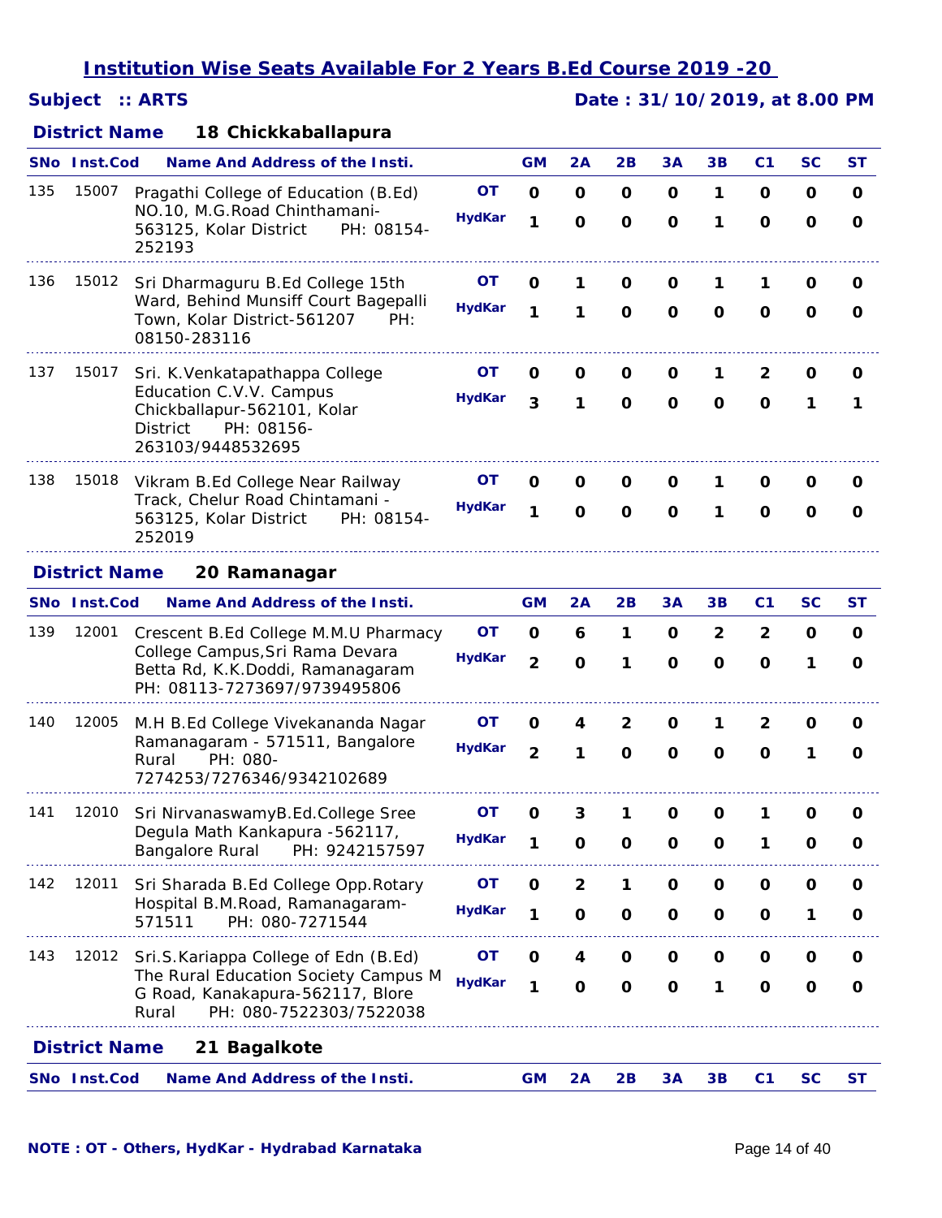## Institution Wise Seats Available For 2 Years B.Ed Course 2019 -20

**Subject :: ARTS** **Date : 31/10/2019, at 8.00 PM**

### District Name 18 Chickkaballapura

| SNo | Inst.Cod | Name And Address of the Insti. | | GM | 2A | 2B | 3A | 3B | C1 | SC | ST |
|---|---|---|---|---|---|---|---|---|---|---|---|
| 135 | 15007 | Pragathi College of Education (B.Ed) NO.10, M.G.Road Chinthamani-563125, Kolar District PH: 08154-252193 | OT | 0 | 0 | 0 | 0 | 1 | 0 | 0 | 0 |
| | | | HydKar | 1 | 0 | 0 | 0 | 1 | 0 | 0 | 0 |
| 136 | 15012 | Sri Dharmaguru B.Ed College 15th Ward, Behind Munsiff Court Bagepalli Town, Kolar District-561207 PH: 08150-283116 | OT | 0 | 1 | 0 | 0 | 1 | 1 | 0 | 0 |
| | | | HydKar | 1 | 1 | 0 | 0 | 0 | 0 | 0 | 0 |
| 137 | 15017 | Sri. K.Venkatapathappa College Education C.V.V. Campus Chickballapur-562101, Kolar District PH: 08156-263103/9448532695 | OT | 0 | 0 | 0 | 0 | 1 | 2 | 0 | 0 |
| | | | HydKar | 3 | 1 | 0 | 0 | 0 | 0 | 1 | 1 |
| 138 | 15018 | Vikram B.Ed College Near Railway Track, Chelur Road Chintamani -563125, Kolar District PH: 08154-252019 | OT | 0 | 0 | 0 | 0 | 1 | 0 | 0 | 0 |
| | | | HydKar | 1 | 0 | 0 | 0 | 1 | 0 | 0 | 0 |

### District Name 20 Ramanagar

| SNo | Inst.Cod | Name And Address of the Insti. | | GM | 2A | 2B | 3A | 3B | C1 | SC | ST |
|---|---|---|---|---|---|---|---|---|---|---|---|
| 139 | 12001 | Crescent B.Ed College M.M.U Pharmacy College Campus,Sri Rama Devara Betta Rd, K.K.Doddi, Ramanagaram PH: 08113-7273697/9739495806 | OT | 0 | 6 | 1 | 0 | 2 | 2 | 0 | 0 |
| | | | HydKar | 2 | 0 | 1 | 0 | 0 | 0 | 1 | 0 |
| 140 | 12005 | M.H B.Ed College Vivekananda Nagar Ramanagaram - 571511, Bangalore Rural PH: 080-7274253/7276346/9342102689 | OT | 0 | 4 | 2 | 0 | 1 | 2 | 0 | 0 |
| | | | HydKar | 2 | 1 | 0 | 0 | 0 | 0 | 1 | 0 |
| 141 | 12010 | Sri NirvanaswamyB.Ed.College Sree Degula Math Kankapura -562117, Bangalore Rural PH: 9242157597 | OT | 0 | 3 | 1 | 0 | 0 | 1 | 0 | 0 |
| | | | HydKar | 1 | 0 | 0 | 0 | 0 | 1 | 0 | 0 |
| 142 | 12011 | Sri Sharada B.Ed College Opp.Rotary Hospital B.M.Road, Ramanagaram-571511 PH: 080-7271544 | OT | 0 | 2 | 1 | 0 | 0 | 0 | 0 | 0 |
| | | | HydKar | 1 | 0 | 0 | 0 | 0 | 0 | 1 | 0 |
| 143 | 12012 | Sri.S.Kariappa College of Edn (B.Ed) The Rural Education Society Campus M G Road, Kanakapura-562117, Blore Rural PH: 080-7522303/7522038 | OT | 0 | 4 | 0 | 0 | 0 | 0 | 0 | 0 |
| | | | HydKar | 1 | 0 | 0 | 0 | 1 | 0 | 0 | 0 |

### District Name 21 Bagalkote

| SNo | Inst.Cod | Name And Address of the Insti. | | GM | 2A | 2B | 3A | 3B | C1 | SC | ST |
|---|---|---|---|---|---|---|---|---|---|---|---|

**NOTE : OT - Others, HydKar - Hydrabad Karnataka**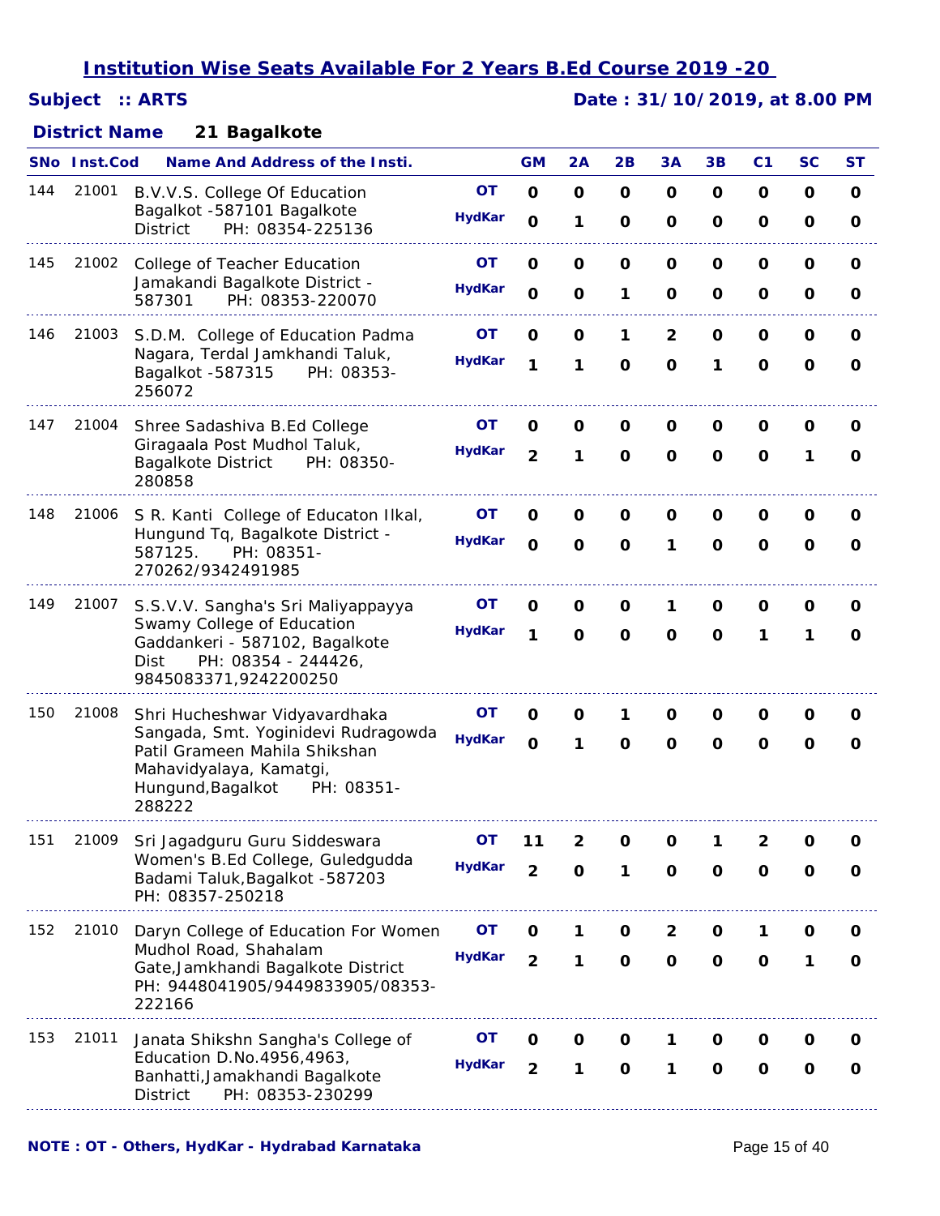# Institution Wise Seats Available For 2 Years B.Ed Course 2019 -20

**Subject :: ARTS** **Date : 31/10/2019, at 8.00 PM**

**District Name 21 Bagalkote**

| SNo | Inst.Cod | Name And Address of the Insti. | | GM | 2A | 2B | 3A | 3B | C1 | SC | ST |
|---|---|---|---|---|---|---|---|---|---|---|---|
| 144 | 21001 | B.V.V.S. College Of Education Bagalkot -587101 Bagalkote District PH: 08354-225136 | OT | 0 | 0 | 0 | 0 | 0 | 0 | 0 | 0 |
| | | | HydKar | 0 | 1 | 0 | 0 | 0 | 0 | 0 | 0 |
| 145 | 21002 | College of Teacher Education Jamakandi Bagalkote District - 587301 PH: 08353-220070 | OT | 0 | 0 | 0 | 0 | 0 | 0 | 0 | 0 |
| | | | HydKar | 0 | 0 | 1 | 0 | 0 | 0 | 0 | 0 |
| 146 | 21003 | S.D.M. College of Education Padma Nagara, Terdal Jamkhandi Taluk, Bagalkot -587315 PH: 08353-256072 | OT | 0 | 0 | 1 | 2 | 0 | 0 | 0 | 0 |
| | | | HydKar | 1 | 1 | 0 | 0 | 1 | 0 | 0 | 0 |
| 147 | 21004 | Shree Sadashiva B.Ed College Giragaala Post Mudhol Taluk, Bagalkote District PH: 08350-280858 | OT | 0 | 0 | 0 | 0 | 0 | 0 | 0 | 0 |
| | | | HydKar | 2 | 1 | 0 | 0 | 0 | 0 | 1 | 0 |
| 148 | 21006 | S R. Kanti College of Educaton Ilkal, Hungund Tq, Bagalkote District - 587125. PH: 08351-270262/9342491985 | OT | 0 | 0 | 0 | 0 | 0 | 0 | 0 | 0 |
| | | | HydKar | 0 | 0 | 0 | 1 | 0 | 0 | 0 | 0 |
| 149 | 21007 | S.S.V.V. Sangha's Sri Maliyappayya Swamy College of Education Gaddankeri - 587102, Bagalkote Dist PH: 08354 - 244426, 9845083371,9242200250 | OT | 0 | 0 | 0 | 1 | 0 | 0 | 0 | 0 |
| | | | HydKar | 1 | 0 | 0 | 0 | 0 | 1 | 1 | 0 |
| 150 | 21008 | Shri Hucheshwar Vidyavardhaka Sangada, Smt. Yoginidevi Rudragowda Patil Grameen Mahila Shikshan Mahavidyalaya, Kamatgi, Hungund,Bagalkot PH: 08351-288222 | OT | 0 | 0 | 1 | 0 | 0 | 0 | 0 | 0 |
| | | | HydKar | 0 | 1 | 0 | 0 | 0 | 0 | 0 | 0 |
| 151 | 21009 | Sri Jagadguru Guru Siddeswara Women's B.Ed College, Guledgudda Badami Taluk,Bagalkot -587203 PH: 08357-250218 | OT | 11 | 2 | 0 | 0 | 1 | 2 | 0 | 0 |
| | | | HydKar | 2 | 0 | 1 | 0 | 0 | 0 | 0 | 0 |
| 152 | 21010 | Daryn College of Education For Women Mudhol Road, Shahalam Gate,Jamkhandi Bagalkote District PH: 9448041905/9449833905/08353-222166 | OT | 0 | 1 | 0 | 2 | 0 | 1 | 0 | 0 |
| | | | HydKar | 2 | 1 | 0 | 0 | 0 | 0 | 1 | 0 |
| 153 | 21011 | Janata Shikshn Sangha's College of Education D.No.4956,4963, Banhatti,Jamakhandi Bagalkote District PH: 08353-230299 | OT | 0 | 0 | 0 | 1 | 0 | 0 | 0 | 0 |
| | | | HydKar | 2 | 1 | 0 | 1 | 0 | 0 | 0 | 0 |

**NOTE : OT - Others, HydKar - Hydrabad Karnataka**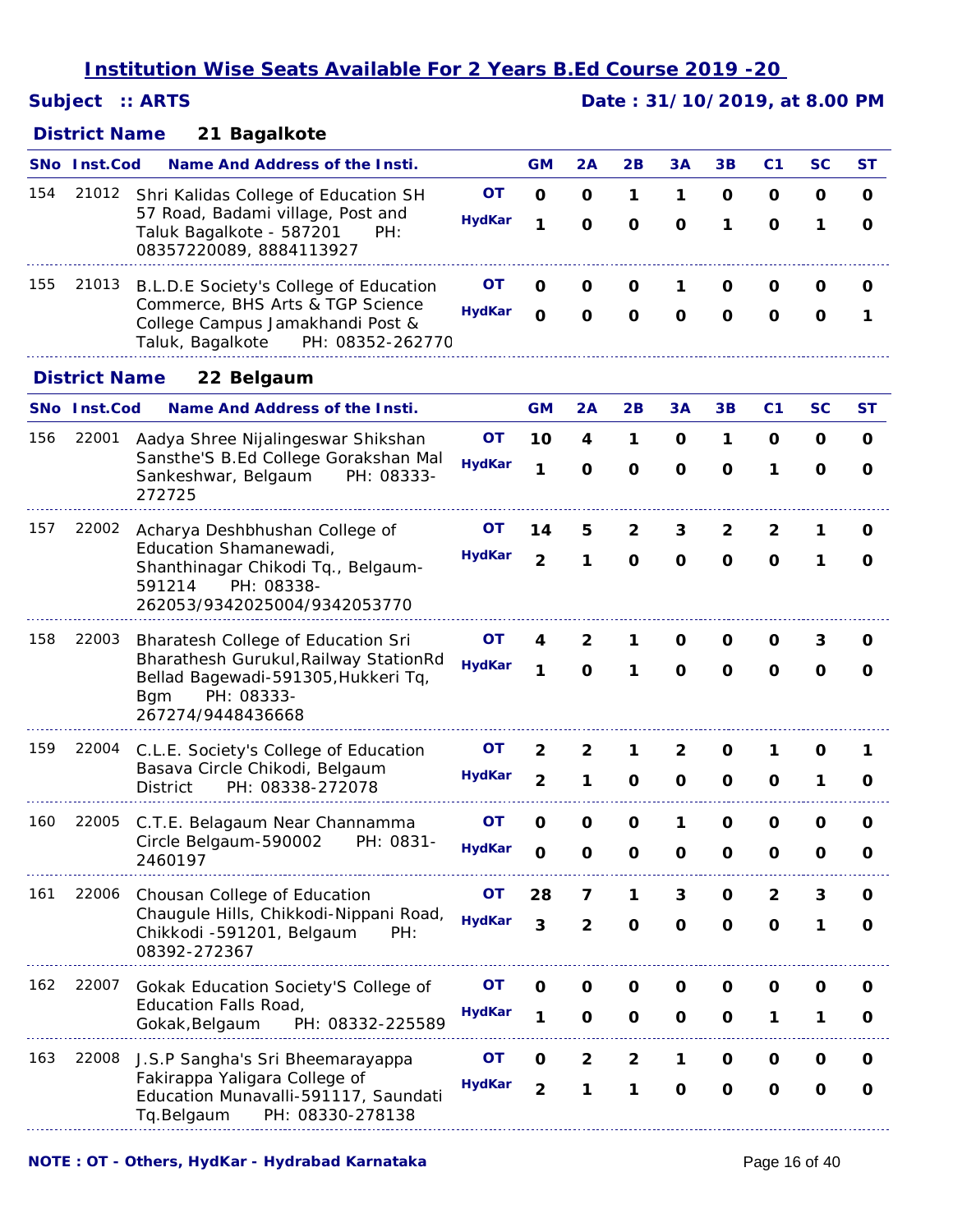## Institution Wise Seats Available For 2 Years B.Ed Course 2019 -20

**Subject :: ARTS** **Date : 31/10/2019, at 8.00 PM**

**District Name 21 Bagalkote**

| SNo | Inst.Cod | Name And Address of the Insti. | | GM | 2A | 2B | 3A | 3B | C1 | SC | ST |
|---|---|---|---|---|---|---|---|---|---|---|---|
| 154 | 21012 | Shri Kalidas College of Education SH 57 Road, Badami village, Post and Taluk Bagalkote - 587201 PH: 08357220089, 8884113927 | OT | 0 | 0 | 1 | 1 | 0 | 0 | 0 | 0 |
| | | | HydKar | 1 | 0 | 0 | 0 | 1 | 0 | 1 | 0 |
| 155 | 21013 | B.L.D.E Society's College of Education Commerce, BHS Arts & TGP Science College Campus Jamakhandi Post & Taluk, Bagalkote PH: 08352-262770 | OT | 0 | 0 | 0 | 1 | 0 | 0 | 0 | 0 |
| | | | HydKar | 0 | 0 | 0 | 0 | 0 | 0 | 0 | 1 |

**District Name 22 Belgaum**

| SNo | Inst.Cod | Name And Address of the Insti. | | GM | 2A | 2B | 3A | 3B | C1 | SC | ST |
|---|---|---|---|---|---|---|---|---|---|---|---|
| 156 | 22001 | Aadya Shree Nijalingeswar Shikshan Sansthe'S B.Ed College Gorakshan Mal Sankeshwar, Belgaum PH: 08333-272725 | OT | 10 | 4 | 1 | 0 | 1 | 0 | 0 | 0 |
| | | | HydKar | 1 | 0 | 0 | 0 | 0 | 1 | 0 | 0 |
| 157 | 22002 | Acharya Deshbhushan College of Education Shamanewadi, Shanthinagar Chikodi Tq., Belgaum-591214 PH: 08338-262053/9342025004/9342053770 | OT | 14 | 5 | 2 | 3 | 2 | 2 | 1 | 0 |
| | | | HydKar | 2 | 1 | 0 | 0 | 0 | 0 | 1 | 0 |
| 158 | 22003 | Bharatesh College of Education Sri Bharathesh Gurukul,Railway StationRd Bellad Bagewadi-591305,Hukkeri Tq, Bgm PH: 08333-267274/9448436668 | OT | 4 | 2 | 1 | 0 | 0 | 0 | 3 | 0 |
| | | | HydKar | 1 | 0 | 1 | 0 | 0 | 0 | 0 | 0 |
| 159 | 22004 | C.L.E. Society's College of Education Basava Circle Chikodi, Belgaum District PH: 08338-272078 | OT | 2 | 2 | 1 | 2 | 0 | 1 | 0 | 1 |
| | | | HydKar | 2 | 1 | 0 | 0 | 0 | 0 | 1 | 0 |
| 160 | 22005 | C.T.E. Belagaum Near Channamma Circle Belgaum-590002 PH: 0831-2460197 | OT | 0 | 0 | 0 | 1 | 0 | 0 | 0 | 0 |
| | | | HydKar | 0 | 0 | 0 | 0 | 0 | 0 | 0 | 0 |
| 161 | 22006 | Chousan College of Education Chaugule Hills, Chikkodi-Nippani Road, Chikkodi -591201, Belgaum PH: 08392-272367 | OT | 28 | 7 | 1 | 3 | 0 | 2 | 3 | 0 |
| | | | HydKar | 3 | 2 | 0 | 0 | 0 | 0 | 1 | 0 |
| 162 | 22007 | Gokak Education Society'S College of Education Falls Road, Gokak,Belgaum PH: 08332-225589 | OT | 0 | 0 | 0 | 0 | 0 | 0 | 0 | 0 |
| | | | HydKar | 1 | 0 | 0 | 0 | 0 | 1 | 1 | 0 |
| 163 | 22008 | J.S.P Sangha's Sri Bheemarayappa Fakirappa Yaligara College of Education Munavalli-591117, Saundati Tq.Belgaum PH: 08330-278138 | OT | 0 | 2 | 2 | 1 | 0 | 0 | 0 | 0 |
| | | | HydKar | 2 | 1 | 1 | 0 | 0 | 0 | 0 | 0 |

**NOTE : OT - Others, HydKar - Hydrabad Karnataka**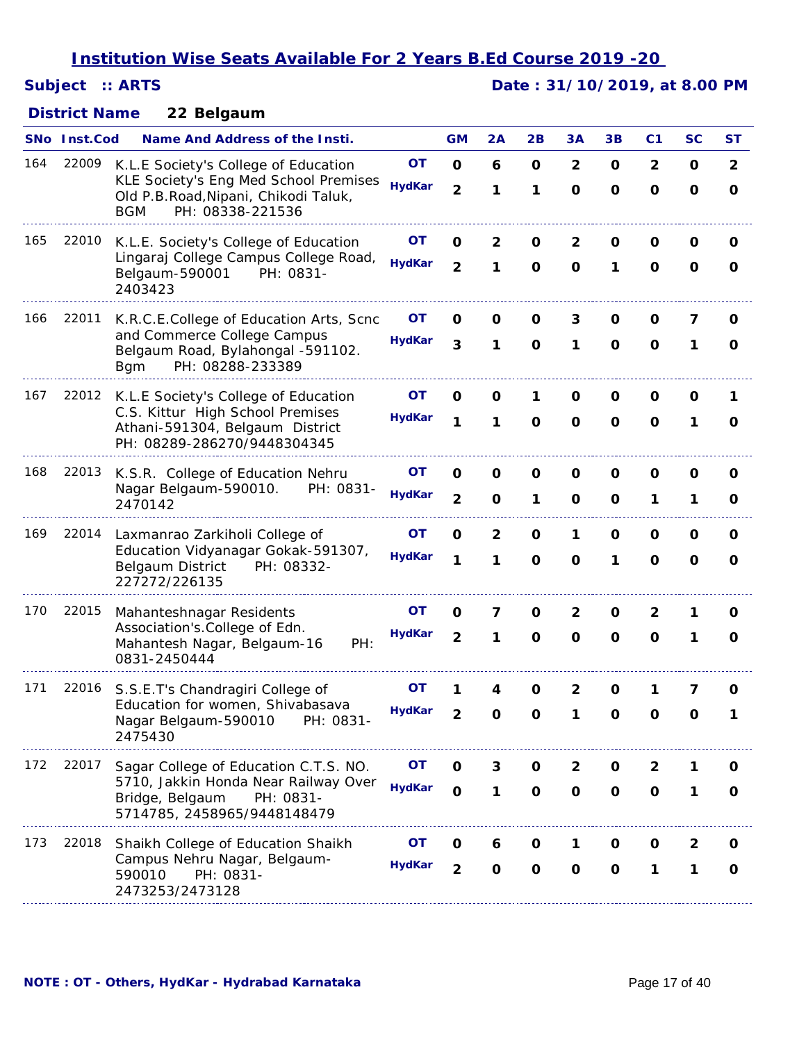# Institution Wise Seats Available For 2 Years B.Ed Course 2019 -20

**Subject :: ARTS**

**Date : 31/10/2019, at 8.00 PM**

**District Name 22 Belgaum**

| SNo | Inst.Cod | Name And Address of the Insti. | | GM | 2A | 2B | 3A | 3B | C1 | SC | ST |
|---|---|---|---|---|---|---|---|---|---|---|---|
| 164 | 22009 | K.L.E Society's College of Education KLE Society's Eng Med School Premises Old P.B.Road,Nipani, Chikodi Taluk, BGM PH: 08338-221536 | OT | 0 | 6 | 0 | 2 | 0 | 2 | 0 | 2 |
| | | | HydKar | 2 | 1 | 1 | 0 | 0 | 0 | 0 | 0 |
| 165 | 22010 | K.L.E. Society's College of Education Lingaraj College Campus College Road, Belgaum-590001 PH: 0831-2403423 | OT | 0 | 2 | 0 | 2 | 0 | 0 | 0 | 0 |
| | | | HydKar | 2 | 1 | 0 | 0 | 1 | 0 | 0 | 0 |
| 166 | 22011 | K.R.C.E.College of Education Arts, Scnc and Commerce College Campus Belgaum Road, Bylahongal -591102. Bgm PH: 08288-233389 | OT | 0 | 0 | 0 | 3 | 0 | 0 | 7 | 0 |
| | | | HydKar | 3 | 1 | 0 | 1 | 0 | 0 | 1 | 0 |
| 167 | 22012 | K.L.E Society's College of Education C.S. Kittur High School Premises Athani-591304, Belgaum District PH: 08289-286270/9448304345 | OT | 0 | 0 | 1 | 0 | 0 | 0 | 0 | 1 |
| | | | HydKar | 1 | 1 | 0 | 0 | 0 | 0 | 1 | 0 |
| 168 | 22013 | K.S.R. College of Education Nehru Nagar Belgaum-590010. PH: 0831-2470142 | OT | 0 | 0 | 0 | 0 | 0 | 0 | 0 | 0 |
| | | | HydKar | 2 | 0 | 1 | 0 | 0 | 1 | 1 | 0 |
| 169 | 22014 | Laxmanrao Zarkiholi College of Education Vidyanagar Gokak-591307, Belgaum District PH: 08332-227272/226135 | OT | 0 | 2 | 0 | 1 | 0 | 0 | 0 | 0 |
| | | | HydKar | 1 | 1 | 0 | 0 | 1 | 0 | 0 | 0 |
| 170 | 22015 | Mahanteshnagar Residents Association's.College of Edn. Mahantesh Nagar, Belgaum-16 PH: 0831-2450444 | OT | 0 | 7 | 0 | 2 | 0 | 2 | 1 | 0 |
| | | | HydKar | 2 | 1 | 0 | 0 | 0 | 0 | 1 | 0 |
| 171 | 22016 | S.S.E.T's Chandragiri College of Education for women, Shivabasava Nagar Belgaum-590010 PH: 0831-2475430 | OT | 1 | 4 | 0 | 2 | 0 | 1 | 7 | 0 |
| | | | HydKar | 2 | 0 | 0 | 1 | 0 | 0 | 0 | 1 |
| 172 | 22017 | Sagar College of Education C.T.S. NO. 5710, Jakkin Honda Near Railway Over Bridge, Belgaum PH: 0831-5714785, 2458965/9448148479 | OT | 0 | 3 | 0 | 2 | 0 | 2 | 1 | 0 |
| | | | HydKar | 0 | 1 | 0 | 0 | 0 | 0 | 1 | 0 |
| 173 | 22018 | Shaikh College of Education Shaikh Campus Nehru Nagar, Belgaum-590010 PH: 0831-2473253/2473128 | OT | 0 | 6 | 0 | 1 | 0 | 0 | 2 | 0 |
| | | | HydKar | 2 | 0 | 0 | 0 | 0 | 1 | 1 | 0 |

**NOTE : OT - Others, HydKar - Hydrabad Karnataka**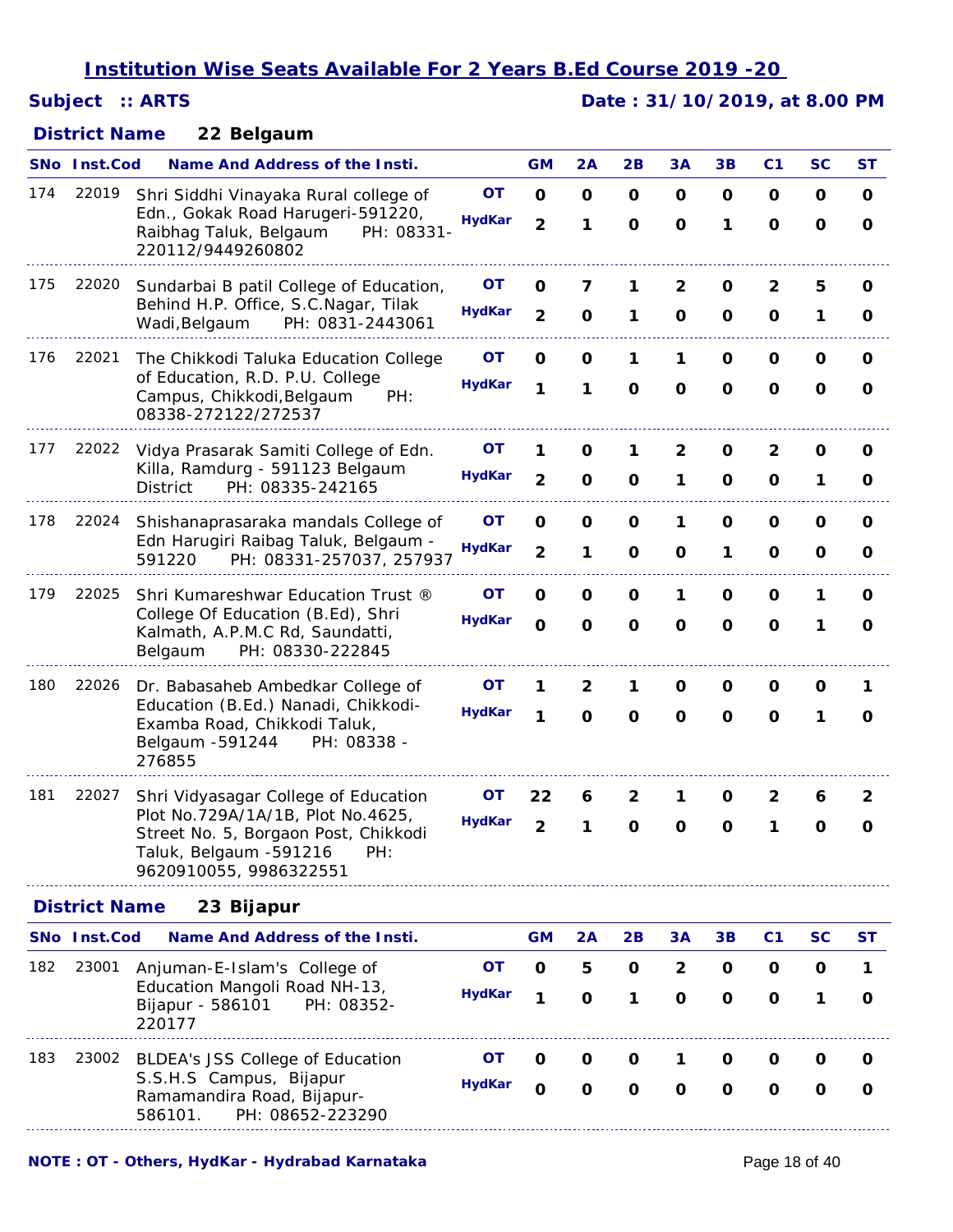## Institution Wise Seats Available For 2 Years B.Ed Course 2019 -20

**Subject :: ARTS** **Date : 31/10/2019, at 8.00 PM**

**District Name 22 Belgaum**

| SNo | Inst.Cod | Name And Address of the Insti. | | GM | 2A | 2B | 3A | 3B | C1 | SC | ST |
|---|---|---|---|---|---|---|---|---|---|---|---|
| 174 | 22019 | Shri Siddhi Vinayaka Rural college of Edn., Gokak Road Harugeri-591220, Raibhag Taluk, Belgaum PH: 08331-220112/9449260802 | OT | 0 | 0 | 0 | 0 | 0 | 0 | 0 | 0 |
| | | | HydKar | 2 | 1 | 0 | 0 | 1 | 0 | 0 | 0 |
| 175 | 22020 | Sundarbai B patil College of Education, Behind H.P. Office, S.C.Nagar, Tilak Wadi,Belgaum PH: 0831-2443061 | OT | 0 | 7 | 1 | 2 | 0 | 2 | 5 | 0 |
| | | | HydKar | 2 | 0 | 1 | 0 | 0 | 0 | 1 | 0 |
| 176 | 22021 | The Chikkodi Taluka Education College of Education, R.D. P.U. College Campus, Chikkodi,Belgaum PH: 08338-272122/272537 | OT | 0 | 0 | 1 | 1 | 0 | 0 | 0 | 0 |
| | | | HydKar | 1 | 1 | 0 | 0 | 0 | 0 | 0 | 0 |
| 177 | 22022 | Vidya Prasarak Samiti College of Edn. Killa, Ramdurg - 591123 Belgaum District PH: 08335-242165 | OT | 1 | 0 | 1 | 2 | 0 | 2 | 0 | 0 |
| | | | HydKar | 2 | 0 | 0 | 1 | 0 | 0 | 1 | 0 |
| 178 | 22024 | Shishanaprasaraka mandals College of Edn Harugiri Raibag Taluk, Belgaum - 591220 PH: 08331-257037, 257937 | OT | 0 | 0 | 0 | 1 | 0 | 0 | 0 | 0 |
| | | | HydKar | 2 | 1 | 0 | 0 | 1 | 0 | 0 | 0 |
| 179 | 22025 | Shri Kumareshwar Education Trust ® College Of Education (B.Ed), Shri Kalmath, A.P.M.C Rd, Saundatti, Belgaum PH: 08330-222845 | OT | 0 | 0 | 0 | 1 | 0 | 0 | 1 | 0 |
| | | | HydKar | 0 | 0 | 0 | 0 | 0 | 0 | 1 | 0 |
| 180 | 22026 | Dr. Babasaheb Ambedkar College of Education (B.Ed.) Nanadi, Chikkodi-Examba Road, Chikkodi Taluk, Belgaum -591244 PH: 08338 -276855 | OT | 1 | 2 | 1 | 0 | 0 | 0 | 0 | 1 |
| | | | HydKar | 1 | 0 | 0 | 0 | 0 | 0 | 1 | 0 |
| 181 | 22027 | Shri Vidyasagar College of Education Plot No.729A/1A/1B, Plot No.4625, Street No. 5, Borgaon Post, Chikkodi Taluk, Belgaum -591216 PH: 9620910055, 9986322551 | OT | 22 | 6 | 2 | 1 | 0 | 2 | 6 | 2 |
| | | | HydKar | 2 | 1 | 0 | 0 | 0 | 1 | 0 | 0 |

**District Name 23 Bijapur**

| SNo | Inst.Cod | Name And Address of the Insti. | | GM | 2A | 2B | 3A | 3B | C1 | SC | ST |
|---|---|---|---|---|---|---|---|---|---|---|---|
| 182 | 23001 | Anjuman-E-Islam's College of Education Mangoli Road NH-13, Bijapur - 586101 PH: 08352-220177 | OT | 0 | 5 | 0 | 2 | 0 | 0 | 0 | 1 |
| | | | HydKar | 1 | 0 | 1 | 0 | 0 | 0 | 1 | 0 |
| 183 | 23002 | BLDEA's JSS College of Education S.S.H.S Campus, Bijapur Ramamandira Road, Bijapur-586101. PH: 08652-223290 | OT | 0 | 0 | 0 | 1 | 0 | 0 | 0 | 0 |
| | | | HydKar | 0 | 0 | 0 | 0 | 0 | 0 | 0 | 0 |

**NOTE : OT - Others, HydKar - Hydrabad Karnataka**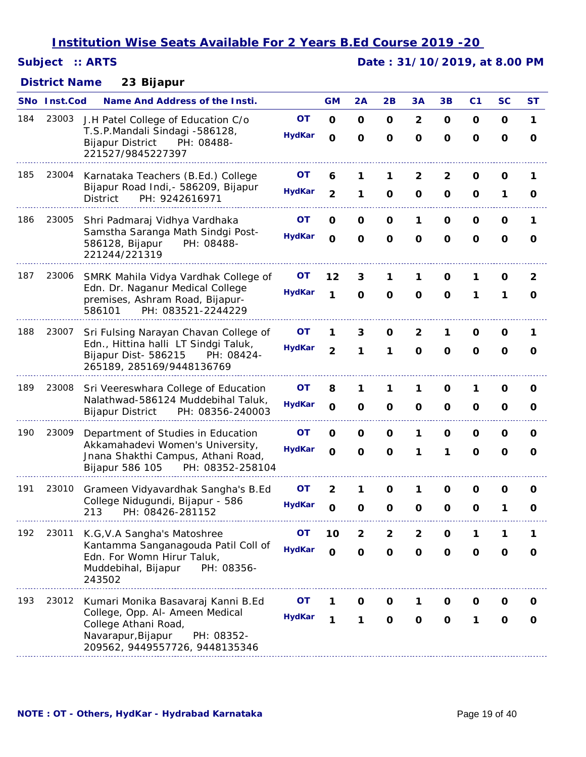# Institution Wise Seats Available For 2 Years B.Ed Course 2019 -20

**Subject :: ARTS** **Date : 31/10/2019, at 8.00 PM**

**District Name 23 Bijapur**

| SNo | Inst.Cod | Name And Address of the Insti. | | GM | 2A | 2B | 3A | 3B | C1 | SC | ST |
|---|---|---|---|---|---|---|---|---|---|---|---|
| 184 | 23003 | J.H Patel College of Education C/o T.S.P.Mandali Sindagi -586128, Bijapur District PH: 08488-221527/9845227397 | OT | 0 | 0 | 0 | 2 | 0 | 0 | 0 | 1 |
| | | | HydKar | 0 | 0 | 0 | 0 | 0 | 0 | 0 | 0 |
| 185 | 23004 | Karnataka Teachers (B.Ed.) College Bijapur Road Indi,- 586209, Bijapur District PH: 9242616971 | OT | 6 | 1 | 1 | 2 | 2 | 0 | 0 | 1 |
| | | | HydKar | 2 | 1 | 0 | 0 | 0 | 0 | 1 | 0 |
| 186 | 23005 | Shri Padmaraj Vidhya Vardhaka Samstha Saranga Math Sindgi Post- 586128, Bijapur PH: 08488-221244/221319 | OT | 0 | 0 | 0 | 1 | 0 | 0 | 0 | 1 |
| | | | HydKar | 0 | 0 | 0 | 0 | 0 | 0 | 0 | 0 |
| 187 | 23006 | SMRK Mahila Vidya Vardhak College of Edn. Dr. Naganur Medical College premises, Ashram Road, Bijapur-586101 PH: 083521-2244229 | OT | 12 | 3 | 1 | 1 | 0 | 1 | 0 | 2 |
| | | | HydKar | 1 | 0 | 0 | 0 | 0 | 1 | 1 | 0 |
| 188 | 23007 | Sri Fulsing Narayan Chavan College of Edn., Hittina halli LT Sindgi Taluk, Bijapur Dist- 586215 PH: 08424-265189, 285169/9448136769 | OT | 1 | 3 | 0 | 2 | 1 | 0 | 0 | 1 |
| | | | HydKar | 2 | 1 | 1 | 0 | 0 | 0 | 0 | 0 |
| 189 | 23008 | Sri Veereswhara College of Education Nalathwad-586124 Muddebihal Taluk, Bijapur District PH: 08356-240003 | OT | 8 | 1 | 1 | 1 | 0 | 1 | 0 | 0 |
| | | | HydKar | 0 | 0 | 0 | 0 | 0 | 0 | 0 | 0 |
| 190 | 23009 | Department of Studies in Education Akkamahadevi Women's University, Jnana Shakthi Campus, Athani Road, Bijapur 586 105 PH: 08352-258104 | OT | 0 | 0 | 0 | 1 | 0 | 0 | 0 | 0 |
| | | | HydKar | 0 | 0 | 0 | 1 | 1 | 0 | 0 | 0 |
| 191 | 23010 | Grameen Vidyavardhak Sangha's B.Ed College Nidugundi, Bijapur - 586 213 PH: 08426-281152 | OT | 2 | 1 | 0 | 1 | 0 | 0 | 0 | 0 |
| | | | HydKar | 0 | 0 | 0 | 0 | 0 | 0 | 1 | 0 |
| 192 | 23011 | K.G,V.A Sangha's Matoshree Kantamma Sanganagouda Patil Coll of Edn. For Womn Hirur Taluk, Muddebihal, Bijapur PH: 08356-243502 | OT | 10 | 2 | 2 | 2 | 0 | 1 | 1 | 1 |
| | | | HydKar | 0 | 0 | 0 | 0 | 0 | 0 | 0 | 0 |
| 193 | 23012 | Kumari Monika Basavaraj Kanni B.Ed College, Opp. Al- Ameen Medical College Athani Road, Navarapur,Bijapur PH: 08352-209562, 9449557726, 9448135346 | OT | 1 | 0 | 0 | 1 | 0 | 0 | 0 | 0 |
| | | | HydKar | 1 | 1 | 0 | 0 | 0 | 1 | 0 | 0 |

**NOTE : OT - Others, HydKar - Hydrabad Karnataka**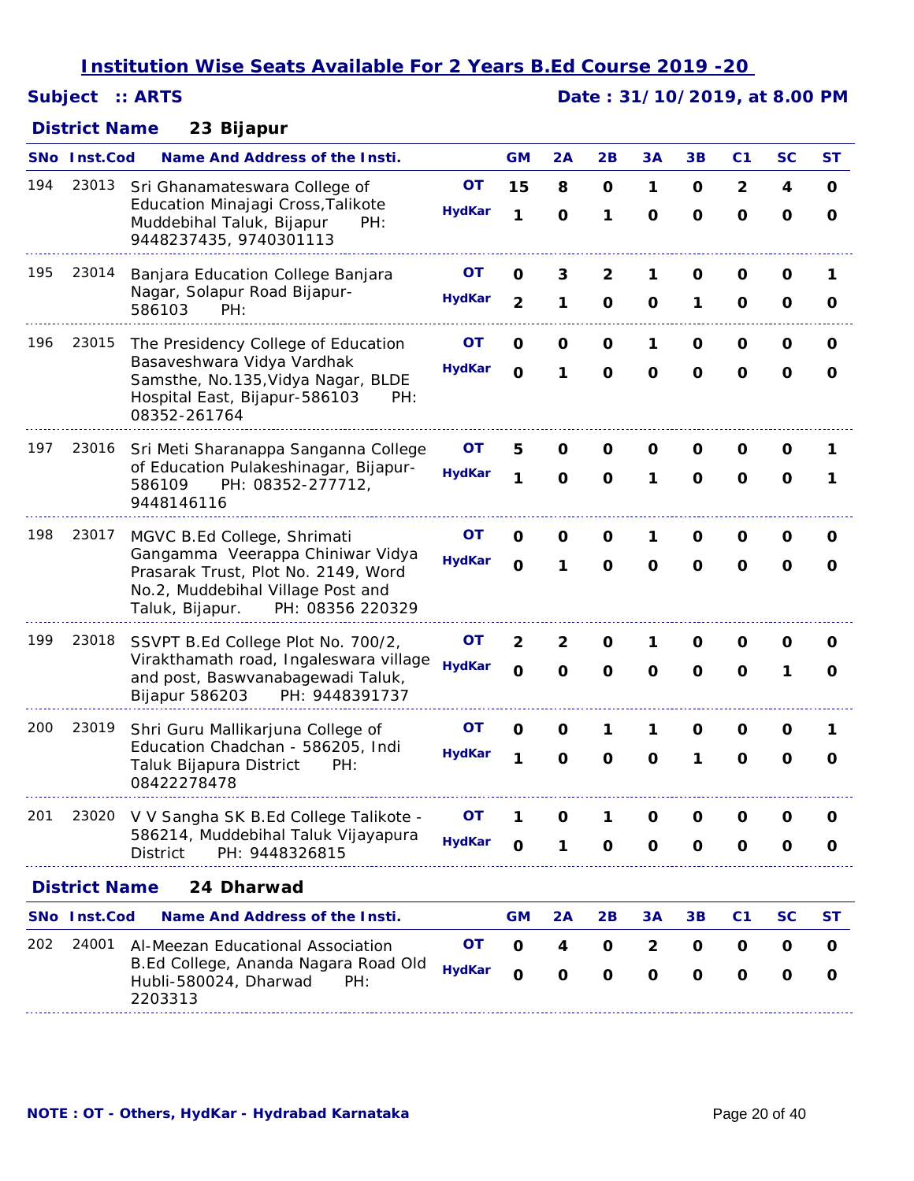## Institution Wise Seats Available For 2 Years B.Ed Course 2019 -20

**Subject :: ARTS** **Date : 31/10/2019, at 8.00 PM**

**District Name 23 Bijapur**

| SNo | Inst.Cod | Name And Address of the Insti. | | GM | 2A | 2B | 3A | 3B | C1 | SC | ST |
|---|---|---|---|---|---|---|---|---|---|---|---|
| 194 | 23013 | Sri Ghanamateswara College of Education Minajagi Cross,Talikote Muddebihal Taluk, Bijapur PH: 9448237435, 9740301113 | OT | 15 | 8 | 0 | 1 | 0 | 2 | 4 | 0 |
| | | | HydKar | 1 | 0 | 1 | 0 | 0 | 0 | 0 | 0 |
| 195 | 23014 | Banjara Education College Banjara Nagar, Solapur Road Bijapur-586103 PH: | OT | 0 | 3 | 2 | 1 | 0 | 0 | 0 | 1 |
| | | | HydKar | 2 | 1 | 0 | 0 | 1 | 0 | 0 | 0 |
| 196 | 23015 | The Presidency College of Education Basaveshwara Vidya Vardhak Samsthe, No.135,Vidya Nagar, BLDE Hospital East, Bijapur-586103 PH: 08352-261764 | OT | 0 | 0 | 0 | 1 | 0 | 0 | 0 | 0 |
| | | | HydKar | 0 | 1 | 0 | 0 | 0 | 0 | 0 | 0 |
| 197 | 23016 | Sri Meti Sharanappa Sanganna College of Education Pulakeshinagar, Bijapur-586109 PH: 08352-277712, 9448146116 | OT | 5 | 0 | 0 | 0 | 0 | 0 | 0 | 1 |
| | | | HydKar | 1 | 0 | 0 | 1 | 0 | 0 | 0 | 1 |
| 198 | 23017 | MGVC B.Ed College, Shrimati Gangamma Veerappa Chiniwar Vidya Prasarak Trust, Plot No. 2149, Word No.2, Muddebihal Village Post and Taluk, Bijapur. PH: 08356 220329 | OT | 0 | 0 | 0 | 1 | 0 | 0 | 0 | 0 |
| | | | HydKar | 0 | 1 | 0 | 0 | 0 | 0 | 0 | 0 |
| 199 | 23018 | SSVPT B.Ed College Plot No. 700/2, Virakthamath road, Ingaleswara village and post, Baswvanabagewadi Taluk, Bijapur 586203 PH: 9448391737 | OT | 2 | 2 | 0 | 1 | 0 | 0 | 0 | 0 |
| | | | HydKar | 0 | 0 | 0 | 0 | 0 | 0 | 1 | 0 |
| 200 | 23019 | Shri Guru Mallikarjuna College of Education Chadchan - 586205, Indi Taluk Bijapura District PH: 08422278478 | OT | 0 | 0 | 1 | 1 | 0 | 0 | 0 | 1 |
| | | | HydKar | 1 | 0 | 0 | 0 | 1 | 0 | 0 | 0 |
| 201 | 23020 | V V Sangha SK B.Ed College Talikote - 586214, Muddebihal Taluk Vijayapura District PH: 9448326815 | OT | 1 | 0 | 1 | 0 | 0 | 0 | 0 | 0 |
| | | | HydKar | 0 | 1 | 0 | 0 | 0 | 0 | 0 | 0 |

**District Name 24 Dharwad**

| SNo | Inst.Cod | Name And Address of the Insti. | | GM | 2A | 2B | 3A | 3B | C1 | SC | ST |
|---|---|---|---|---|---|---|---|---|---|---|---|
| 202 | 24001 | Al-Meezan Educational Association B.Ed College, Ananda Nagara Road Old Hubli-580024, Dharwad PH: 2203313 | OT | 0 | 4 | 0 | 2 | 0 | 0 | 0 | 0 |
| | | | HydKar | 0 | 0 | 0 | 0 | 0 | 0 | 0 | 0 |

**NOTE : OT - Others, HydKar - Hydrabad Karnataka**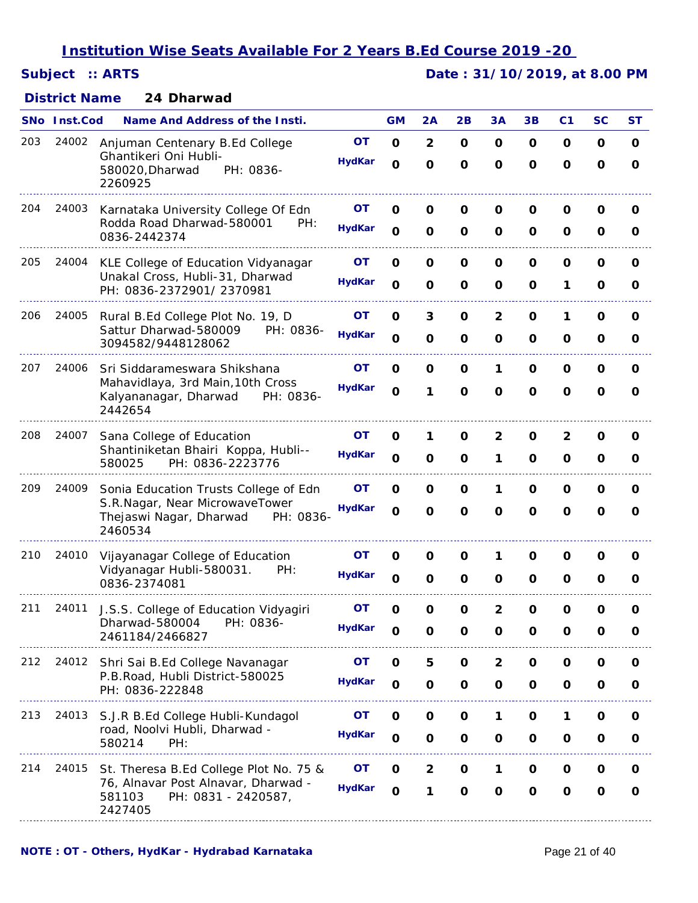# Institution Wise Seats Available For 2 Years B.Ed Course 2019 -20

**Subject :: ARTS** **Date : 31/10/2019, at 8.00 PM**

**District Name 24 Dharwad**

| SNo | Inst.Cod | Name And Address of the Insti. | | GM | 2A | 2B | 3A | 3B | C1 | SC | ST |
|---|---|---|---|---|---|---|---|---|---|---|---|
| 203 | 24002 | Anjuman Centenary B.Ed College Ghantikeri Oni Hubli-580020,Dharwad PH: 0836-2260925 | OT | 0 | 2 | 0 | 0 | 0 | 0 | 0 | 0 |
| | | | HydKar | 0 | 0 | 0 | 0 | 0 | 0 | 0 | 0 |
| 204 | 24003 | Karnataka University College Of Edn Rodda Road Dharwad-580001 PH: 0836-2442374 | OT | 0 | 0 | 0 | 0 | 0 | 0 | 0 | 0 |
| | | | HydKar | 0 | 0 | 0 | 0 | 0 | 0 | 0 | 0 |
| 205 | 24004 | KLE College of Education Vidyanagar Unakal Cross, Hubli-31, Dharwad PH: 0836-2372901/ 2370981 | OT | 0 | 0 | 0 | 0 | 0 | 0 | 0 | 0 |
| | | | HydKar | 0 | 0 | 0 | 0 | 0 | 1 | 0 | 0 |
| 206 | 24005 | Rural B.Ed College Plot No. 19, D Sattur Dharwad-580009 PH: 0836-3094582/9448128062 | OT | 0 | 3 | 0 | 2 | 0 | 1 | 0 | 0 |
| | | | HydKar | 0 | 0 | 0 | 0 | 0 | 0 | 0 | 0 |
| 207 | 24006 | Sri Siddarameswara Shikshana Mahavidlaya, 3rd Main,10th Cross Kalyananagar, Dharwad PH: 0836-2442654 | OT | 0 | 0 | 0 | 1 | 0 | 0 | 0 | 0 |
| | | | HydKar | 0 | 1 | 0 | 0 | 0 | 0 | 0 | 0 |
| 208 | 24007 | Sana College of Education Shantiniketan Bhairi Koppa, Hubli--580025 PH: 0836-2223776 | OT | 0 | 1 | 0 | 2 | 0 | 2 | 0 | 0 |
| | | | HydKar | 0 | 0 | 0 | 1 | 0 | 0 | 0 | 0 |
| 209 | 24009 | Sonia Education Trusts College of Edn S.R.Nagar, Near MicrowaveTower Thejaswi Nagar, Dharwad PH: 0836-2460534 | OT | 0 | 0 | 0 | 1 | 0 | 0 | 0 | 0 |
| | | | HydKar | 0 | 0 | 0 | 0 | 0 | 0 | 0 | 0 |
| 210 | 24010 | Vijayanagar College of Education Vidyanagar Hubli-580031. PH: 0836-2374081 | OT | 0 | 0 | 0 | 1 | 0 | 0 | 0 | 0 |
| | | | HydKar | 0 | 0 | 0 | 0 | 0 | 0 | 0 | 0 |
| 211 | 24011 | J.S.S. College of Education Vidyagiri Dharwad-580004 PH: 0836-2461184/2466827 | OT | 0 | 0 | 0 | 2 | 0 | 0 | 0 | 0 |
| | | | HydKar | 0 | 0 | 0 | 0 | 0 | 0 | 0 | 0 |
| 212 | 24012 | Shri Sai B.Ed College Navanagar P.B.Road, Hubli District-580025 PH: 0836-222848 | OT | 0 | 5 | 0 | 2 | 0 | 0 | 0 | 0 |
| | | | HydKar | 0 | 0 | 0 | 0 | 0 | 0 | 0 | 0 |
| 213 | 24013 | S.J.R B.Ed College Hubli-Kundagol road, Noolvi Hubli, Dharwad -580214 PH: | OT | 0 | 0 | 0 | 1 | 0 | 1 | 0 | 0 |
| | | | HydKar | 0 | 0 | 0 | 0 | 0 | 0 | 0 | 0 |
| 214 | 24015 | St. Theresa B.Ed College Plot No. 75 & 76, Alnavar Post Alnavar, Dharwad -581103 PH: 0831 - 2420587, 2427405 | OT | 0 | 2 | 0 | 1 | 0 | 0 | 0 | 0 |
| | | | HydKar | 0 | 1 | 0 | 0 | 0 | 0 | 0 | 0 |

**NOTE : OT - Others, HydKar - Hydrabad Karnataka**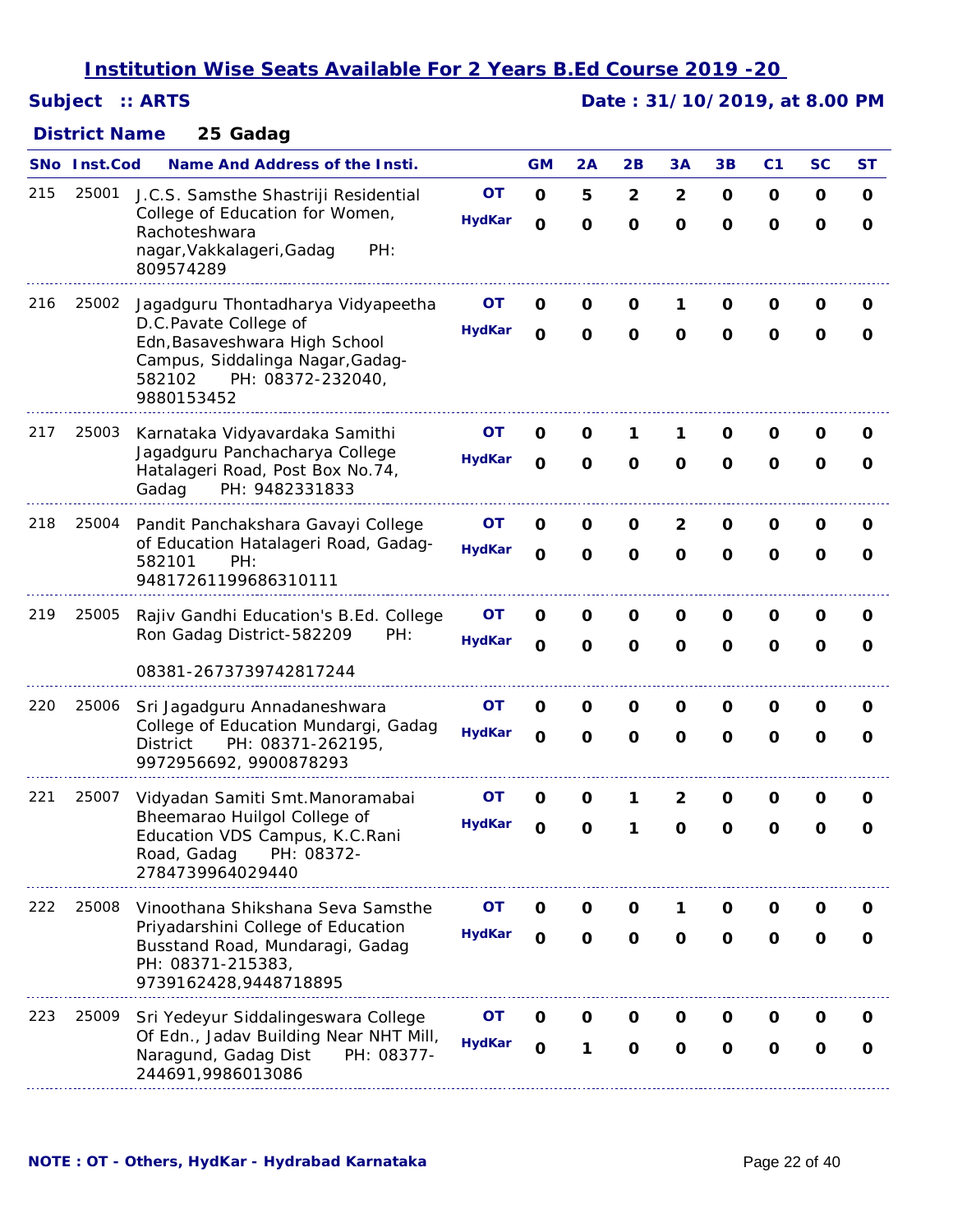## Institution Wise Seats Available For 2 Years B.Ed Course 2019 -20

**Subject :: ARTS**

**Date : 31/10/2019, at 8.00 PM**

**District Name 25 Gadag**

| SNo | Inst.Cod | Name And Address of the Insti. | | GM | 2A | 2B | 3A | 3B | C1 | SC | ST |
|---|---|---|---|---|---|---|---|---|---|---|---|
| 215 | 25001 | J.C.S. Samsthe Shastriji Residential College of Education for Women, Rachoteshwara nagar,Vakkalageri,Gadag PH: 809574289 | OT | 0 | 5 | 2 | 2 | 0 | 0 | 0 | 0 |
| | | | HydKar | 0 | 0 | 0 | 0 | 0 | 0 | 0 | 0 |
| 216 | 25002 | Jagadguru Thontadharya Vidyapeetha D.C.Pavate College of Edn,Basaveshwara High School Campus, Siddalinga Nagar,Gadag-582102 PH: 08372-232040, 9880153452 | OT | 0 | 0 | 0 | 1 | 0 | 0 | 0 | 0 |
| | | | HydKar | 0 | 0 | 0 | 0 | 0 | 0 | 0 | 0 |
| 217 | 25003 | Karnataka Vidyavardaka Samithi Jagadguru Panchacharya College Hatalageri Road, Post Box No.74, Gadag PH: 9482331833 | OT | 0 | 0 | 1 | 1 | 0 | 0 | 0 | 0 |
| | | | HydKar | 0 | 0 | 0 | 0 | 0 | 0 | 0 | 0 |
| 218 | 25004 | Pandit Panchakshara Gavayi College of Education Hatalageri Road, Gadag-582101 PH: 94817261199686310111 | OT | 0 | 0 | 0 | 2 | 0 | 0 | 0 | 0 |
| | | | HydKar | 0 | 0 | 0 | 0 | 0 | 0 | 0 | 0 |
| 219 | 25005 | Rajiv Gandhi Education's B.Ed. College Ron Gadag District-582209 PH: 08381-2673739742817244 | OT | 0 | 0 | 0 | 0 | 0 | 0 | 0 | 0 |
| | | | HydKar | 0 | 0 | 0 | 0 | 0 | 0 | 0 | 0 |
| 220 | 25006 | Sri Jagadguru Annadaneshwara College of Education Mundargi, Gadag District PH: 08371-262195, 9972956692, 9900878293 | OT | 0 | 0 | 0 | 0 | 0 | 0 | 0 | 0 |
| | | | HydKar | 0 | 0 | 0 | 0 | 0 | 0 | 0 | 0 |
| 221 | 25007 | Vidyadan Samiti Smt.Manoramabai Bheemarao Huilgol College of Education VDS Campus, K.C.Rani Road, Gadag PH: 08372-2784739964029440 | OT | 0 | 0 | 1 | 2 | 0 | 0 | 0 | 0 |
| | | | HydKar | 0 | 0 | 1 | 0 | 0 | 0 | 0 | 0 |
| 222 | 25008 | Vinoothana Shikshana Seva Samsthe Priyadarshini College of Education Busstand Road, Mundaragi, Gadag PH: 08371-215383, 9739162428,9448718895 | OT | 0 | 0 | 0 | 1 | 0 | 0 | 0 | 0 |
| | | | HydKar | 0 | 0 | 0 | 0 | 0 | 0 | 0 | 0 |
| 223 | 25009 | Sri Yedeyur Siddalingeswara College Of Edn., Jadav Building Near NHT Mill, Naragund, Gadag Dist PH: 08377-244691,9986013086 | OT | 0 | 0 | 0 | 0 | 0 | 0 | 0 | 0 |
| | | | HydKar | 0 | 1 | 0 | 0 | 0 | 0 | 0 | 0 |

**NOTE : OT - Others, HydKar - Hydrabad Karnataka**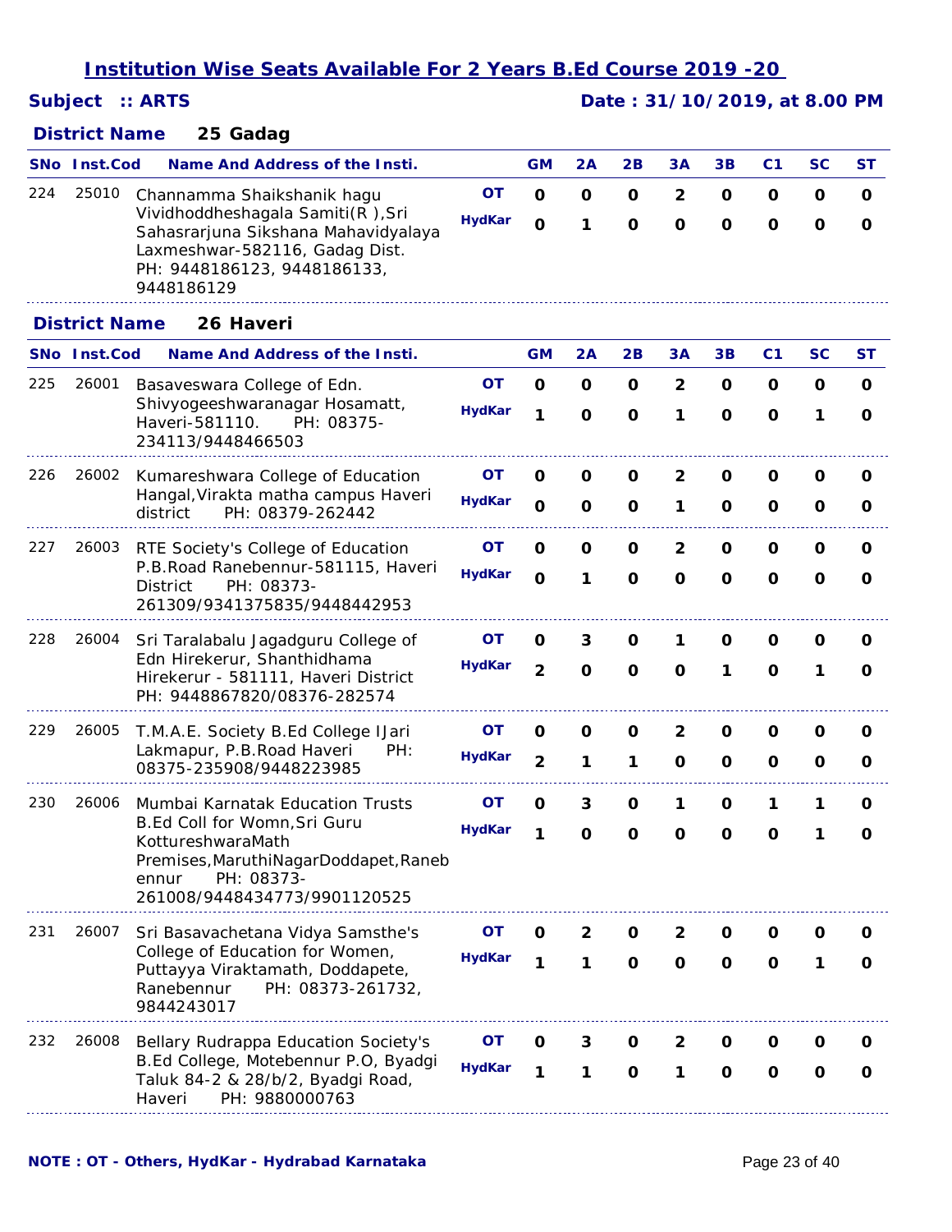## Institution Wise Seats Available For 2 Years B.Ed Course 2019 -20

**Subject :: ARTS** **Date : 31/10/2019, at 8.00 PM**

**District Name 25 Gadag**

| SNo | Inst.Cod | Name And Address of the Insti. | | GM | 2A | 2B | 3A | 3B | C1 | SC | ST |
|---|---|---|---|---|---|---|---|---|---|---|---|
| 224 | 25010 | Channamma Shaikshanik hagu Vividhoddheshagala Samiti(R ),Sri Sahasrarjuna Sikshana Mahavidyalaya Laxmeshwar-582116, Gadag Dist. PH: 9448186123, 9448186133, 9448186129 | OT | 0 | 0 | 0 | 2 | 0 | 0 | 0 | 0 |
| | | | HydKar | 0 | 1 | 0 | 0 | 0 | 0 | 0 | 0 |

**District Name 26 Haveri**

| SNo | Inst.Cod | Name And Address of the Insti. | | GM | 2A | 2B | 3A | 3B | C1 | SC | ST |
|---|---|---|---|---|---|---|---|---|---|---|---|
| 225 | 26001 | Basaveswara College of Edn. Shivyogeeshwaranagar Hosamatt, Haveri-581110. PH: 08375-234113/9448466503 | OT | 0 | 0 | 0 | 2 | 0 | 0 | 0 | 0 |
| | | | HydKar | 1 | 0 | 0 | 1 | 0 | 0 | 1 | 0 |
| 226 | 26002 | Kumareshwara College of Education Hangal,Virakta matha campus Haveri district PH: 08379-262442 | OT | 0 | 0 | 0 | 2 | 0 | 0 | 0 | 0 |
| | | | HydKar | 0 | 0 | 0 | 1 | 0 | 0 | 0 | 0 |
| 227 | 26003 | RTE Society's College of Education P.B.Road Ranebennur-581115, Haveri District PH: 08373-261309/9341375835/9448442953 | OT | 0 | 0 | 0 | 2 | 0 | 0 | 0 | 0 |
| | | | HydKar | 0 | 1 | 0 | 0 | 0 | 0 | 0 | 0 |
| 228 | 26004 | Sri Taralabalu Jagadguru College of Edn Hirekerur, Shanthidhama Hirekerur - 581111, Haveri District PH: 9448867820/08376-282574 | OT | 0 | 3 | 0 | 1 | 0 | 0 | 0 | 0 |
| | | | HydKar | 2 | 0 | 0 | 0 | 1 | 0 | 1 | 0 |
| 229 | 26005 | T.M.A.E. Society B.Ed College IJari Lakmapur, P.B.Road Haveri PH: 08375-235908/9448223985 | OT | 0 | 0 | 0 | 2 | 0 | 0 | 0 | 0 |
| | | | HydKar | 2 | 1 | 1 | 0 | 0 | 0 | 0 | 0 |
| 230 | 26006 | Mumbai Karnatak Education Trusts B.Ed Coll for Womn,Sri Guru KottureshwaraMath Premises,MaruthiNagarDoddapet,Ranebennur PH: 08373-261008/9448434773/9901120525 | OT | 0 | 3 | 0 | 1 | 0 | 1 | 1 | 0 |
| | | | HydKar | 1 | 0 | 0 | 0 | 0 | 0 | 1 | 0 |
| 231 | 26007 | Sri Basavachetana Vidya Samsthe's College of Education for Women, Puttayya Viraktamath, Doddapete, Ranebennur PH: 08373-261732, 9844243017 | OT | 0 | 2 | 0 | 2 | 0 | 0 | 0 | 0 |
| | | | HydKar | 1 | 1 | 0 | 0 | 0 | 0 | 1 | 0 |
| 232 | 26008 | Bellary Rudrappa Education Society's B.Ed College, Motebennur P.O, Byadgi Taluk 84-2 & 28/b/2, Byadgi Road, Haveri PH: 9880000763 | OT | 0 | 3 | 0 | 2 | 0 | 0 | 0 | 0 |
| | | | HydKar | 1 | 1 | 0 | 1 | 0 | 0 | 0 | 0 |

**NOTE : OT - Others, HydKar - Hydrabad Karnataka**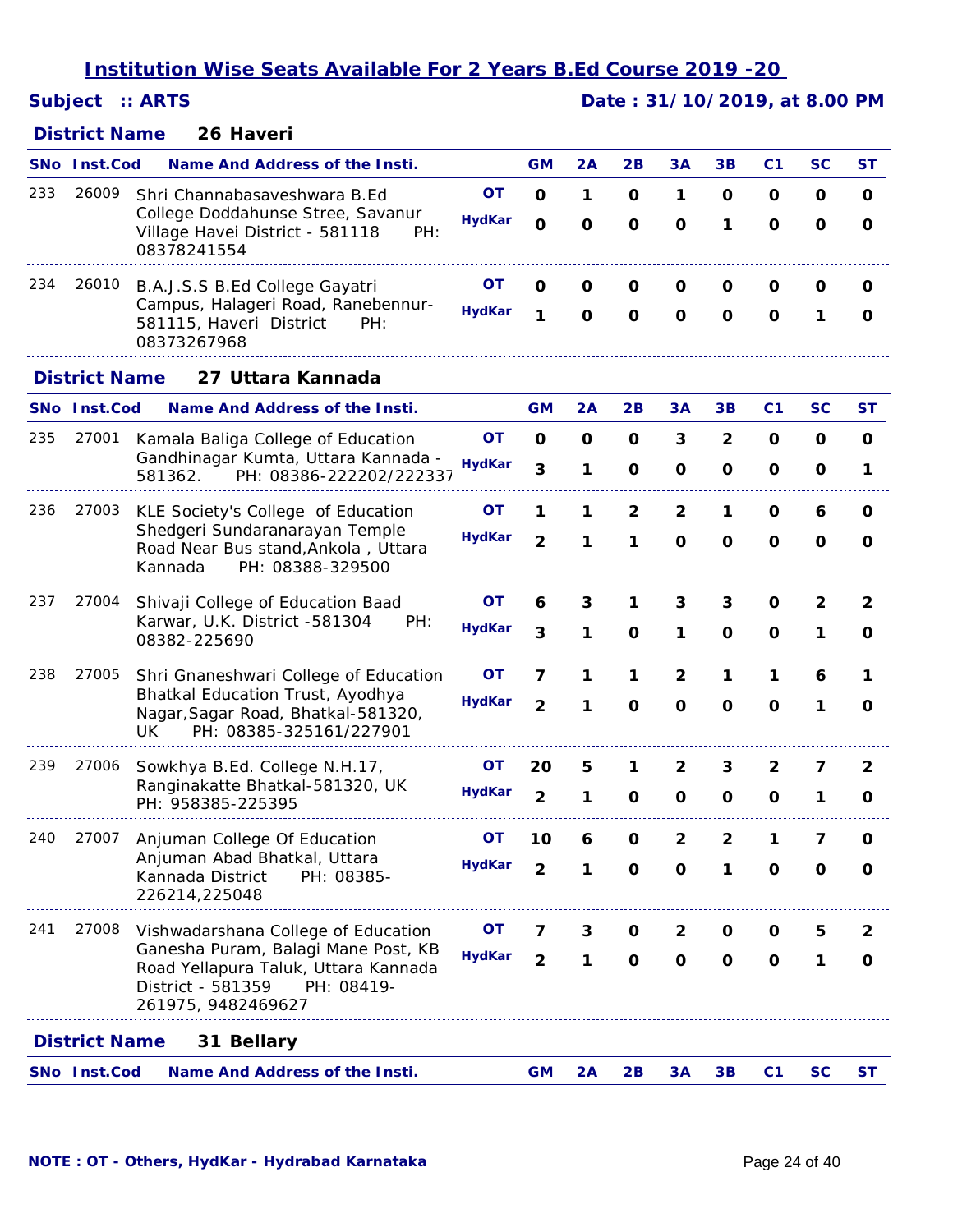## Institution Wise Seats Available For 2 Years B.Ed Course 2019 -20

**Subject :: ARTS** **Date : 31/10/2019, at 8.00 PM**

**District Name 26 Haveri**

| SNo | Inst.Cod | Name And Address of the Insti. | | GM | 2A | 2B | 3A | 3B | C1 | SC | ST |
|---|---|---|---|---|---|---|---|---|---|---|---|
| 233 | 26009 | Shri Channabasaveshwara B.Ed College Doddahunse Stree, Savanur Village Havei District - 581118 PH: 08378241554 | OT | 0 | 1 | 0 | 1 | 0 | 0 | 0 | 0 |
| | | | HydKar | 0 | 0 | 0 | 0 | 1 | 0 | 0 | 0 |
| 234 | 26010 | B.A.J.S.S B.Ed College Gayatri Campus, Halageri Road, Ranebennur-581115, Haveri District PH: 08373267968 | OT | 0 | 0 | 0 | 0 | 0 | 0 | 0 | 0 |
| | | | HydKar | 1 | 0 | 0 | 0 | 0 | 0 | 1 | 0 |

**District Name 27 Uttara Kannada**

| SNo | Inst.Cod | Name And Address of the Insti. | | GM | 2A | 2B | 3A | 3B | C1 | SC | ST |
|---|---|---|---|---|---|---|---|---|---|---|---|
| 235 | 27001 | Kamala Baliga College of Education Gandhinagar Kumta, Uttara Kannada - 581362. PH: 08386-222202/222337 | OT | 0 | 0 | 0 | 3 | 2 | 0 | 0 | 0 |
| | | | HydKar | 3 | 1 | 0 | 0 | 0 | 0 | 0 | 1 |
| 236 | 27003 | KLE Society's College of Education Shedgeri Sundaranarayan Temple Road Near Bus stand,Ankola , Uttara Kannada PH: 08388-329500 | OT | 1 | 1 | 2 | 2 | 1 | 0 | 6 | 0 |
| | | | HydKar | 2 | 1 | 1 | 0 | 0 | 0 | 0 | 0 |
| 237 | 27004 | Shivaji College of Education Baad Karwar, U.K. District -581304 PH: 08382-225690 | OT | 6 | 3 | 1 | 3 | 3 | 0 | 2 | 2 |
| | | | HydKar | 3 | 1 | 0 | 1 | 0 | 0 | 1 | 0 |
| 238 | 27005 | Shri Gnaneshwari College of Education Bhatkal Education Trust, Ayodhya Nagar,Sagar Road, Bhatkal-581320, UK PH: 08385-325161/227901 | OT | 7 | 1 | 1 | 2 | 1 | 1 | 6 | 1 |
| | | | HydKar | 2 | 1 | 0 | 0 | 0 | 0 | 1 | 0 |
| 239 | 27006 | Sowkhya B.Ed. College N.H.17, Ranginakatte Bhatkal-581320, UK PH: 958385-225395 | OT | 20 | 5 | 1 | 2 | 3 | 2 | 7 | 2 |
| | | | HydKar | 2 | 1 | 0 | 0 | 0 | 0 | 1 | 0 |
| 240 | 27007 | Anjuman College Of Education Anjuman Abad Bhatkal, Uttara Kannada District PH: 08385-226214,225048 | OT | 10 | 6 | 0 | 2 | 2 | 1 | 7 | 0 |
| | | | HydKar | 2 | 1 | 0 | 0 | 1 | 0 | 0 | 0 |
| 241 | 27008 | Vishwadarshana College of Education Ganesha Puram, Balagi Mane Post, KB Road Yellapura Taluk, Uttara Kannada District - 581359 PH: 08419-261975, 9482469627 | OT | 7 | 3 | 0 | 2 | 0 | 0 | 5 | 2 |
| | | | HydKar | 2 | 1 | 0 | 0 | 0 | 0 | 1 | 0 |

**District Name 31 Bellary**

| SNo | Inst.Cod | Name And Address of the Insti. | | GM | 2A | 2B | 3A | 3B | C1 | SC | ST |
|---|---|---|---|---|---|---|---|---|---|---|---|

**NOTE : OT - Others, HydKar - Hydrabad Karnataka**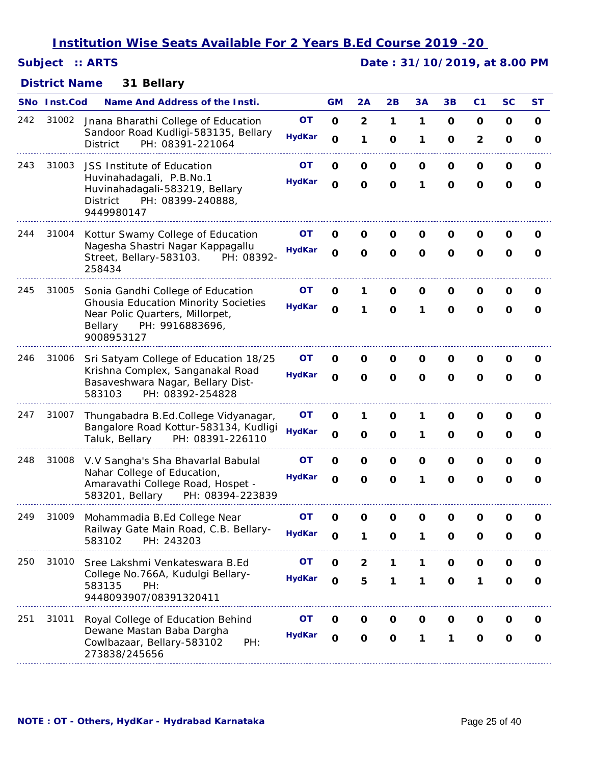# Institution Wise Seats Available For 2 Years B.Ed Course 2019 -20

**Subject :: ARTS** **Date : 31/10/2019, at 8.00 PM**

**District Name 31 Bellary**

| SNo | Inst.Cod | Name And Address of the Insti. | | GM | 2A | 2B | 3A | 3B | C1 | SC | ST |
|---|---|---|---|---|---|---|---|---|---|---|---|
| 242 | 31002 | Jnana Bharathi College of Education Sandoor Road Kudligi-583135, Bellary District PH: 08391-221064 | OT | 0 | 2 | 1 | 1 | 0 | 0 | 0 | 0 |
| | | | HydKar | 0 | 1 | 0 | 1 | 0 | 2 | 0 | 0 |
| 243 | 31003 | JSS Institute of Education Huvinahadagali, P.B.No.1 Huvinahadagali-583219, Bellary District PH: 08399-240888, 9449980147 | OT | 0 | 0 | 0 | 0 | 0 | 0 | 0 | 0 |
| | | | HydKar | 0 | 0 | 0 | 1 | 0 | 0 | 0 | 0 |
| 244 | 31004 | Kottur Swamy College of Education Nagesha Shastri Nagar Kappagallu Street, Bellary-583103. PH: 08392-258434 | OT | 0 | 0 | 0 | 0 | 0 | 0 | 0 | 0 |
| | | | HydKar | 0 | 0 | 0 | 0 | 0 | 0 | 0 | 0 |
| 245 | 31005 | Sonia Gandhi College of Education Ghousia Education Minority Societies Near Polic Quarters, Millorpet, Bellary PH: 9916883696, 9008953127 | OT | 0 | 1 | 0 | 0 | 0 | 0 | 0 | 0 |
| | | | HydKar | 0 | 1 | 0 | 1 | 0 | 0 | 0 | 0 |
| 246 | 31006 | Sri Satyam College of Education 18/25 Krishna Complex, Sanganakal Road Basaveshwara Nagar, Bellary Dist-583103 PH: 08392-254828 | OT | 0 | 0 | 0 | 0 | 0 | 0 | 0 | 0 |
| | | | HydKar | 0 | 0 | 0 | 0 | 0 | 0 | 0 | 0 |
| 247 | 31007 | Thungabadra B.Ed.College Vidyanagar, Bangalore Road Kottur-583134, Kudligi Taluk, Bellary PH: 08391-226110 | OT | 0 | 1 | 0 | 1 | 0 | 0 | 0 | 0 |
| | | | HydKar | 0 | 0 | 0 | 1 | 0 | 0 | 0 | 0 |
| 248 | 31008 | V.V Sangha's Sha Bhavarlal Babulal Nahar College of Education, Amaravathi College Road, Hospet - 583201, Bellary PH: 08394-223839 | OT | 0 | 0 | 0 | 0 | 0 | 0 | 0 | 0 |
| | | | HydKar | 0 | 0 | 0 | 1 | 0 | 0 | 0 | 0 |
| 249 | 31009 | Mohammadia B.Ed College Near Railway Gate Main Road, C.B. Bellary-583102 PH: 243203 | OT | 0 | 0 | 0 | 0 | 0 | 0 | 0 | 0 |
| | | | HydKar | 0 | 1 | 0 | 1 | 0 | 0 | 0 | 0 |
| 250 | 31010 | Sree Lakshmi Venkateswara B.Ed College No.766A, Kudulgi Bellary-583135 PH: 9448093907/08391320411 | OT | 0 | 2 | 1 | 1 | 0 | 0 | 0 | 0 |
| | | | HydKar | 0 | 5 | 1 | 1 | 0 | 1 | 0 | 0 |
| 251 | 31011 | Royal College of Education Behind Dewane Mastan Baba Dargha Cowlbazaar, Bellary-583102 PH: 273838/245656 | OT | 0 | 0 | 0 | 0 | 0 | 0 | 0 | 0 |
| | | | HydKar | 0 | 0 | 0 | 1 | 1 | 0 | 0 | 0 |

**NOTE : OT - Others, HydKar - Hydrabad Karnataka**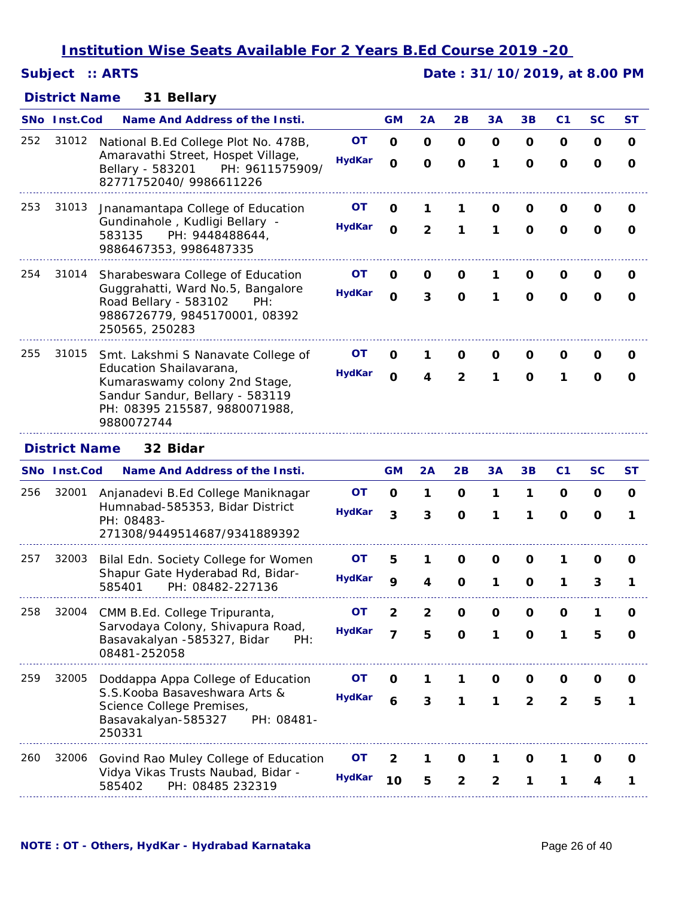## Institution Wise Seats Available For 2 Years B.Ed Course 2019 -20

**Subject :: ARTS** **Date : 31/10/2019, at 8.00 PM**

**District Name 31 Bellary**

| SNo | Inst.Cod | Name And Address of the Insti. | | GM | 2A | 2B | 3A | 3B | C1 | SC | ST |
|---|---|---|---|---|---|---|---|---|---|---|---|
| 252 | 31012 | National B.Ed College Plot No. 478B, Amaravathi Street, Hospet Village, Bellary - 583201 PH: 9611575909/ 82771752040/ 9986611226 | OT | 0 | 0 | 0 | 0 | 0 | 0 | 0 | 0 |
| | | | HydKar | 0 | 0 | 0 | 1 | 0 | 0 | 0 | 0 |
| 253 | 31013 | Jnanamantapa College of Education Gundinahole , Kudligi Bellary - 583135 PH: 9448488644, 9886467353, 9986487335 | OT | 0 | 1 | 1 | 0 | 0 | 0 | 0 | 0 |
| | | | HydKar | 0 | 2 | 1 | 1 | 0 | 0 | 0 | 0 |
| 254 | 31014 | Sharabeswara College of Education Guggrahatti, Ward No.5, Bangalore Road Bellary - 583102 PH: 9886726779, 9845170001, 08392 250565, 250283 | OT | 0 | 0 | 0 | 1 | 0 | 0 | 0 | 0 |
| | | | HydKar | 0 | 3 | 0 | 1 | 0 | 0 | 0 | 0 |
| 255 | 31015 | Smt. Lakshmi S Nanavate College of Education Shailavarana, Kumaraswamy colony 2nd Stage, Sandur Sandur, Bellary - 583119 PH: 08395 215587, 9880071988, 9880072744 | OT | 0 | 1 | 0 | 0 | 0 | 0 | 0 | 0 |
| | | | HydKar | 0 | 4 | 2 | 1 | 0 | 1 | 0 | 0 |

**District Name 32 Bidar**

| SNo | Inst.Cod | Name And Address of the Insti. | | GM | 2A | 2B | 3A | 3B | C1 | SC | ST |
|---|---|---|---|---|---|---|---|---|---|---|---|
| 256 | 32001 | Anjanadevi B.Ed College Maniknagar Humnabad-585353, Bidar District PH: 08483-271308/9449514687/9341889392 | OT | 0 | 1 | 0 | 1 | 1 | 0 | 0 | 0 |
| | | | HydKar | 3 | 3 | 0 | 1 | 1 | 0 | 0 | 1 |
| 257 | 32003 | Bilal Edn. Society College for Women Shapur Gate Hyderabad Rd, Bidar-585401 PH: 08482-227136 | OT | 5 | 1 | 0 | 0 | 0 | 1 | 0 | 0 |
| | | | HydKar | 9 | 4 | 0 | 1 | 0 | 1 | 3 | 1 |
| 258 | 32004 | CMM B.Ed. College Tripuranta, Sarvodaya Colony, Shivapura Road, Basavakalyan -585327, Bidar PH: 08481-252058 | OT | 2 | 2 | 0 | 0 | 0 | 0 | 1 | 0 |
| | | | HydKar | 7 | 5 | 0 | 1 | 0 | 1 | 5 | 0 |
| 259 | 32005 | Doddappa Appa College of Education S.S.Kooba Basaveshwara Arts & Science College Premises, Basavakalyan-585327 PH: 08481-250331 | OT | 0 | 1 | 1 | 0 | 0 | 0 | 0 | 0 |
| | | | HydKar | 6 | 3 | 1 | 1 | 2 | 2 | 5 | 1 |
| 260 | 32006 | Govind Rao Muley College of Education Vidya Vikas Trusts Naubad, Bidar - 585402 PH: 08485 232319 | OT | 2 | 1 | 0 | 1 | 0 | 1 | 0 | 0 |
| | | | HydKar | 10 | 5 | 2 | 2 | 1 | 1 | 4 | 1 |

**NOTE : OT - Others, HydKar - Hydrabad Karnataka**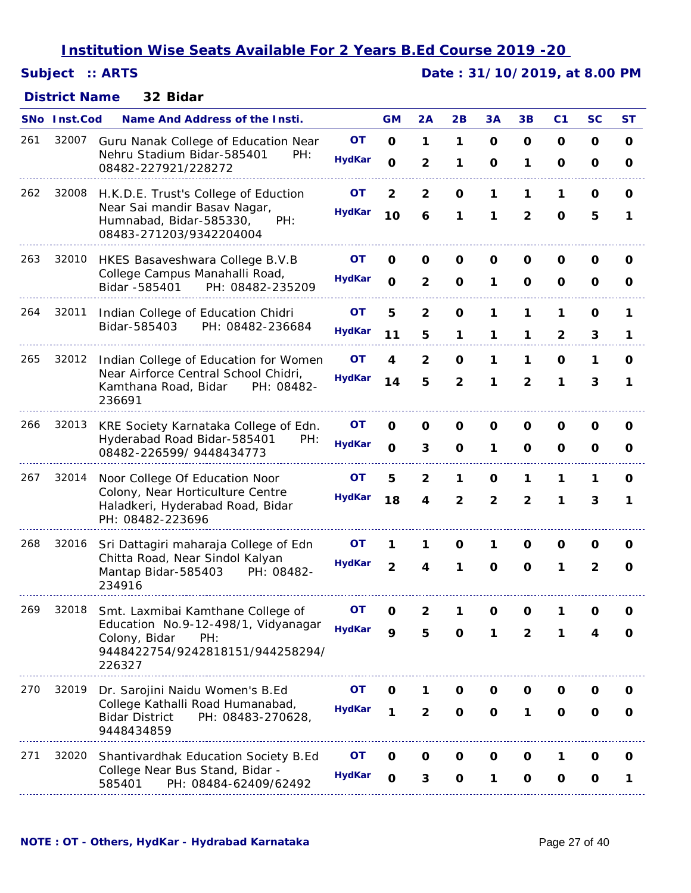## Institution Wise Seats Available For 2 Years B.Ed Course 2019 -20

**Subject :: ARTS** **Date : 31/10/2019, at 8.00 PM**

**District Name 32 Bidar**

| SNo | Inst.Cod | Name And Address of the Insti. | | GM | 2A | 2B | 3A | 3B | C1 | SC | ST |
|---|---|---|---|---|---|---|---|---|---|---|---|
| 261 | 32007 | Guru Nanak College of Education Near Nehru Stadium Bidar-585401 PH: 08482-227921/228272 | OT | 0 | 1 | 1 | 0 | 0 | 0 | 0 | 0 |
| | | | HydKar | 0 | 2 | 1 | 0 | 1 | 0 | 0 | 0 |
| 262 | 32008 | H.K.D.E. Trust's College of Eduction Near Sai mandir Basav Nagar, Humnabad, Bidar-585330, PH: 08483-271203/9342204004 | OT | 2 | 2 | 0 | 1 | 1 | 1 | 0 | 0 |
| | | | HydKar | 10 | 6 | 1 | 1 | 2 | 0 | 5 | 1 |
| 263 | 32010 | HKES Basaveshwara College B.V.B College Campus Manahalli Road, Bidar -585401 PH: 08482-235209 | OT | 0 | 0 | 0 | 0 | 0 | 0 | 0 | 0 |
| | | | HydKar | 0 | 2 | 0 | 1 | 0 | 0 | 0 | 0 |
| 264 | 32011 | Indian College of Education Chidri Bidar-585403 PH: 08482-236684 | OT | 5 | 2 | 0 | 1 | 1 | 1 | 0 | 1 |
| | | | HydKar | 11 | 5 | 1 | 1 | 1 | 2 | 3 | 1 |
| 265 | 32012 | Indian College of Education for Women Near Airforce Central School Chidri, Kamthana Road, Bidar PH: 08482-236691 | OT | 4 | 2 | 0 | 1 | 1 | 0 | 1 | 0 |
| | | | HydKar | 14 | 5 | 2 | 1 | 2 | 1 | 3 | 1 |
| 266 | 32013 | KRE Society Karnataka College of Edn. Hyderabad Road Bidar-585401 PH: 08482-226599/ 9448434773 | OT | 0 | 0 | 0 | 0 | 0 | 0 | 0 | 0 |
| | | | HydKar | 0 | 3 | 0 | 1 | 0 | 0 | 0 | 0 |
| 267 | 32014 | Noor College Of Education Noor Colony, Near Horticulture Centre Haladkeri, Hyderabad Road, Bidar PH: 08482-223696 | OT | 5 | 2 | 1 | 0 | 1 | 1 | 1 | 0 |
| | | | HydKar | 18 | 4 | 2 | 2 | 2 | 1 | 3 | 1 |
| 268 | 32016 | Sri Dattagiri maharaja College of Edn Chitta Road, Near Sindol Kalyan Mantap Bidar-585403 PH: 08482-234916 | OT | 1 | 1 | 0 | 1 | 0 | 0 | 0 | 0 |
| | | | HydKar | 2 | 4 | 1 | 0 | 0 | 1 | 2 | 0 |
| 269 | 32018 | Smt. Laxmibai Kamthane College of Education No.9-12-498/1, Vidyanagar Colony, Bidar PH: 9448422754/9242818151/944258294/226327 | OT | 0 | 2 | 1 | 0 | 0 | 1 | 0 | 0 |
| | | | HydKar | 9 | 5 | 0 | 1 | 2 | 1 | 4 | 0 |
| 270 | 32019 | Dr. Sarojini Naidu Women's B.Ed College Kathalli Road Humanabad, Bidar District PH: 08483-270628, 9448434859 | OT | 0 | 1 | 0 | 0 | 0 | 0 | 0 | 0 |
| | | | HydKar | 1 | 2 | 0 | 0 | 1 | 0 | 0 | 0 |
| 271 | 32020 | Shantivardhak Education Society B.Ed College Near Bus Stand, Bidar - 585401 PH: 08484-62409/62492 | OT | 0 | 0 | 0 | 0 | 0 | 1 | 0 | 0 |
| | | | HydKar | 0 | 3 | 0 | 1 | 0 | 0 | 0 | 1 |

**NOTE : OT - Others, HydKar - Hydrabad Karnataka**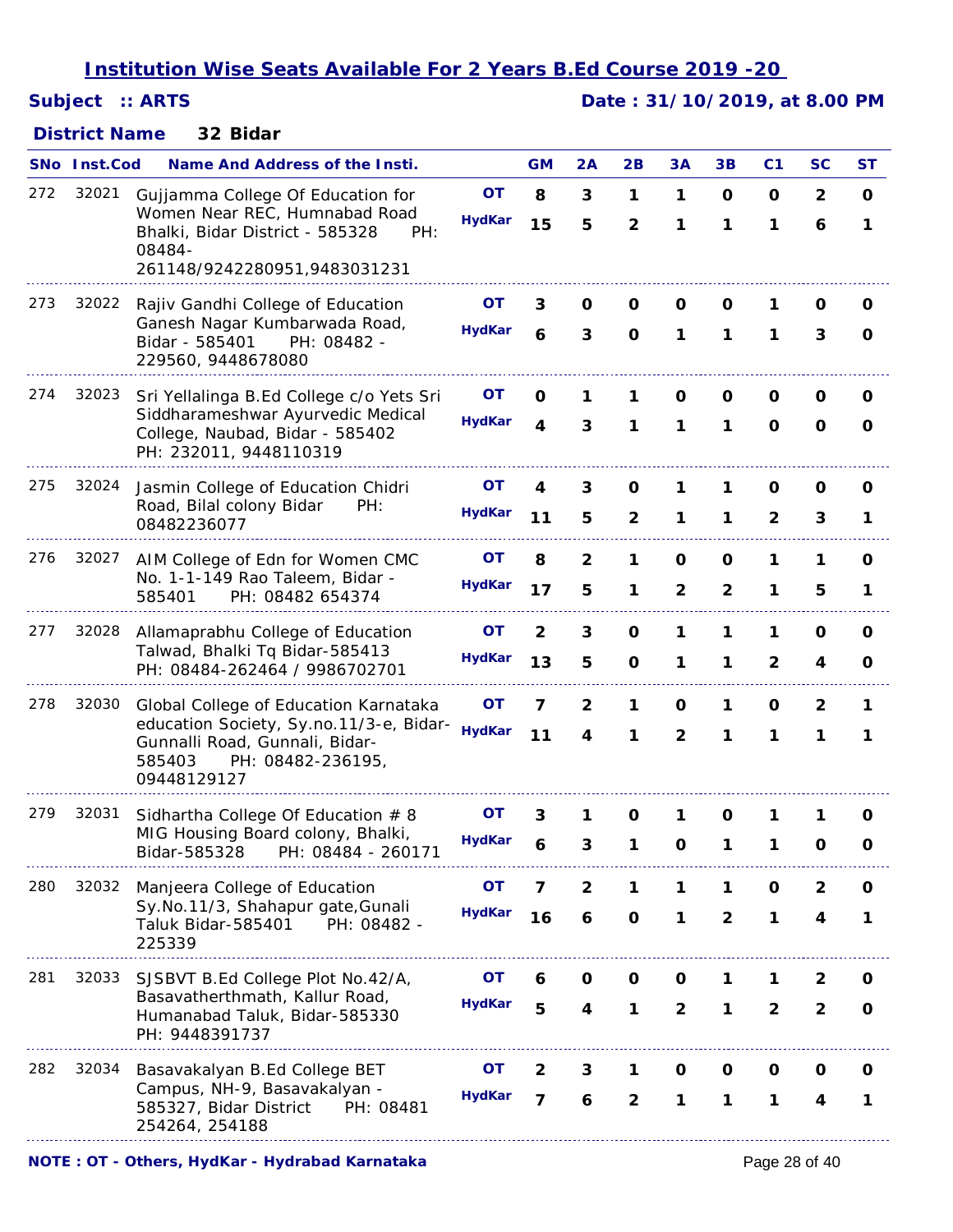# Institution Wise Seats Available For 2 Years B.Ed Course 2019 -20

**Subject :: ARTS** **Date : 31/10/2019, at 8.00 PM**

**District Name 32 Bidar**

| SNo | Inst.Cod | Name And Address of the Insti. | | GM | 2A | 2B | 3A | 3B | C1 | SC | ST |
|---|---|---|---|---|---|---|---|---|---|---|---|
| 272 | 32021 | Gujjamma College Of Education for Women Near REC, Humnabad Road Bhalki, Bidar District - 585328 PH: 08484-261148/9242280951,9483031231 | OT | 8 | 3 | 1 | 1 | 0 | 0 | 2 | 0 |
| | | | HydKar | 15 | 5 | 2 | 1 | 1 | 1 | 6 | 1 |
| 273 | 32022 | Rajiv Gandhi College of Education Ganesh Nagar Kumbarwada Road, Bidar - 585401 PH: 08482 - 229560, 9448678080 | OT | 3 | 0 | 0 | 0 | 0 | 1 | 0 | 0 |
| | | | HydKar | 6 | 3 | 0 | 1 | 1 | 1 | 3 | 0 |
| 274 | 32023 | Sri Yellalinga B.Ed College c/o Yets Sri Siddharameshwar Ayurvedic Medical College, Naubad, Bidar - 585402 PH: 232011, 9448110319 | OT | 0 | 1 | 1 | 0 | 0 | 0 | 0 | 0 |
| | | | HydKar | 4 | 3 | 1 | 1 | 1 | 0 | 0 | 0 |
| 275 | 32024 | Jasmin College of Education Chidri Road, Bilal colony Bidar PH: 08482236077 | OT | 4 | 3 | 0 | 1 | 1 | 0 | 0 | 0 |
| | | | HydKar | 11 | 5 | 2 | 1 | 1 | 2 | 3 | 1 |
| 276 | 32027 | AIM College of Edn for Women CMC No. 1-1-149 Rao Taleem, Bidar - 585401 PH: 08482 654374 | OT | 8 | 2 | 1 | 0 | 0 | 1 | 1 | 0 |
| | | | HydKar | 17 | 5 | 1 | 2 | 2 | 1 | 5 | 1 |
| 277 | 32028 | Allamaprabhu College of Education Talwad, Bhalki Tq Bidar-585413 PH: 08484-262464 / 9986702701 | OT | 2 | 3 | 0 | 1 | 1 | 1 | 0 | 0 |
| | | | HydKar | 13 | 5 | 0 | 1 | 1 | 2 | 4 | 0 |
| 278 | 32030 | Global College of Education Karnataka education Society, Sy.no.11/3-e, Bidar-Gunnalli Road, Gunnali, Bidar-585403 PH: 08482-236195, 09448129127 | OT | 7 | 2 | 1 | 0 | 1 | 0 | 2 | 1 |
| | | | HydKar | 11 | 4 | 1 | 2 | 1 | 1 | 1 | 1 |
| 279 | 32031 | Sidhartha College Of Education # 8 MIG Housing Board colony, Bhalki, Bidar-585328 PH: 08484 - 260171 | OT | 3 | 1 | 0 | 1 | 0 | 1 | 1 | 0 |
| | | | HydKar | 6 | 3 | 1 | 0 | 1 | 1 | 0 | 0 |
| 280 | 32032 | Manjeera College of Education Sy.No.11/3, Shahapur gate,Gunali Taluk Bidar-585401 PH: 08482 - 225339 | OT | 7 | 2 | 1 | 1 | 1 | 0 | 2 | 0 |
| | | | HydKar | 16 | 6 | 0 | 1 | 2 | 1 | 4 | 1 |
| 281 | 32033 | SJSBVT B.Ed College Plot No.42/A, Basavatherthmath, Kallur Road, Humanabad Taluk, Bidar-585330 PH: 9448391737 | OT | 6 | 0 | 0 | 0 | 1 | 1 | 2 | 0 |
| | | | HydKar | 5 | 4 | 1 | 2 | 1 | 2 | 2 | 0 |
| 282 | 32034 | Basavakalyan B.Ed College BET Campus, NH-9, Basavakalyan - 585327, Bidar District PH: 08481 254264, 254188 | OT | 2 | 3 | 1 | 0 | 0 | 0 | 0 | 0 |
| | | | HydKar | 7 | 6 | 2 | 1 | 1 | 1 | 4 | 1 |

**NOTE : OT - Others, HydKar - Hydrabad Karnataka**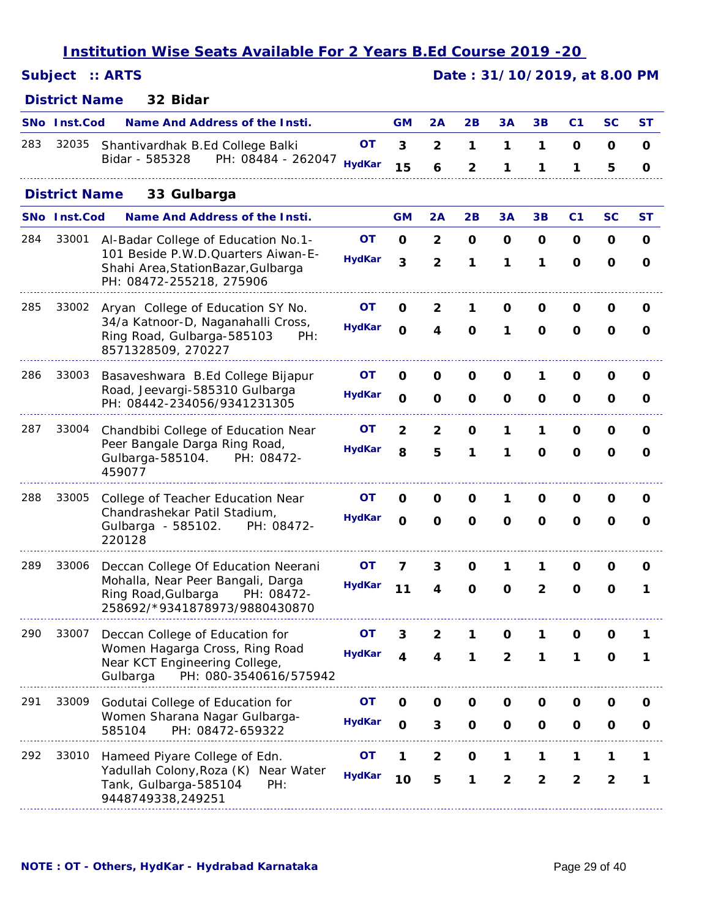# Institution Wise Seats Available For 2 Years B.Ed Course 2019 -20

**Subject :: ARTS** **Date : 31/10/2019, at 8.00 PM**

**District Name 32 Bidar**

| SNo | Inst.Cod | Name And Address of the Insti. | | GM | 2A | 2B | 3A | 3B | C1 | SC | ST |
|---|---|---|---|---|---|---|---|---|---|---|---|
| 283 | 32035 | Shantivardhak B.Ed College Balki Bidar - 585328 PH: 08484 - 262047 | OT | 3 | 2 | 1 | 1 | 1 | 0 | 0 | 0 |
| | | | HydKar | 15 | 6 | 2 | 1 | 1 | 1 | 5 | 0 |

**District Name 33 Gulbarga**

| SNo | Inst.Cod | Name And Address of the Insti. | | GM | 2A | 2B | 3A | 3B | C1 | SC | ST |
|---|---|---|---|---|---|---|---|---|---|---|---|
| 284 | 33001 | Al-Badar College of Education No.1-101 Beside P.W.D.Quarters Aiwan-E-Shahi Area,StationBazar,Gulbarga PH: 08472-255218, 275906 | OT | 0 | 2 | 0 | 0 | 0 | 0 | 0 | 0 |
| | | | HydKar | 3 | 2 | 1 | 1 | 1 | 0 | 0 | 0 |
| 285 | 33002 | Aryan College of Education SY No. 34/a Katnoor-D, Naganahalli Cross, Ring Road, Gulbarga-585103 PH: 8571328509, 270227 | OT | 0 | 2 | 1 | 0 | 0 | 0 | 0 | 0 |
| | | | HydKar | 0 | 4 | 0 | 1 | 0 | 0 | 0 | 0 |
| 286 | 33003 | Basaveshwara B.Ed College Bijapur Road, Jeevargi-585310 Gulbarga PH: 08442-234056/9341231305 | OT | 0 | 0 | 0 | 0 | 1 | 0 | 0 | 0 |
| | | | HydKar | 0 | 0 | 0 | 0 | 0 | 0 | 0 | 0 |
| 287 | 33004 | Chandbibi College of Education Near Peer Bangale Darga Ring Road, Gulbarga-585104. PH: 08472-459077 | OT | 2 | 2 | 0 | 1 | 1 | 0 | 0 | 0 |
| | | | HydKar | 8 | 5 | 1 | 1 | 0 | 0 | 0 | 0 |
| 288 | 33005 | College of Teacher Education Near Chandrashekar Patil Stadium, Gulbarga - 585102. PH: 08472-220128 | OT | 0 | 0 | 0 | 1 | 0 | 0 | 0 | 0 |
| | | | HydKar | 0 | 0 | 0 | 0 | 0 | 0 | 0 | 0 |
| 289 | 33006 | Deccan College Of Education Neerani Mohalla, Near Peer Bangali, Darga Ring Road,Gulbarga PH: 08472-258692/*9341878973/9880430870 | OT | 7 | 3 | 0 | 1 | 1 | 0 | 0 | 0 |
| | | | HydKar | 11 | 4 | 0 | 0 | 2 | 0 | 0 | 1 |
| 290 | 33007 | Deccan College of Education for Women Hagarga Cross, Ring Road Near KCT Engineering College, Gulbarga PH: 080-3540616/575942 | OT | 3 | 2 | 1 | 0 | 1 | 0 | 0 | 1 |
| | | | HydKar | 4 | 4 | 1 | 2 | 1 | 1 | 0 | 1 |
| 291 | 33009 | Godutai College of Education for Women Sharana Nagar Gulbarga-585104 PH: 08472-659322 | OT | 0 | 0 | 0 | 0 | 0 | 0 | 0 | 0 |
| | | | HydKar | 0 | 3 | 0 | 0 | 0 | 0 | 0 | 0 |
| 292 | 33010 | Hameed Piyare College of Edn. Yadullah Colony,Roza (K) Near Water Tank, Gulbarga-585104 PH: 9448749338,249251 | OT | 1 | 2 | 0 | 1 | 1 | 1 | 1 | 1 |
| | | | HydKar | 10 | 5 | 1 | 2 | 2 | 2 | 2 | 1 |

**NOTE : OT - Others, HydKar - Hydrabad Karnataka**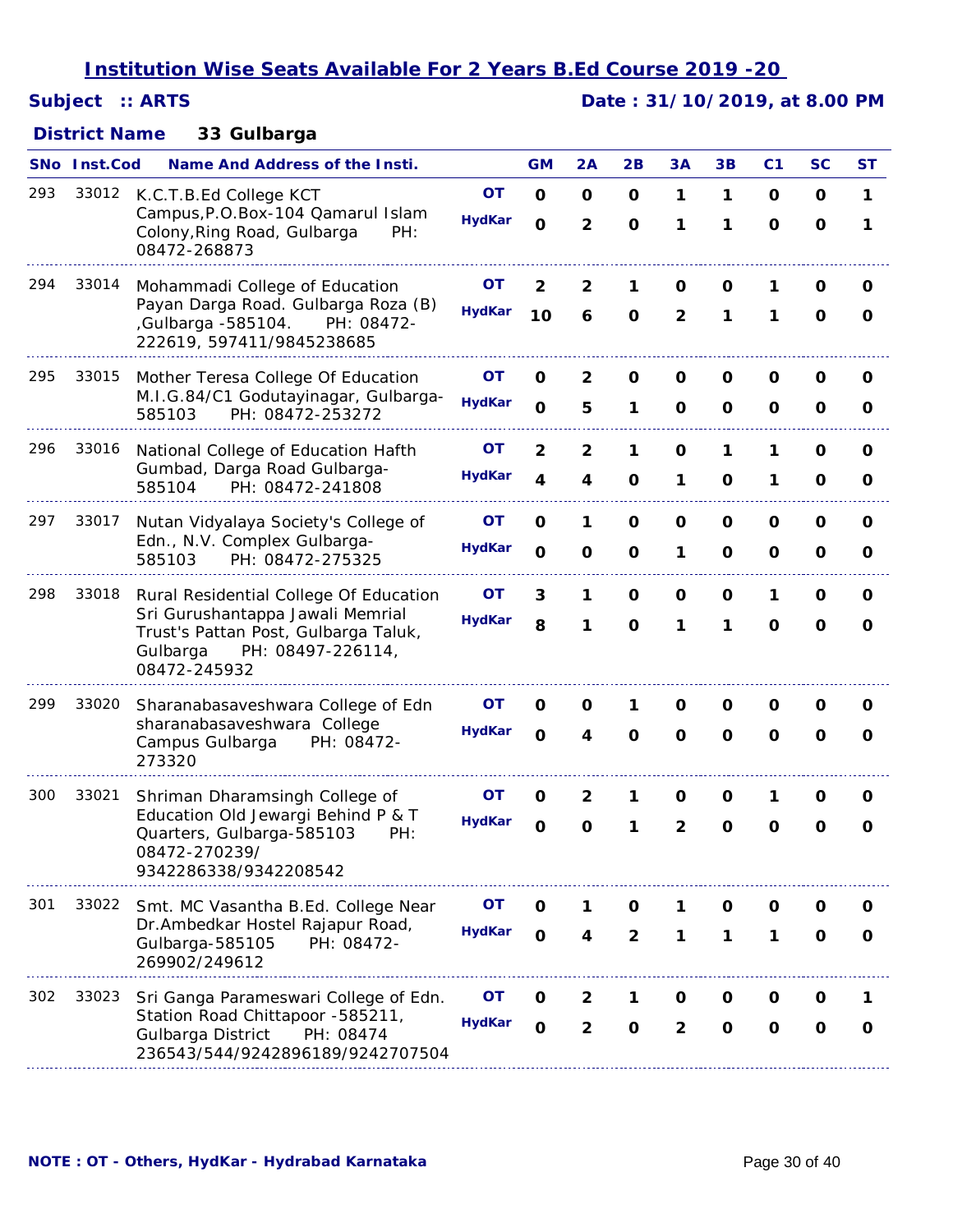## Institution Wise Seats Available For 2 Years B.Ed Course 2019 -20

**Subject :: ARTS** **Date : 31/10/2019, at 8.00 PM**

**District Name 33 Gulbarga**

| SNo | Inst.Cod | Name And Address of the Insti. | | GM | 2A | 2B | 3A | 3B | C1 | SC | ST |
|---|---|---|---|---|---|---|---|---|---|---|---|
| 293 | 33012 | K.C.T.B.Ed College KCT Campus,P.O.Box-104 Qamarul Islam Colony,Ring Road, Gulbarga PH: 08472-268873 | OT | 0 | 0 | 0 | 1 | 1 | 0 | 0 | 1 |
| | | | HydKar | 0 | 2 | 0 | 1 | 1 | 0 | 0 | 1 |
| 294 | 33014 | Mohammadi College of Education Payan Darga Road. Gulbarga Roza (B) ,Gulbarga -585104. PH: 08472-222619, 597411/9845238685 | OT | 2 | 2 | 1 | 0 | 0 | 1 | 0 | 0 |
| | | | HydKar | 10 | 6 | 0 | 2 | 1 | 1 | 0 | 0 |
| 295 | 33015 | Mother Teresa College Of Education M.I.G.84/C1 Godutayinagar, Gulbarga-585103 PH: 08472-253272 | OT | 0 | 2 | 0 | 0 | 0 | 0 | 0 | 0 |
| | | | HydKar | 0 | 5 | 1 | 0 | 0 | 0 | 0 | 0 |
| 296 | 33016 | National College of Education Hafth Gumbad, Darga Road Gulbarga-585104 PH: 08472-241808 | OT | 2 | 2 | 1 | 0 | 1 | 1 | 0 | 0 |
| | | | HydKar | 4 | 4 | 0 | 1 | 0 | 1 | 0 | 0 |
| 297 | 33017 | Nutan Vidyalaya Society's College of Edn., N.V. Complex Gulbarga-585103 PH: 08472-275325 | OT | 0 | 1 | 0 | 0 | 0 | 0 | 0 | 0 |
| | | | HydKar | 0 | 0 | 0 | 1 | 0 | 0 | 0 | 0 |
| 298 | 33018 | Rural Residential College Of Education Sri Gurushantappa Jawali Memrial Trust's Pattan Post, Gulbarga Taluk, Gulbarga PH: 08497-226114, 08472-245932 | OT | 3 | 1 | 0 | 0 | 0 | 1 | 0 | 0 |
| | | | HydKar | 8 | 1 | 0 | 1 | 1 | 0 | 0 | 0 |
| 299 | 33020 | Sharanabasaveshwara College of Edn sharanabasaveshwara College Campus Gulbarga PH: 08472-273320 | OT | 0 | 0 | 1 | 0 | 0 | 0 | 0 | 0 |
| | | | HydKar | 0 | 4 | 0 | 0 | 0 | 0 | 0 | 0 |
| 300 | 33021 | Shriman Dharamsingh College of Education Old Jewargi Behind P & T Quarters, Gulbarga-585103 PH: 08472-270239/ 9342286338/9342208542 | OT | 0 | 2 | 1 | 0 | 0 | 1 | 0 | 0 |
| | | | HydKar | 0 | 0 | 1 | 2 | 0 | 0 | 0 | 0 |
| 301 | 33022 | Smt. MC Vasantha B.Ed. College Near Dr.Ambedkar Hostel Rajapur Road, Gulbarga-585105 PH: 08472-269902/249612 | OT | 0 | 1 | 0 | 1 | 0 | 0 | 0 | 0 |
| | | | HydKar | 0 | 4 | 2 | 1 | 1 | 1 | 0 | 0 |
| 302 | 33023 | Sri Ganga Parameswari College of Edn. Station Road Chittapoor -585211, Gulbarga District PH: 08474 236543/544/9242896189/9242707504 | OT | 0 | 2 | 1 | 0 | 0 | 0 | 0 | 1 |
| | | | HydKar | 0 | 2 | 0 | 2 | 0 | 0 | 0 | 0 |

**NOTE : OT - Others, HydKar - Hydrabad Karnataka**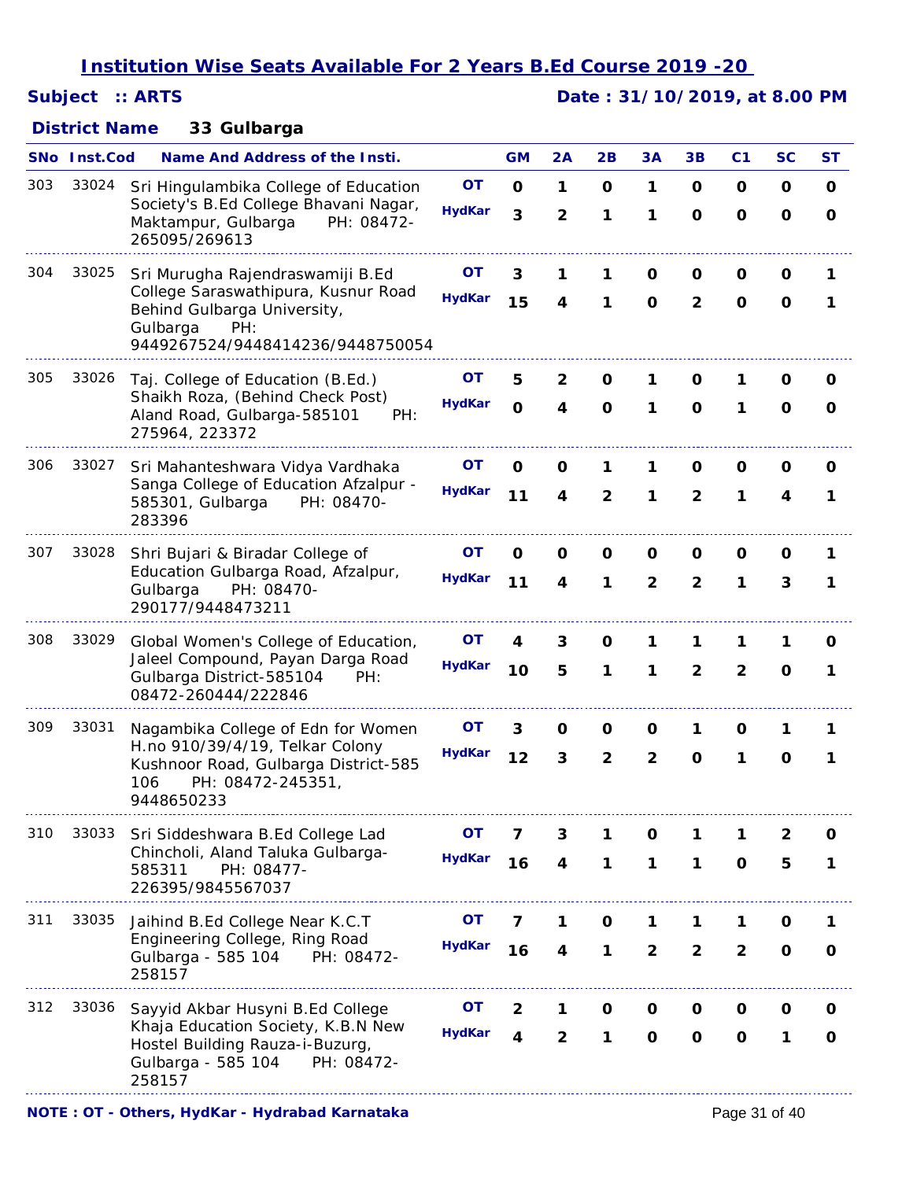# Institution Wise Seats Available For 2 Years B.Ed Course 2019 -20

**Subject :: ARTS** **Date : 31/10/2019, at 8.00 PM**

**District Name 33 Gulbarga**

| SNo | Inst.Cod | Name And Address of the Insti. | | GM | 2A | 2B | 3A | 3B | C1 | SC | ST |
|---|---|---|---|---|---|---|---|---|---|---|---|
| 303 | 33024 | Sri Hingulambika College of Education Society's B.Ed College Bhavani Nagar, Maktampur, Gulbarga PH: 08472-265095/269613 | OT | 0 | 1 | 0 | 1 | 0 | 0 | 0 | 0 |
| | | | HydKar | 3 | 2 | 1 | 1 | 0 | 0 | 0 | 0 |
| 304 | 33025 | Sri Murugha Rajendraswamiji B.Ed College Saraswathipura, Kusnur Road Behind Gulbarga University, Gulbarga PH: 9449267524/9448414236/9448750054 | OT | 3 | 1 | 1 | 0 | 0 | 0 | 0 | 1 |
| | | | HydKar | 15 | 4 | 1 | 0 | 2 | 0 | 0 | 1 |
| 305 | 33026 | Taj. College of Education (B.Ed.) Shaikh Roza, (Behind Check Post) Aland Road, Gulbarga-585101 PH: 275964, 223372 | OT | 5 | 2 | 0 | 1 | 0 | 1 | 0 | 0 |
| | | | HydKar | 0 | 4 | 0 | 1 | 0 | 1 | 0 | 0 |
| 306 | 33027 | Sri Mahanteshwara Vidya Vardhaka Sanga College of Education Afzalpur - 585301, Gulbarga PH: 08470-283396 | OT | 0 | 0 | 1 | 1 | 0 | 0 | 0 | 0 |
| | | | HydKar | 11 | 4 | 2 | 1 | 2 | 1 | 4 | 1 |
| 307 | 33028 | Shri Bujari & Biradar College of Education Gulbarga Road, Afzalpur, Gulbarga PH: 08470-290177/9448473211 | OT | 0 | 0 | 0 | 0 | 0 | 0 | 0 | 1 |
| | | | HydKar | 11 | 4 | 1 | 2 | 2 | 1 | 3 | 1 |
| 308 | 33029 | Global Women's College of Education, Jaleel Compound, Payan Darga Road Gulbarga District-585104 PH: 08472-260444/222846 | OT | 4 | 3 | 0 | 1 | 1 | 1 | 1 | 0 |
| | | | HydKar | 10 | 5 | 1 | 1 | 2 | 2 | 0 | 1 |
| 309 | 33031 | Nagambika College of Edn for Women H.no 910/39/4/19, Telkar Colony Kushnoor Road, Gulbarga District-585 106 PH: 08472-245351, 9448650233 | OT | 3 | 0 | 0 | 0 | 1 | 0 | 1 | 1 |
| | | | HydKar | 12 | 3 | 2 | 2 | 0 | 1 | 0 | 1 |
| 310 | 33033 | Sri Siddeshwara B.Ed College Lad Chincholi, Aland Taluka Gulbarga-585311 PH: 08477-226395/9845567037 | OT | 7 | 3 | 1 | 0 | 1 | 1 | 2 | 0 |
| | | | HydKar | 16 | 4 | 1 | 1 | 1 | 0 | 5 | 1 |
| 311 | 33035 | Jaihind B.Ed College Near K.C.T Engineering College, Ring Road Gulbarga - 585 104 PH: 08472-258157 | OT | 7 | 1 | 0 | 1 | 1 | 1 | 0 | 1 |
| | | | HydKar | 16 | 4 | 1 | 2 | 2 | 2 | 0 | 0 |
| 312 | 33036 | Sayyid Akbar Husyni B.Ed College Khaja Education Society, K.B.N New Hostel Building Rauza-i-Buzurg, Gulbarga - 585 104 PH: 08472-258157 | OT | 2 | 1 | 0 | 0 | 0 | 0 | 0 | 0 |
| | | | HydKar | 4 | 2 | 1 | 0 | 0 | 0 | 1 | 0 |

**NOTE : OT - Others, HydKar - Hydrabad Karnataka**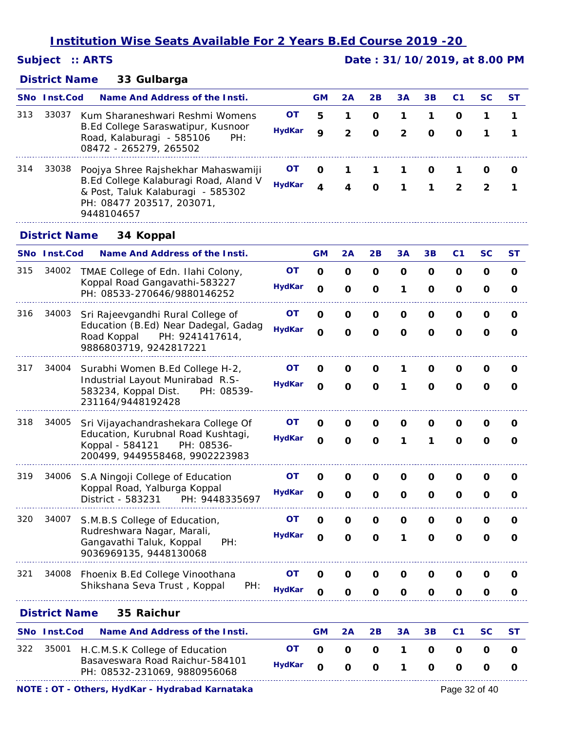# Institution Wise Seats Available For 2 Years B.Ed Course 2019 -20

**Subject :: ARTS** **Date : 31/10/2019, at 8.00 PM**

**District Name 33 Gulbarga**

| SNo | Inst.Cod | Name And Address of the Insti. | | GM | 2A | 2B | 3A | 3B | C1 | SC | ST |
|---|---|---|---|---|---|---|---|---|---|---|---|
| 313 | 33037 | Kum Sharaneshwari Reshmi Womens B.Ed College Saraswatipur, Kusnoor Road, Kalaburagi - 585106 PH: 08472 - 265279, 265502 | OT | 5 | 1 | 0 | 1 | 1 | 0 | 1 | 1 |
| | | | HydKar | 9 | 2 | 0 | 2 | 0 | 0 | 1 | 1 |
| 314 | 33038 | Poojya Shree Rajshekhar Mahaswamiji B.Ed College Kalaburagi Road, Aland V & Post, Taluk Kalaburagi - 585302 PH: 08477 203517, 203071, 9448104657 | OT | 0 | 1 | 1 | 1 | 0 | 1 | 0 | 0 |
| | | | HydKar | 4 | 4 | 0 | 1 | 1 | 2 | 2 | 1 |

**District Name 34 Koppal**

| SNo | Inst.Cod | Name And Address of the Insti. | | GM | 2A | 2B | 3A | 3B | C1 | SC | ST |
|---|---|---|---|---|---|---|---|---|---|---|---|
| 315 | 34002 | TMAE College of Edn. Ilahi Colony, Koppal Road Gangavathi-583227 PH: 08533-270646/9880146252 | OT | 0 | 0 | 0 | 0 | 0 | 0 | 0 | 0 |
| | | | HydKar | 0 | 0 | 0 | 1 | 0 | 0 | 0 | 0 |
| 316 | 34003 | Sri Rajeevgandhi Rural College of Education (B.Ed) Near Dadegal, Gadag Road Koppal PH: 9241417614, 9886803719, 9242817221 | OT | 0 | 0 | 0 | 0 | 0 | 0 | 0 | 0 |
| | | | HydKar | 0 | 0 | 0 | 0 | 0 | 0 | 0 | 0 |
| 317 | 34004 | Surabhi Women B.Ed College H-2, Industrial Layout Munirabad R.S-583234, Koppal Dist. PH: 08539-231164/9448192428 | OT | 0 | 0 | 0 | 1 | 0 | 0 | 0 | 0 |
| | | | HydKar | 0 | 0 | 0 | 1 | 0 | 0 | 0 | 0 |
| 318 | 34005 | Sri Vijayachandrashekara College Of Education, Kurubnal Road Kushtagi, Koppal - 584121 PH: 08536-200499, 9449558468, 9902223983 | OT | 0 | 0 | 0 | 0 | 0 | 0 | 0 | 0 |
| | | | HydKar | 0 | 0 | 0 | 1 | 1 | 0 | 0 | 0 |
| 319 | 34006 | S.A Ningoji College of Education Koppal Road, Yalburga Koppal District - 583231 PH: 9448335697 | OT | 0 | 0 | 0 | 0 | 0 | 0 | 0 | 0 |
| | | | HydKar | 0 | 0 | 0 | 0 | 0 | 0 | 0 | 0 |
| 320 | 34007 | S.M.B.S College of Education, Rudreshwara Nagar, Marali, Gangavathi Taluk, Koppal PH: 9036969135, 9448130068 | OT | 0 | 0 | 0 | 0 | 0 | 0 | 0 | 0 |
| | | | HydKar | 0 | 0 | 0 | 1 | 0 | 0 | 0 | 0 |
| 321 | 34008 | Fhoenix B.Ed College Vinoothana Shikshana Seva Trust , Koppal PH: | OT | 0 | 0 | 0 | 0 | 0 | 0 | 0 | 0 |
| | | | HydKar | 0 | 0 | 0 | 0 | 0 | 0 | 0 | 0 |

**District Name 35 Raichur**

| SNo | Inst.Cod | Name And Address of the Insti. | | GM | 2A | 2B | 3A | 3B | C1 | SC | ST |
|---|---|---|---|---|---|---|---|---|---|---|---|
| 322 | 35001 | H.C.M.S.K College of Education Basaveswara Road Raichur-584101 PH: 08532-231069, 9880956068 | OT | 0 | 0 | 0 | 1 | 0 | 0 | 0 | 0 |
| | | | HydKar | 0 | 0 | 0 | 1 | 0 | 0 | 0 | 0 |

**NOTE : OT - Others, HydKar - Hydrabad Karnataka**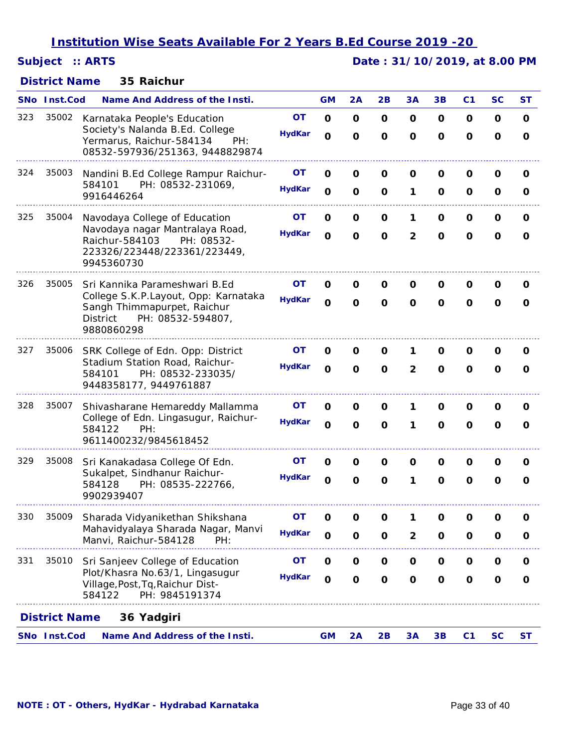## Institution Wise Seats Available For 2 Years B.Ed Course 2019 -20

**Subject :: ARTS** **Date : 31/10/2019, at 8.00 PM**

**District Name 35 Raichur**

| SNo | Inst.Cod | Name And Address of the Insti. | | GM | 2A | 2B | 3A | 3B | C1 | SC | ST |
|---|---|---|---|---|---|---|---|---|---|---|---|
| 323 | 35002 | Karnataka People's Education Society's Nalanda B.Ed. College Yermarus, Raichur-584134 PH: 08532-597936/251363, 9448829874 | OT | 0 | 0 | 0 | 0 | 0 | 0 | 0 | 0 |
| | | | HydKar | 0 | 0 | 0 | 0 | 0 | 0 | 0 | 0 |
| 324 | 35003 | Nandini B.Ed College Rampur Raichur-584101 PH: 08532-231069, 9916446264 | OT | 0 | 0 | 0 | 0 | 0 | 0 | 0 | 0 |
| | | | HydKar | 0 | 0 | 0 | 1 | 0 | 0 | 0 | 0 |
| 325 | 35004 | Navodaya College of Education Navodaya nagar Mantralaya Road, Raichur-584103 PH: 08532-223326/223448/223361/223449, 9945360730 | OT | 0 | 0 | 0 | 1 | 0 | 0 | 0 | 0 |
| | | | HydKar | 0 | 0 | 0 | 2 | 0 | 0 | 0 | 0 |
| 326 | 35005 | Sri Kannika Parameshwari B.Ed College S.K.P.Layout, Opp: Karnataka Sangh Thimmapurpet, Raichur District PH: 08532-594807, 9880860298 | OT | 0 | 0 | 0 | 0 | 0 | 0 | 0 | 0 |
| | | | HydKar | 0 | 0 | 0 | 0 | 0 | 0 | 0 | 0 |
| 327 | 35006 | SRK College of Edn. Opp: District Stadium Station Road, Raichur-584101 PH: 08532-233035/ 9448358177, 9449761887 | OT | 0 | 0 | 0 | 1 | 0 | 0 | 0 | 0 |
| | | | HydKar | 0 | 0 | 0 | 2 | 0 | 0 | 0 | 0 |
| 328 | 35007 | Shivasharane Hemareddy Mallamma College of Edn. Lingasugur, Raichur-584122 PH: 9611400232/9845618452 | OT | 0 | 0 | 0 | 1 | 0 | 0 | 0 | 0 |
| | | | HydKar | 0 | 0 | 0 | 1 | 0 | 0 | 0 | 0 |
| 329 | 35008 | Sri Kanakadasa College Of Edn. Sukalpet, Sindhanur Raichur-584128 PH: 08535-222766, 9902939407 | OT | 0 | 0 | 0 | 0 | 0 | 0 | 0 | 0 |
| | | | HydKar | 0 | 0 | 0 | 1 | 0 | 0 | 0 | 0 |
| 330 | 35009 | Sharada Vidyanikethan Shikshana Mahavidyalaya Sharada Nagar, Manvi Manvi, Raichur-584128 PH: | OT | 0 | 0 | 0 | 1 | 0 | 0 | 0 | 0 |
| | | | HydKar | 0 | 0 | 0 | 2 | 0 | 0 | 0 | 0 |
| 331 | 35010 | Sri Sanjeev College of Education Plot/Khasra No.63/1, Lingasugur Village,Post,Tq,Raichur Dist-584122 PH: 9845191374 | OT | 0 | 0 | 0 | 0 | 0 | 0 | 0 | 0 |
| | | | HydKar | 0 | 0 | 0 | 0 | 0 | 0 | 0 | 0 |

**District Name 36 Yadgiri**

| SNo | Inst.Cod | Name And Address of the Insti. | | GM | 2A | 2B | 3A | 3B | C1 | SC | ST |
|---|---|---|---|---|---|---|---|---|---|---|---|

**NOTE : OT - Others, HydKar - Hydrabad Karnataka**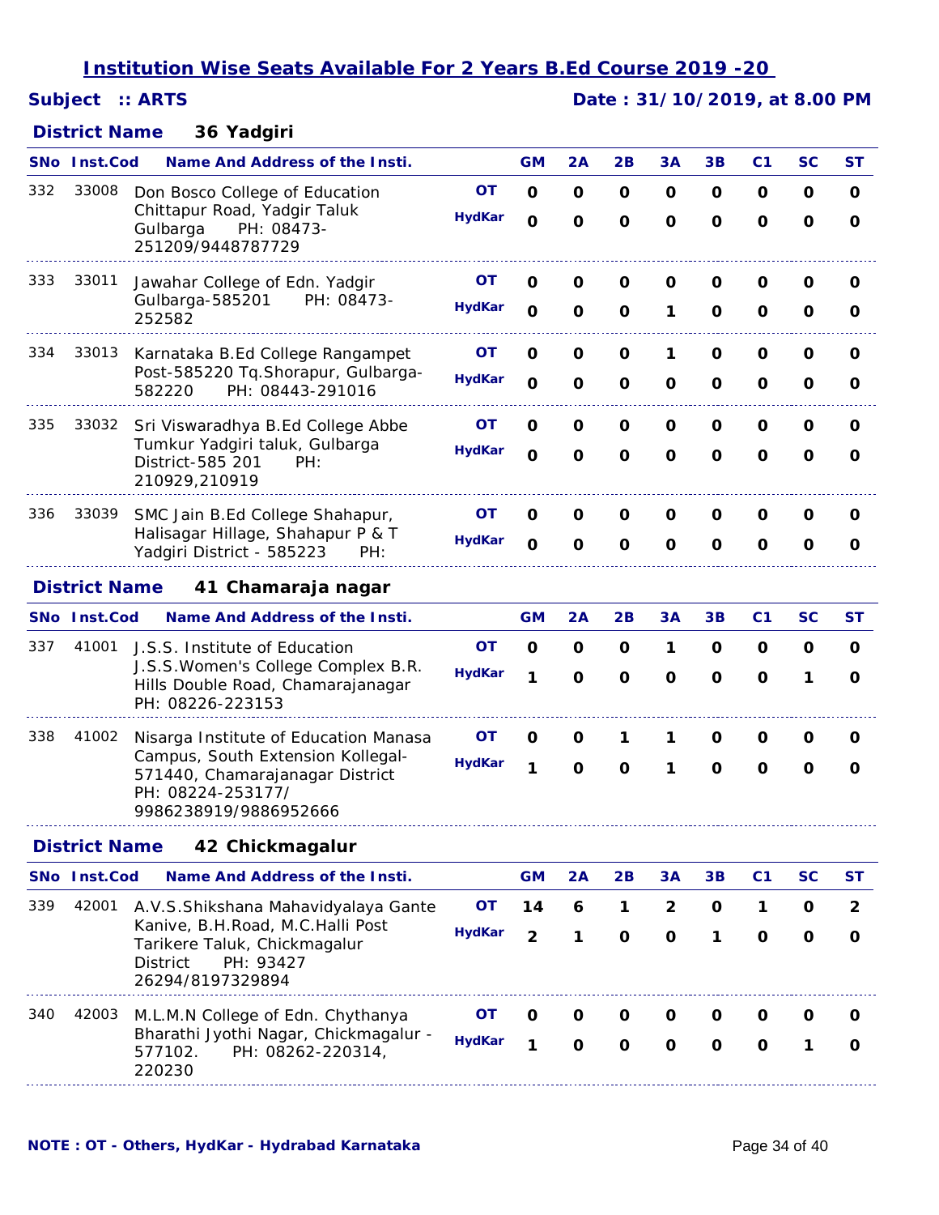# Institution Wise Seats Available For 2 Years B.Ed Course 2019 -20

**Subject :: ARTS** **Date : 31/10/2019, at 8.00 PM**

**District Name 36 Yadgiri**

| SNo | Inst.Cod | Name And Address of the Insti. | | GM | 2A | 2B | 3A | 3B | C1 | SC | ST |
|---|---|---|---|---|---|---|---|---|---|---|---|
| 332 | 33008 | Don Bosco College of Education Chittapur Road, Yadgir Taluk Gulbarga PH: 08473-251209/9448787729 | OT | 0 | 0 | 0 | 0 | 0 | 0 | 0 | 0 |
| | | | HydKar | 0 | 0 | 0 | 0 | 0 | 0 | 0 | 0 |
| 333 | 33011 | Jawahar College of Edn. Yadgir Gulbarga-585201 PH: 08473-252582 | OT | 0 | 0 | 0 | 0 | 0 | 0 | 0 | 0 |
| | | | HydKar | 0 | 0 | 0 | 1 | 0 | 0 | 0 | 0 |
| 334 | 33013 | Karnataka B.Ed College Rangampet Post-585220 Tq.Shorapur, Gulbarga-582220 PH: 08443-291016 | OT | 0 | 0 | 0 | 1 | 0 | 0 | 0 | 0 |
| | | | HydKar | 0 | 0 | 0 | 0 | 0 | 0 | 0 | 0 |
| 335 | 33032 | Sri Viswaradhya B.Ed College Abbe Tumkur Yadgiri taluk, Gulbarga District-585 201 PH: 210929,210919 | OT | 0 | 0 | 0 | 0 | 0 | 0 | 0 | 0 |
| | | | HydKar | 0 | 0 | 0 | 0 | 0 | 0 | 0 | 0 |
| 336 | 33039 | SMC Jain B.Ed College Shahapur, Halisagar Hillage, Shahapur P & T Yadgiri District - 585223 PH: | OT | 0 | 0 | 0 | 0 | 0 | 0 | 0 | 0 |
| | | | HydKar | 0 | 0 | 0 | 0 | 0 | 0 | 0 | 0 |

**District Name 41 Chamaraja nagar**

| SNo | Inst.Cod | Name And Address of the Insti. | | GM | 2A | 2B | 3A | 3B | C1 | SC | ST |
|---|---|---|---|---|---|---|---|---|---|---|---|
| 337 | 41001 | J.S.S. Institute of Education J.S.S.Women's College Complex B.R. Hills Double Road, Chamarajanagar PH: 08226-223153 | OT | 0 | 0 | 0 | 1 | 0 | 0 | 0 | 0 |
| | | | HydKar | 1 | 0 | 0 | 0 | 0 | 0 | 1 | 0 |
| 338 | 41002 | Nisarga Institute of Education Manasa Campus, South Extension Kollegal-571440, Chamarajanagar District PH: 08224-253177/ 9986238919/9886952666 | OT | 0 | 0 | 1 | 1 | 0 | 0 | 0 | 0 |
| | | | HydKar | 1 | 0 | 0 | 1 | 0 | 0 | 0 | 0 |

**District Name 42 Chickmagalur**

| SNo | Inst.Cod | Name And Address of the Insti. | | GM | 2A | 2B | 3A | 3B | C1 | SC | ST |
|---|---|---|---|---|---|---|---|---|---|---|---|
| 339 | 42001 | A.V.S.Shikshana Mahavidyalaya Gante Kanive, B.H.Road, M.C.Halli Post Tarikere Taluk, Chickmagalur District PH: 93427 26294/8197329894 | OT | 14 | 6 | 1 | 2 | 0 | 1 | 0 | 2 |
| | | | HydKar | 2 | 1 | 0 | 0 | 1 | 0 | 0 | 0 |
| 340 | 42003 | M.L.M.N College of Edn. Chythanya Bharathi Jyothi Nagar, Chickmagalur - 577102. PH: 08262-220314, 220230 | OT | 0 | 0 | 0 | 0 | 0 | 0 | 0 | 0 |
| | | | HydKar | 1 | 0 | 0 | 0 | 0 | 0 | 1 | 0 |

**NOTE : OT - Others, HydKar - Hydrabad Karnataka**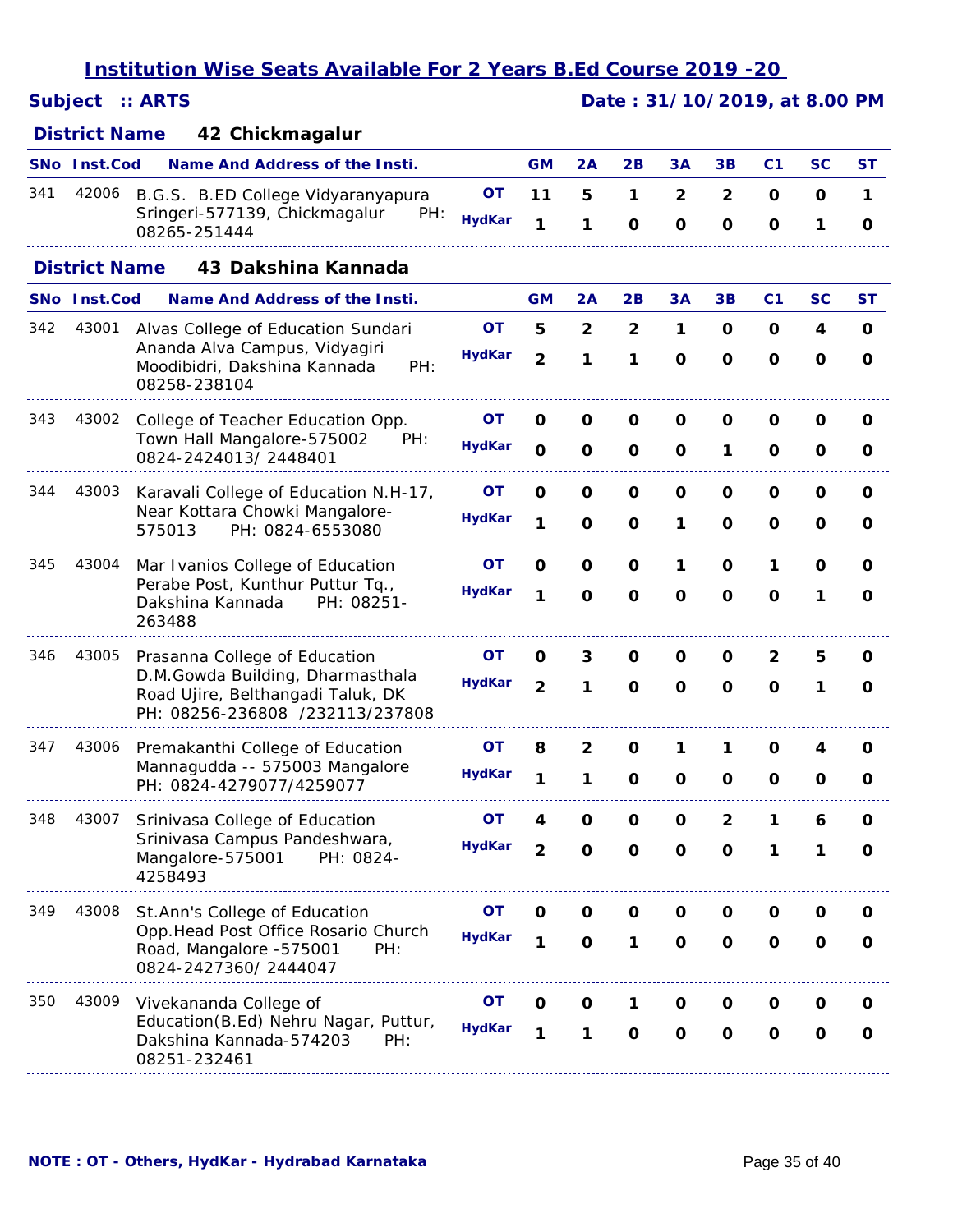## Institution Wise Seats Available For 2 Years B.Ed Course 2019 -20

**Subject :: ARTS** **Date : 31/10/2019, at 8.00 PM**

**District Name 42 Chickmagalur**

| SNo | Inst.Cod | Name And Address of the Insti. | | GM | 2A | 2B | 3A | 3B | C1 | SC | ST |
|---|---|---|---|---|---|---|---|---|---|---|---|
| 341 | 42006 | B.G.S. B.ED College Vidyaranyapura Sringeri-577139, Chickmagalur PH: 08265-251444 | OT | 11 | 5 | 1 | 2 | 2 | 0 | 0 | 1 |
| | | | HydKar | 1 | 1 | 0 | 0 | 0 | 0 | 1 | 0 |

**District Name 43 Dakshina Kannada**

| SNo | Inst.Cod | Name And Address of the Insti. | | GM | 2A | 2B | 3A | 3B | C1 | SC | ST |
|---|---|---|---|---|---|---|---|---|---|---|---|
| 342 | 43001 | Alvas College of Education Sundari Ananda Alva Campus, Vidyagiri Moodibidri, Dakshina Kannada PH: 08258-238104 | OT | 5 | 2 | 2 | 1 | 0 | 0 | 4 | 0 |
| | | | HydKar | 2 | 1 | 1 | 0 | 0 | 0 | 0 | 0 |
| 343 | 43002 | College of Teacher Education Opp. Town Hall Mangalore-575002 PH: 0824-2424013/ 2448401 | OT | 0 | 0 | 0 | 0 | 0 | 0 | 0 | 0 |
| | | | HydKar | 0 | 0 | 0 | 0 | 1 | 0 | 0 | 0 |
| 344 | 43003 | Karavali College of Education N.H-17, Near Kottara Chowki Mangalore-575013 PH: 0824-6553080 | OT | 0 | 0 | 0 | 0 | 0 | 0 | 0 | 0 |
| | | | HydKar | 1 | 0 | 0 | 1 | 0 | 0 | 0 | 0 |
| 345 | 43004 | Mar Ivanios College of Education Perabe Post, Kunthur Puttur Tq., Dakshina Kannada PH: 08251-263488 | OT | 0 | 0 | 0 | 1 | 0 | 1 | 0 | 0 |
| | | | HydKar | 1 | 0 | 0 | 0 | 0 | 0 | 1 | 0 |
| 346 | 43005 | Prasanna College of Education D.M.Gowda Building, Dharmasthala Road Ujire, Belthangadi Taluk, DK PH: 08256-236808 /232113/237808 | OT | 0 | 3 | 0 | 0 | 0 | 2 | 5 | 0 |
| | | | HydKar | 2 | 1 | 0 | 0 | 0 | 0 | 1 | 0 |
| 347 | 43006 | Premakanthi College of Education Mannagudda -- 575003 Mangalore PH: 0824-4279077/4259077 | OT | 8 | 2 | 0 | 1 | 1 | 0 | 4 | 0 |
| | | | HydKar | 1 | 1 | 0 | 0 | 0 | 0 | 0 | 0 |
| 348 | 43007 | Srinivasa College of Education Srinivasa Campus Pandeshwara, Mangalore-575001 PH: 0824-4258493 | OT | 4 | 0 | 0 | 0 | 2 | 1 | 6 | 0 |
| | | | HydKar | 2 | 0 | 0 | 0 | 0 | 1 | 1 | 0 |
| 349 | 43008 | St.Ann's College of Education Opp.Head Post Office Rosario Church Road, Mangalore -575001 PH: 0824-2427360/ 2444047 | OT | 0 | 0 | 0 | 0 | 0 | 0 | 0 | 0 |
| | | | HydKar | 1 | 0 | 1 | 0 | 0 | 0 | 0 | 0 |
| 350 | 43009 | Vivekananda College of Education(B.Ed) Nehru Nagar, Puttur, Dakshina Kannada-574203 PH: 08251-232461 | OT | 0 | 0 | 1 | 0 | 0 | 0 | 0 | 0 |
| | | | HydKar | 1 | 1 | 0 | 0 | 0 | 0 | 0 | 0 |

**NOTE : OT - Others, HydKar - Hydrabad Karnataka**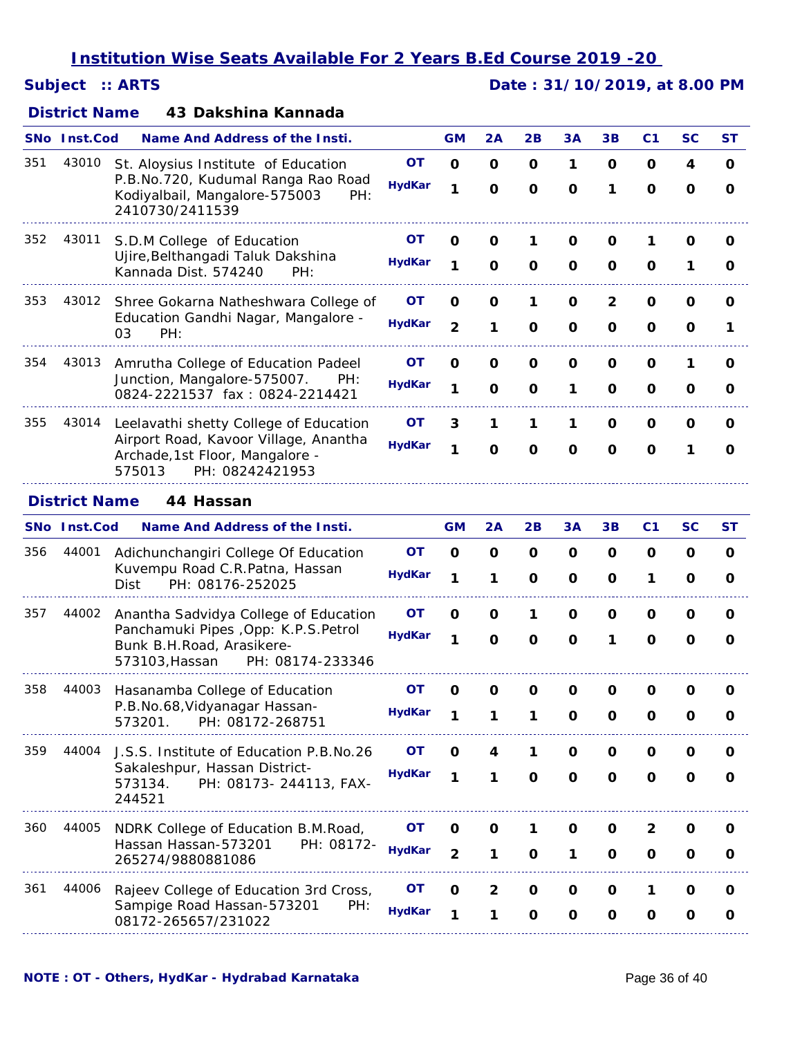# Institution Wise Seats Available For 2 Years B.Ed Course 2019 -20

**Subject :: ARTS** **Date : 31/10/2019, at 8.00 PM**

**District Name 43 Dakshina Kannada**

| SNo | Inst.Cod | Name And Address of the Insti. | | GM | 2A | 2B | 3A | 3B | C1 | SC | ST |
|---|---|---|---|---|---|---|---|---|---|---|---|
| 351 | 43010 | St. Aloysius Institute of Education P.B.No.720, Kudumal Ranga Rao Road Kodiyalbail, Mangalore-575003 PH: 2410730/2411539 | OT | 0 | 0 | 0 | 1 | 0 | 0 | 4 | 0 |
| | | | HydKar | 1 | 0 | 0 | 0 | 1 | 0 | 0 | 0 |
| 352 | 43011 | S.D.M College of Education Ujire,Belthangadi Taluk Dakshina Kannada Dist. 574240 PH: | OT | 0 | 0 | 1 | 0 | 0 | 1 | 0 | 0 |
| | | | HydKar | 1 | 0 | 0 | 0 | 0 | 0 | 1 | 0 |
| 353 | 43012 | Shree Gokarna Natheshwara College of Education Gandhi Nagar, Mangalore - 03 PH: | OT | 0 | 0 | 1 | 0 | 2 | 0 | 0 | 0 |
| | | | HydKar | 2 | 1 | 0 | 0 | 0 | 0 | 0 | 1 |
| 354 | 43013 | Amrutha College of Education Padeel Junction, Mangalore-575007. PH: 0824-2221537 fax : 0824-2214421 | OT | 0 | 0 | 0 | 0 | 0 | 0 | 1 | 0 |
| | | | HydKar | 1 | 0 | 0 | 1 | 0 | 0 | 0 | 0 |
| 355 | 43014 | Leelavathi shetty College of Education Airport Road, Kavoor Village, Anantha Archade,1st Floor, Mangalore - 575013 PH: 08242421953 | OT | 3 | 1 | 1 | 1 | 0 | 0 | 0 | 0 |
| | | | HydKar | 1 | 0 | 0 | 0 | 0 | 0 | 1 | 0 |

**District Name 44 Hassan**

| SNo | Inst.Cod | Name And Address of the Insti. | | GM | 2A | 2B | 3A | 3B | C1 | SC | ST |
|---|---|---|---|---|---|---|---|---|---|---|---|
| 356 | 44001 | Adichunchangiri College Of Education Kuvempu Road C.R.Patna, Hassan Dist PH: 08176-252025 | OT | 0 | 0 | 0 | 0 | 0 | 0 | 0 | 0 |
| | | | HydKar | 1 | 1 | 0 | 0 | 0 | 1 | 0 | 0 |
| 357 | 44002 | Anantha Sadvidya College of Education Panchamuki Pipes ,Opp: K.P.S.Petrol Bunk B.H.Road, Arasikere-573103,Hassan PH: 08174-233346 | OT | 0 | 0 | 1 | 0 | 0 | 0 | 0 | 0 |
| | | | HydKar | 1 | 0 | 0 | 0 | 1 | 0 | 0 | 0 |
| 358 | 44003 | Hasanamba College of Education P.B.No.68,Vidyanagar Hassan-573201. PH: 08172-268751 | OT | 0 | 0 | 0 | 0 | 0 | 0 | 0 | 0 |
| | | | HydKar | 1 | 1 | 1 | 0 | 0 | 0 | 0 | 0 |
| 359 | 44004 | J.S.S. Institute of Education P.B.No.26 Sakaleshpur, Hassan District-573134. PH: 08173- 244113, FAX-244521 | OT | 0 | 4 | 1 | 0 | 0 | 0 | 0 | 0 |
| | | | HydKar | 1 | 1 | 0 | 0 | 0 | 0 | 0 | 0 |
| 360 | 44005 | NDRK College of Education B.M.Road, Hassan Hassan-573201 PH: 08172-265274/9880881086 | OT | 0 | 0 | 1 | 0 | 0 | 2 | 0 | 0 |
| | | | HydKar | 2 | 1 | 0 | 1 | 0 | 0 | 0 | 0 |
| 361 | 44006 | Rajeev College of Education 3rd Cross, Sampige Road Hassan-573201 PH: 08172-265657/231022 | OT | 0 | 2 | 0 | 0 | 0 | 1 | 0 | 0 |
| | | | HydKar | 1 | 1 | 0 | 0 | 0 | 0 | 0 | 0 |

**NOTE : OT - Others, HydKar - Hydrabad Karnataka**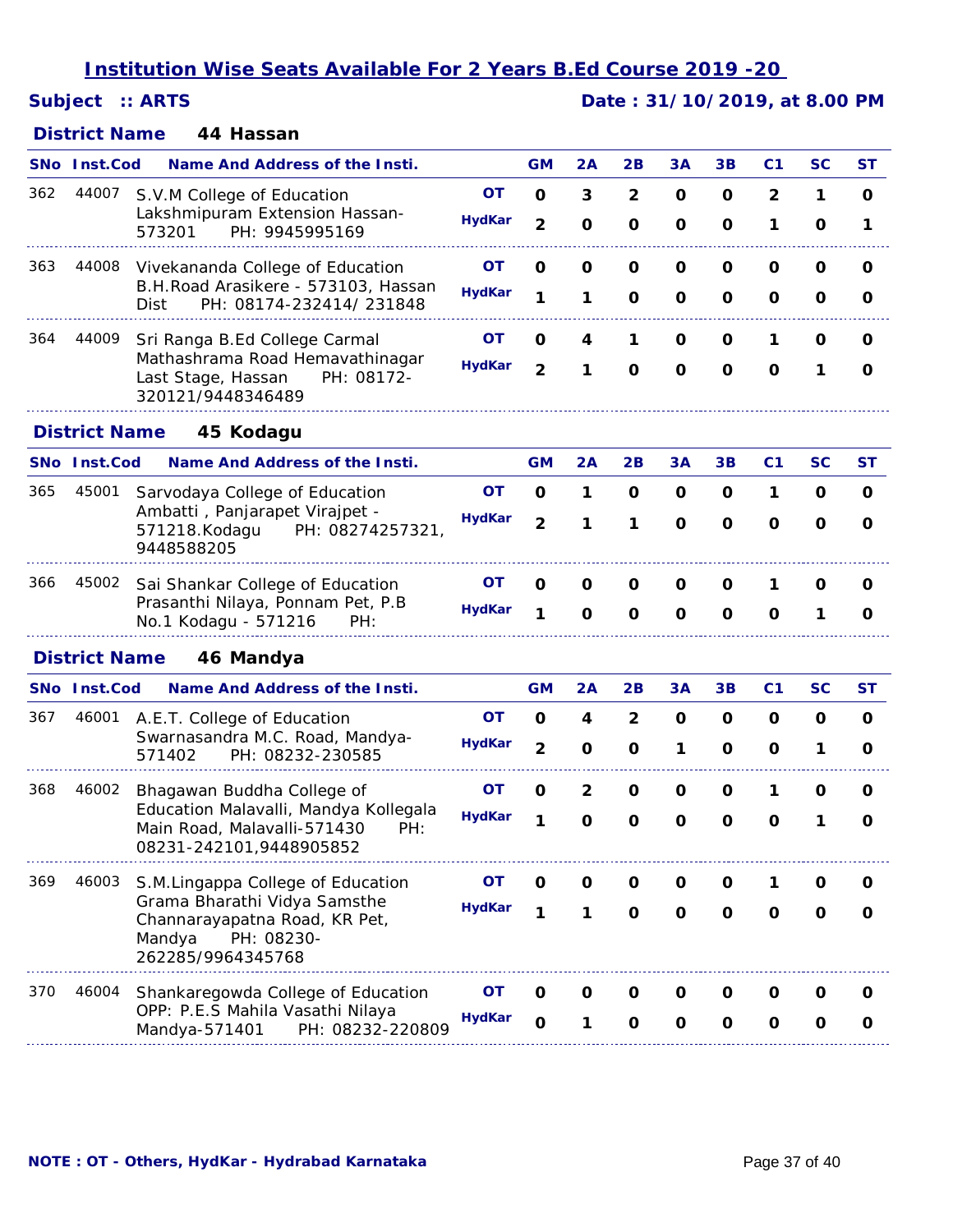# Institution Wise Seats Available For 2 Years B.Ed Course 2019 -20

**Subject :: ARTS** **Date : 31/10/2019, at 8.00 PM**

**District Name 44 Hassan**

| SNo | Inst.Cod | Name And Address of the Insti. | | GM | 2A | 2B | 3A | 3B | C1 | SC | ST |
|---|---|---|---|---|---|---|---|---|---|---|---|
| 362 | 44007 | S.V.M College of Education Lakshmipuram Extension Hassan-573201 PH: 9945995169 | OT | 0 | 3 | 2 | 0 | 0 | 2 | 1 | 0 |
| | | | HydKar | 2 | 0 | 0 | 0 | 0 | 1 | 0 | 1 |
| 363 | 44008 | Vivekananda College of Education B.H.Road Arasikere - 573103, Hassan Dist PH: 08174-232414/ 231848 | OT | 0 | 0 | 0 | 0 | 0 | 0 | 0 | 0 |
| | | | HydKar | 1 | 1 | 0 | 0 | 0 | 0 | 0 | 0 |
| 364 | 44009 | Sri Ranga B.Ed College Carmal Mathashrama Road Hemavathinagar Last Stage, Hassan PH: 08172-320121/9448346489 | OT | 0 | 4 | 1 | 0 | 0 | 1 | 0 | 0 |
| | | | HydKar | 2 | 1 | 0 | 0 | 0 | 0 | 1 | 0 |

**District Name 45 Kodagu**

| SNo | Inst.Cod | Name And Address of the Insti. | | GM | 2A | 2B | 3A | 3B | C1 | SC | ST |
|---|---|---|---|---|---|---|---|---|---|---|---|
| 365 | 45001 | Sarvodaya College of Education Ambatti , Panjarapet Virajpet - 571218.Kodagu PH: 08274257321, 9448588205 | OT | 0 | 1 | 0 | 0 | 0 | 1 | 0 | 0 |
| | | | HydKar | 2 | 1 | 1 | 0 | 0 | 0 | 0 | 0 |
| 366 | 45002 | Sai Shankar College of Education Prasanthi Nilaya, Ponnam Pet, P.B No.1 Kodagu - 571216 PH: | OT | 0 | 0 | 0 | 0 | 0 | 1 | 0 | 0 |
| | | | HydKar | 1 | 0 | 0 | 0 | 0 | 0 | 1 | 0 |

**District Name 46 Mandya**

| SNo | Inst.Cod | Name And Address of the Insti. | | GM | 2A | 2B | 3A | 3B | C1 | SC | ST |
|---|---|---|---|---|---|---|---|---|---|---|---|
| 367 | 46001 | A.E.T. College of Education Swarnasandra M.C. Road, Mandya-571402 PH: 08232-230585 | OT | 0 | 4 | 2 | 0 | 0 | 0 | 0 | 0 |
| | | | HydKar | 2 | 0 | 0 | 1 | 0 | 0 | 1 | 0 |
| 368 | 46002 | Bhagawan Buddha College of Education Malavalli, Mandya Kollegala Main Road, Malavalli-571430 PH: 08231-242101,9448905852 | OT | 0 | 2 | 0 | 0 | 0 | 1 | 0 | 0 |
| | | | HydKar | 1 | 0 | 0 | 0 | 0 | 0 | 1 | 0 |
| 369 | 46003 | S.M.Lingappa College of Education Grama Bharathi Vidya Samsthe Channarayapatna Road, KR Pet, Mandya PH: 08230-262285/9964345768 | OT | 0 | 0 | 0 | 0 | 0 | 1 | 0 | 0 |
| | | | HydKar | 1 | 1 | 0 | 0 | 0 | 0 | 0 | 0 |
| 370 | 46004 | Shankaregowda College of Education OPP: P.E.S Mahila Vasathi Nilaya Mandya-571401 PH: 08232-220809 | OT | 0 | 0 | 0 | 0 | 0 | 0 | 0 | 0 |
| | | | HydKar | 0 | 1 | 0 | 0 | 0 | 0 | 0 | 0 |

**NOTE : OT - Others, HydKar - Hydrabad Karnataka**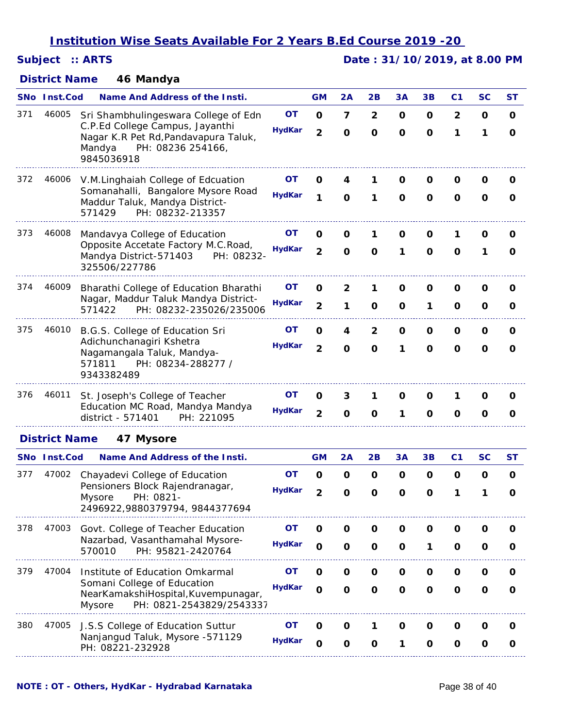## Institution Wise Seats Available For 2 Years B.Ed Course 2019 -20

**Subject :: ARTS** **Date : 31/10/2019, at 8.00 PM**

**District Name 46 Mandya**

| SNo | Inst.Cod | Name And Address of the Insti. | | GM | 2A | 2B | 3A | 3B | C1 | SC | ST |
|---|---|---|---|---|---|---|---|---|---|---|---|
| 371 | 46005 | Sri Shambhulingeswara College of Edn C.P.Ed College Campus, Jayanthi Nagar K.R Pet Rd,Pandavapura Taluk, Mandya PH: 08236 254166, 9845036918 | OT | 0 | 7 | 2 | 0 | 0 | 2 | 0 | 0 |
| | | | HydKar | 2 | 0 | 0 | 0 | 0 | 1 | 1 | 0 |
| 372 | 46006 | V.M.Linghaiah College of Edcuation Somanahalli, Bangalore Mysore Road Maddur Taluk, Mandya District-571429 PH: 08232-213357 | OT | 0 | 4 | 1 | 0 | 0 | 0 | 0 | 0 |
| | | | HydKar | 1 | 0 | 1 | 0 | 0 | 0 | 0 | 0 |
| 373 | 46008 | Mandavya College of Education Opposite Accetate Factory M.C.Road, Mandya District-571403 PH: 08232-325506/227786 | OT | 0 | 0 | 1 | 0 | 0 | 1 | 0 | 0 |
| | | | HydKar | 2 | 0 | 0 | 1 | 0 | 0 | 1 | 0 |
| 374 | 46009 | Bharathi College of Education Bharathi Nagar, Maddur Taluk Mandya District-571422 PH: 08232-235026/235006 | OT | 0 | 2 | 1 | 0 | 0 | 0 | 0 | 0 |
| | | | HydKar | 2 | 1 | 0 | 0 | 1 | 0 | 0 | 0 |
| 375 | 46010 | B.G.S. College of Education Sri Adichunchanagiri Kshetra Nagamangala Taluk, Mandya-571811 PH: 08234-288277 / 9343382489 | OT | 0 | 4 | 2 | 0 | 0 | 0 | 0 | 0 |
| | | | HydKar | 2 | 0 | 0 | 1 | 0 | 0 | 0 | 0 |
| 376 | 46011 | St. Joseph's College of Teacher Education MC Road, Mandya Mandya district - 571401 PH: 221095 | OT | 0 | 3 | 1 | 0 | 0 | 1 | 0 | 0 |
| | | | HydKar | 2 | 0 | 0 | 1 | 0 | 0 | 0 | 0 |

**District Name 47 Mysore**

| SNo | Inst.Cod | Name And Address of the Insti. | | GM | 2A | 2B | 3A | 3B | C1 | SC | ST |
|---|---|---|---|---|---|---|---|---|---|---|---|
| 377 | 47002 | Chayadevi College of Education Pensioners Block Rajendranagar, Mysore PH: 0821-2496922,9880379794, 9844377694 | OT | 0 | 0 | 0 | 0 | 0 | 0 | 0 | 0 |
| | | | HydKar | 2 | 0 | 0 | 0 | 0 | 1 | 1 | 0 |
| 378 | 47003 | Govt. College of Teacher Education Nazarbad, Vasanthamahal Mysore-570010 PH: 95821-2420764 | OT | 0 | 0 | 0 | 0 | 0 | 0 | 0 | 0 |
| | | | HydKar | 0 | 0 | 0 | 0 | 1 | 0 | 0 | 0 |
| 379 | 47004 | Institute of Education Omkarmal Somani College of Education NearKamakshiHospital,Kuvempunagar, Mysore PH: 0821-2543829/2543337 | OT | 0 | 0 | 0 | 0 | 0 | 0 | 0 | 0 |
| | | | HydKar | 0 | 0 | 0 | 0 | 0 | 0 | 0 | 0 |
| 380 | 47005 | J.S.S College of Education Suttur Nanjangud Taluk, Mysore -571129 PH: 08221-232928 | OT | 0 | 0 | 1 | 0 | 0 | 0 | 0 | 0 |
| | | | HydKar | 0 | 0 | 0 | 1 | 0 | 0 | 0 | 0 |

**NOTE : OT - Others, HydKar - Hydrabad Karnataka**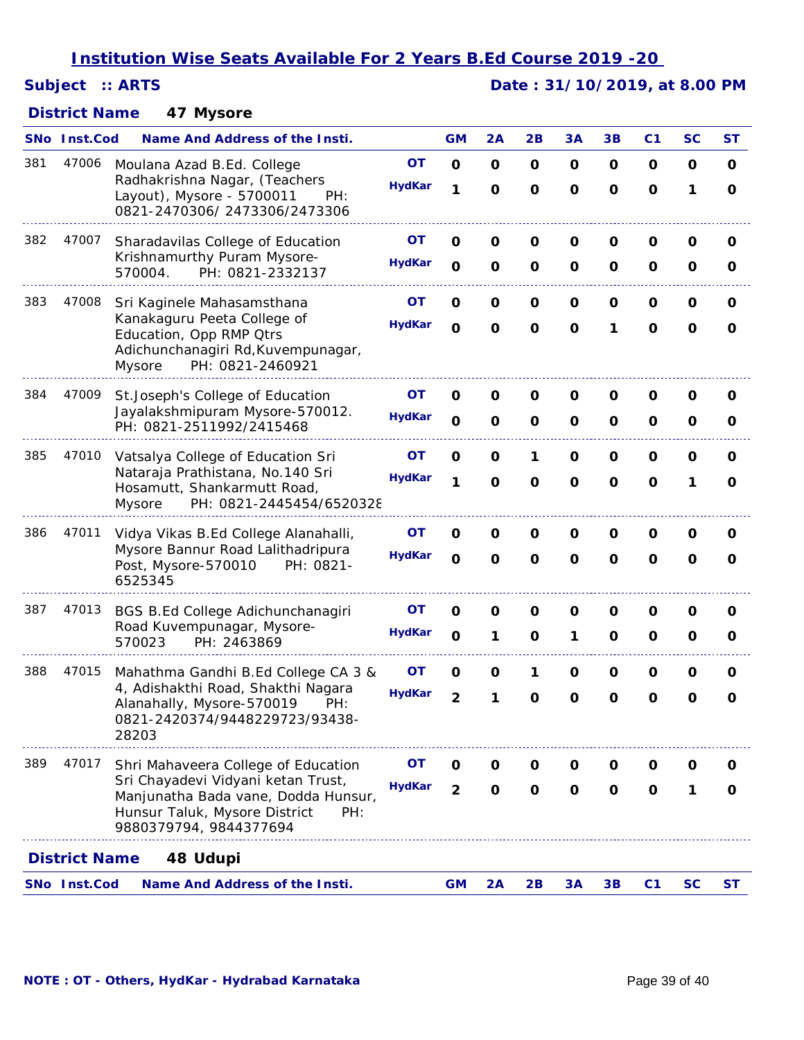# Institution Wise Seats Available For 2 Years B.Ed Course 2019 -20

**Subject :: ARTS** **Date : 31/10/2019, at 8.00 PM**

**District Name 47 Mysore**

| SNo | Inst.Cod | Name And Address of the Insti. | | GM | 2A | 2B | 3A | 3B | C1 | SC | ST |
|---|---|---|---|---|---|---|---|---|---|---|---|
| 381 | 47006 | Moulana Azad B.Ed. College Radhakrishna Nagar, (Teachers Layout), Mysore - 5700011 PH: 0821-2470306/ 2473306/2473306 | OT | 0 | 0 | 0 | 0 | 0 | 0 | 0 | 0 |
| | | | HydKar | 1 | 0 | 0 | 0 | 0 | 0 | 1 | 0 |
| 382 | 47007 | Sharadavilas College of Education Krishnamurthy Puram Mysore-570004. PH: 0821-2332137 | OT | 0 | 0 | 0 | 0 | 0 | 0 | 0 | 0 |
| | | | HydKar | 0 | 0 | 0 | 0 | 0 | 0 | 0 | 0 |
| 383 | 47008 | Sri Kaginele Mahasamsthana Kanakaguru Peeta College of Education, Opp RMP Qtrs Adichunchanagiri Rd,Kuvempunagar, Mysore PH: 0821-2460921 | OT | 0 | 0 | 0 | 0 | 0 | 0 | 0 | 0 |
| | | | HydKar | 0 | 0 | 0 | 0 | 1 | 0 | 0 | 0 |
| 384 | 47009 | St.Joseph's College of Education Jayalakshmipuram Mysore-570012. PH: 0821-2511992/2415468 | OT | 0 | 0 | 0 | 0 | 0 | 0 | 0 | 0 |
| | | | HydKar | 0 | 0 | 0 | 0 | 0 | 0 | 0 | 0 |
| 385 | 47010 | Vatsalya College of Education Sri Nataraja Prathistana, No.140 Sri Hosamutt, Shankarmutt Road, Mysore PH: 0821-2445454/6520328 | OT | 0 | 0 | 1 | 0 | 0 | 0 | 0 | 0 |
| | | | HydKar | 1 | 0 | 0 | 0 | 0 | 0 | 1 | 0 |
| 386 | 47011 | Vidya Vikas B.Ed College Alanahalli, Mysore Bannur Road Lalithadripura Post, Mysore-570010 PH: 0821-6525345 | OT | 0 | 0 | 0 | 0 | 0 | 0 | 0 | 0 |
| | | | HydKar | 0 | 0 | 0 | 0 | 0 | 0 | 0 | 0 |
| 387 | 47013 | BGS B.Ed College Adichunchanagiri Road Kuvempunagar, Mysore-570023 PH: 2463869 | OT | 0 | 0 | 0 | 0 | 0 | 0 | 0 | 0 |
| | | | HydKar | 0 | 1 | 0 | 1 | 0 | 0 | 0 | 0 |
| 388 | 47015 | Mahathma Gandhi B.Ed College CA 3 & 4, Adishakthi Road, Shakthi Nagara Alanahally, Mysore-570019 PH: 0821-2420374/9448229723/93438-28203 | OT | 0 | 0 | 1 | 0 | 0 | 0 | 0 | 0 |
| | | | HydKar | 2 | 1 | 0 | 0 | 0 | 0 | 0 | 0 |
| 389 | 47017 | Shri Mahaveera College of Education Sri Chayadevi Vidyani ketan Trust, Manjunatha Bada vane, Dodda Hunsur, Hunsur Taluk, Mysore District PH: 9880379794, 9844377694 | OT | 0 | 0 | 0 | 0 | 0 | 0 | 0 | 0 |
| | | | HydKar | 2 | 0 | 0 | 0 | 0 | 0 | 1 | 0 |

**District Name 48 Udupi**

| SNo | Inst.Cod | Name And Address of the Insti. | | GM | 2A | 2B | 3A | 3B | C1 | SC | ST |
|---|---|---|---|---|---|---|---|---|---|---|---|

**NOTE : OT - Others, HydKar - Hydrabad Karnataka**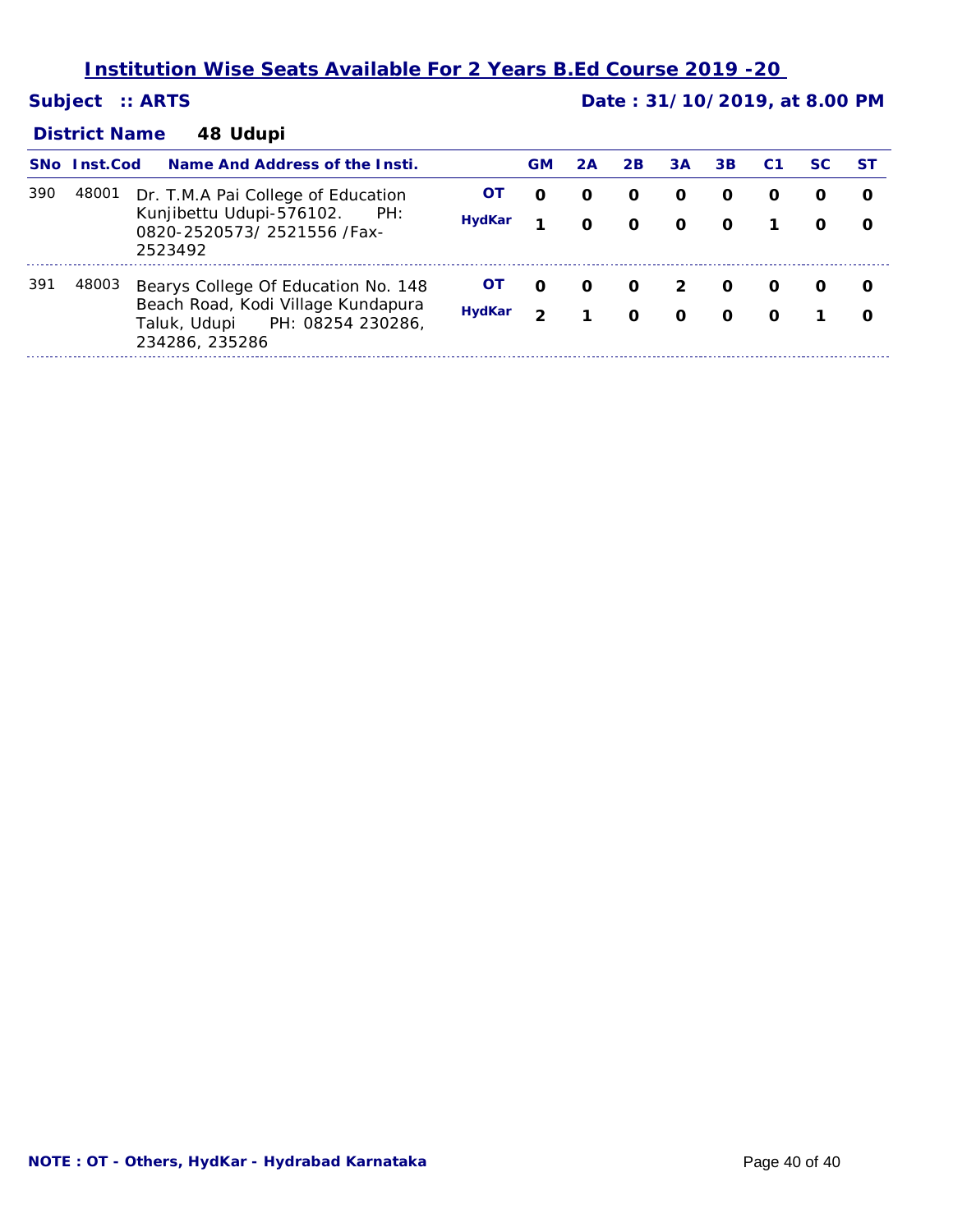# Institution Wise Seats Available For 2 Years B.Ed Course 2019 -20

**Subject :: ARTS** **Date : 31/10/2019, at 8.00 PM**

**District Name 48 Udupi**

| SNo | Inst.Cod | Name And Address of the Insti. | | GM | 2A | 2B | 3A | 3B | C1 | SC | ST |
|---|---|---|---|---|---|---|---|---|---|---|---|
| 390 | 48001 | Dr. T.M.A Pai College of Education Kunjibettu Udupi-576102. PH: 0820-2520573/ 2521556 /Fax-2523492 | OT | 0 | 0 | 0 | 0 | 0 | 0 | 0 | 0 |
| | | | HydKar | 1 | 0 | 0 | 0 | 0 | 1 | 0 | 0 |
| 391 | 48003 | Bearys College Of Education No. 148 Beach Road, Kodi Village Kundapura Taluk, Udupi PH: 08254 230286, 234286, 235286 | OT | 0 | 0 | 0 | 2 | 0 | 0 | 0 | 0 |
| | | | HydKar | 2 | 1 | 0 | 0 | 0 | 0 | 1 | 0 |

**NOTE : OT - Others, HydKar - Hydrabad Karnataka**